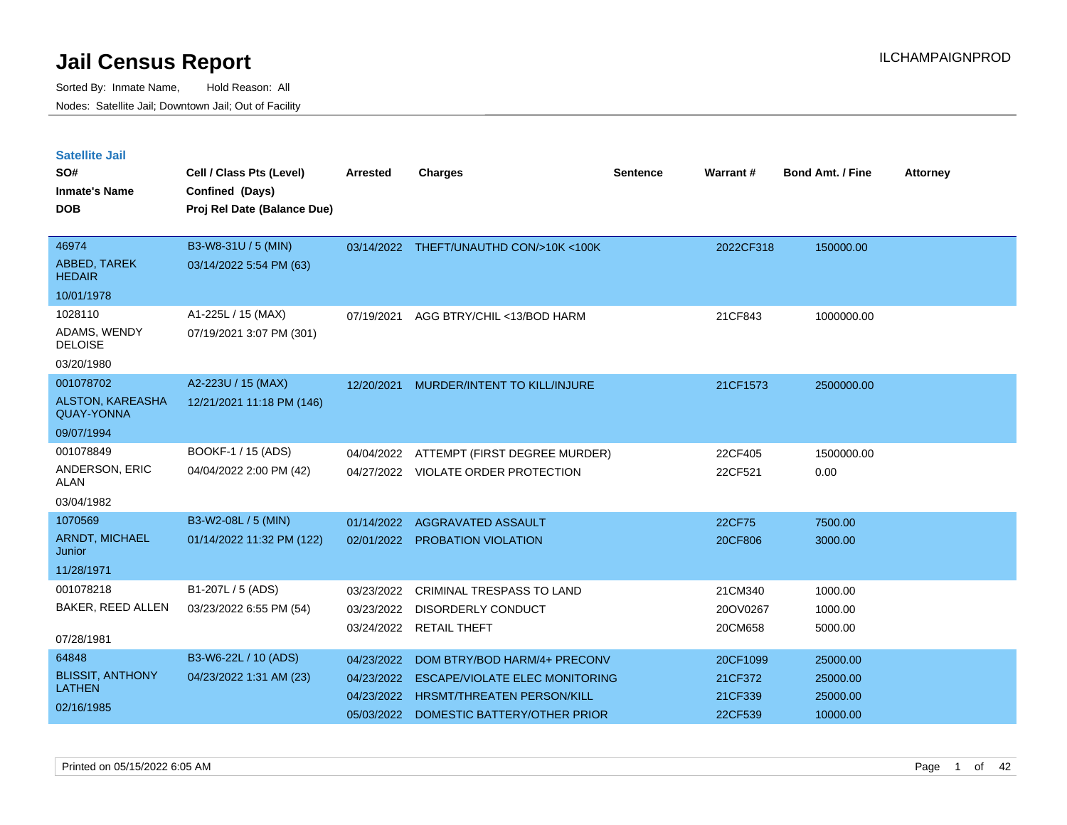# Jail Census Report

ILCHAMPAIGNPROD

Sorted By: Inmate Name, Hold Reason: All

Nodes: Satellite Jail; Downtown Jail; Out of Facility

## Satellite Jail

| SO# / Inmate's Name / DOB | Cell / Class Pts (Level) / Confined (Days) / Proj Rel Date (Balance Due) | Arrested | Charges | Sentence | Warrant # | Bond Amt. / Fine | Attorney |
|---|---|---|---|---|---|---|---|
| 46974<br>ABBED, TAREK HEDAIR<br>10/01/1978 | B3-W8-31U / 5 (MIN)<br>03/14/2022 5:54 PM (63) | 03/14/2022 | THEFT/UNAUTHD CON/>10K <100K | | 2022CF318 | 150000.00 | |
| 1028110<br>ADAMS, WENDY DELOISE<br>03/20/1980 | A1-225L / 15 (MAX)<br>07/19/2021 3:07 PM (301) | 07/19/2021 | AGG BTRY/CHIL <13/BOD HARM | | 21CF843 | 1000000.00 | |
| 001078702<br>ALSTON, KAREASHA QUAY-YONNA<br>09/07/1994 | A2-223U / 15 (MAX)<br>12/21/2021 11:18 PM (146) | 12/20/2021 | MURDER/INTENT TO KILL/INJURE | | 21CF1573 | 2500000.00 | |
| 001078849<br>ANDERSON, ERIC ALAN<br>03/04/1982 | BOOKF-1 / 15 (ADS)<br>04/04/2022 2:00 PM (42) | 04/04/2022 | ATTEMPT (FIRST DEGREE MURDER) | | 22CF405 | 1500000.00 | |
| | | 04/27/2022 | VIOLATE ORDER PROTECTION | | 22CF521 | 0.00 | |
| 1070569<br>ARNDT, MICHAEL Junior<br>11/28/1971 | B3-W2-08L / 5 (MIN)<br>01/14/2022 11:32 PM (122) | 01/14/2022 | AGGRAVATED ASSAULT | | 22CF75 | 7500.00 | |
| | | 02/01/2022 | PROBATION VIOLATION | | 20CF806 | 3000.00 | |
| 001078218<br>BAKER, REED ALLEN<br>07/28/1981 | B1-207L / 5 (ADS)<br>03/23/2022 6:55 PM (54) | 03/23/2022 | CRIMINAL TRESPASS TO LAND | | 21CM340 | 1000.00 | |
| | | 03/23/2022 | DISORDERLY CONDUCT | | 20OV0267 | 1000.00 | |
| | | 03/24/2022 | RETAIL THEFT | | 20CM658 | 5000.00 | |
| 64848<br>BLISSIT, ANTHONY LATHEN<br>02/16/1985 | B3-W6-22L / 10 (ADS)<br>04/23/2022 1:31 AM (23) | 04/23/2022 | DOM BTRY/BOD HARM/4+ PRECONV | | 20CF1099 | 25000.00 | |
| | | 04/23/2022 | ESCAPE/VIOLATE ELEC MONITORING | | 21CF372 | 25000.00 | |
| | | 04/23/2022 | HRSMT/THREATEN PERSON/KILL | | 21CF339 | 25000.00 | |
| | | 05/03/2022 | DOMESTIC BATTERY/OTHER PRIOR | | 22CF539 | 10000.00 | |

Printed on 05/15/2022 6:05 AM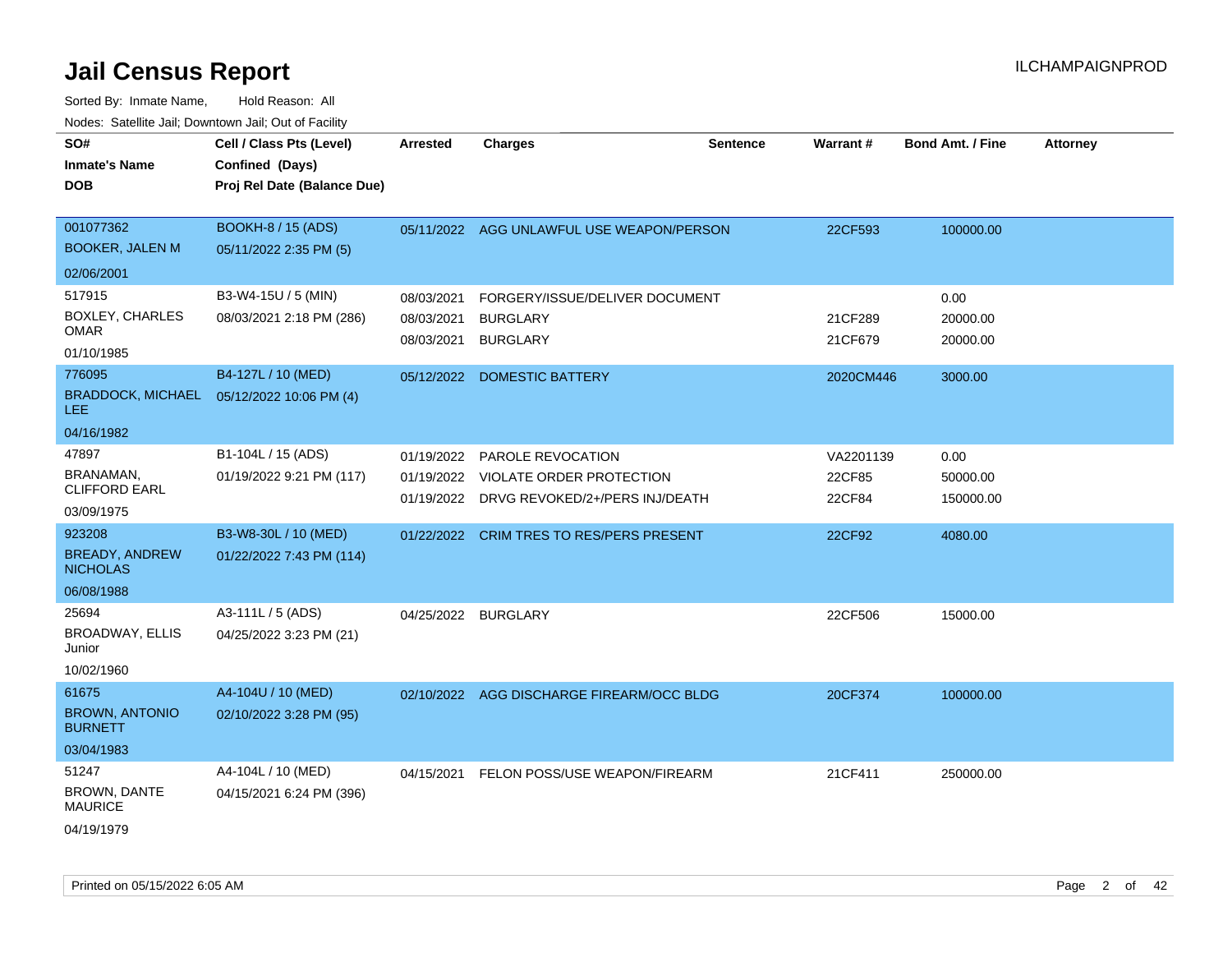# Jail Census Report

ILCHAMPAIGNPROD

Sorted By: Inmate Name, Hold Reason: All

Nodes: Satellite Jail; Downtown Jail; Out of Facility

| SO# / Inmate's Name / DOB | Cell / Class Pts (Level) / Confined (Days) / Proj Rel Date (Balance Due) | Arrested | Charges | Sentence | Warrant # | Bond Amt. / Fine | Attorney |
|---|---|---|---|---|---|---|---|
| 001077362<br>BOOKER, JALEN M<br>02/06/2001 | BOOKH-8 / 15 (ADS)<br>05/11/2022 2:35 PM (5) | 05/11/2022 | AGG UNLAWFUL USE WEAPON/PERSON | | 22CF593 | 100000.00 | |
| 517915<br>BOXLEY, CHARLES OMAR<br>01/10/1985 | B3-W4-15U / 5 (MIN)<br>08/03/2021 2:18 PM (286) | 08/03/2021 | FORGERY/ISSUE/DELIVER DOCUMENT | | | 0.00 | |
| | | 08/03/2021 | BURGLARY | | 21CF289 | 20000.00 | |
| | | 08/03/2021 | BURGLARY | | 21CF679 | 20000.00 | |
| 776095<br>BRADDOCK, MICHAEL LEE<br>04/16/1982 | B4-127L / 10 (MED)<br>05/12/2022 10:06 PM (4) | 05/12/2022 | DOMESTIC BATTERY | | 2020CM446 | 3000.00 | |
| 47897<br>BRANAMAN, CLIFFORD EARL<br>03/09/1975 | B1-104L / 15 (ADS)<br>01/19/2022 9:21 PM (117) | 01/19/2022 | PAROLE REVOCATION | | VA2201139 | 0.00 | |
| | | 01/19/2022 | VIOLATE ORDER PROTECTION | | 22CF85 | 50000.00 | |
| | | 01/19/2022 | DRVG REVOKED/2+/PERS INJ/DEATH | | 22CF84 | 150000.00 | |
| 923208<br>BREADY, ANDREW NICHOLAS<br>06/08/1988 | B3-W8-30L / 10 (MED)<br>01/22/2022 7:43 PM (114) | 01/22/2022 | CRIM TRES TO RES/PERS PRESENT | | 22CF92 | 4080.00 | |
| 25694<br>BROADWAY, ELLIS Junior<br>10/02/1960 | A3-111L / 5 (ADS)<br>04/25/2022 3:23 PM (21) | 04/25/2022 | BURGLARY | | 22CF506 | 15000.00 | |
| 61675<br>BROWN, ANTONIO BURNETT<br>03/04/1983 | A4-104U / 10 (MED)<br>02/10/2022 3:28 PM (95) | 02/10/2022 | AGG DISCHARGE FIREARM/OCC BLDG | | 20CF374 | 100000.00 | |
| 51247<br>BROWN, DANTE MAURICE<br>04/19/1979 | A4-104L / 10 (MED)<br>04/15/2021 6:24 PM (396) | 04/15/2021 | FELON POSS/USE WEAPON/FIREARM | | 21CF411 | 250000.00 | |

Printed on 05/15/2022 6:05 AM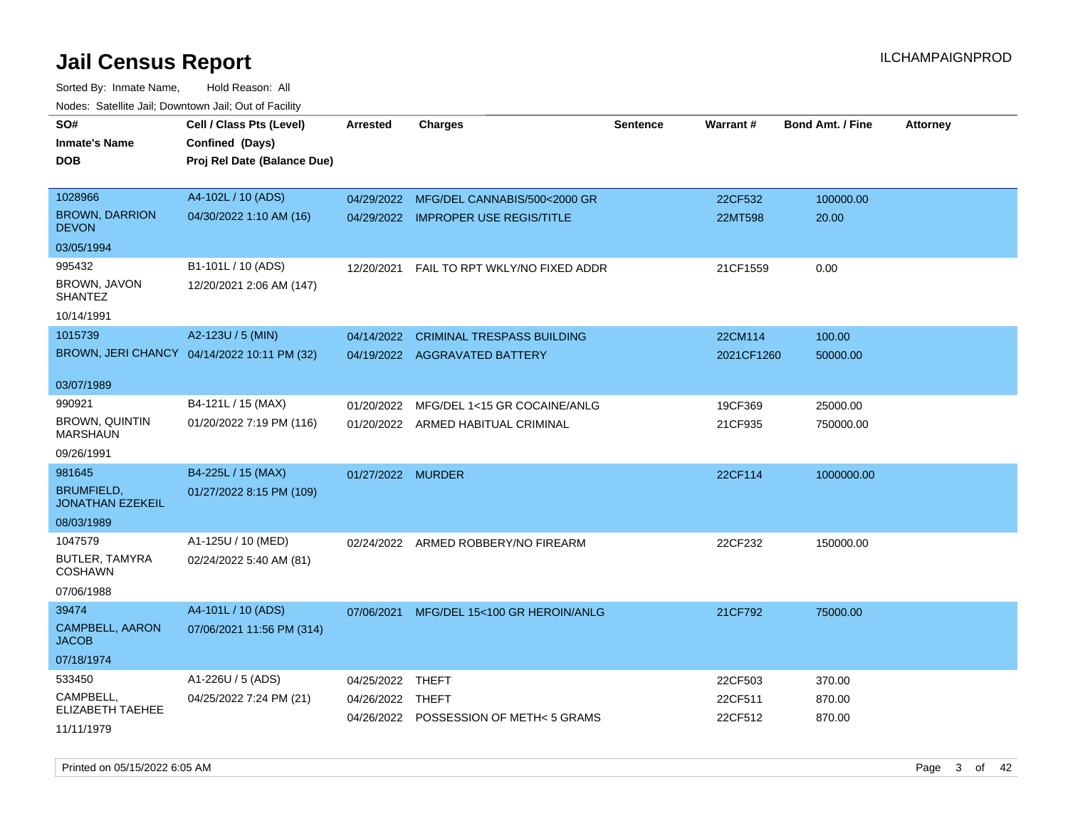# Jail Census Report

Sorted By: Inmate Name, Hold Reason: All

Nodes: Satellite Jail; Downtown Jail; Out of Facility

| SO# / Inmate's Name / DOB | Cell / Class Pts (Level) / Confined (Days) / Proj Rel Date (Balance Due) | Arrested | Charges | Sentence | Warrant # | Bond Amt. / Fine | Attorney |
|---|---|---|---|---|---|---|---|
| 1028966 BROWN, DARRION DEVON 03/05/1994 | A4-102L / 10 (ADS) 04/30/2022 1:10 AM (16) | 04/29/2022 | MFG/DEL CANNABIS/500<2000 GR | | 22CF532 | 100000.00 | |
| | | 04/29/2022 | IMPROPER USE REGIS/TITLE | | 22MT598 | 20.00 | |
| 995432 BROWN, JAVON SHANTEZ 10/14/1991 | B1-101L / 10 (ADS) 12/20/2021 2:06 AM (147) | 12/20/2021 | FAIL TO RPT WKLY/NO FIXED ADDR | | 21CF1559 | 0.00 | |
| 1015739 BROWN, JERI CHANCY 03/07/1989 | A2-123U / 5 (MIN) 04/14/2022 10:11 PM (32) | 04/14/2022 | CRIMINAL TRESPASS BUILDING | | 22CM114 | 100.00 | |
| | | 04/19/2022 | AGGRAVATED BATTERY | | 2021CF1260 | 50000.00 | |
| 990921 BROWN, QUINTIN MARSHAUN 09/26/1991 | B4-121L / 15 (MAX) 01/20/2022 7:19 PM (116) | 01/20/2022 | MFG/DEL 1<15 GR COCAINE/ANLG | | 19CF369 | 25000.00 | |
| | | 01/20/2022 | ARMED HABITUAL CRIMINAL | | 21CF935 | 750000.00 | |
| 981645 BRUMFIELD, JONATHAN EZEKEIL 08/03/1989 | B4-225L / 15 (MAX) 01/27/2022 8:15 PM (109) | 01/27/2022 | MURDER | | 22CF114 | 1000000.00 | |
| 1047579 BUTLER, TAMYRA COSHAWN 07/06/1988 | A1-125U / 10 (MED) 02/24/2022 5:40 AM (81) | 02/24/2022 | ARMED ROBBERY/NO FIREARM | | 22CF232 | 150000.00 | |
| 39474 CAMPBELL, AARON JACOB 07/18/1974 | A4-101L / 10 (ADS) 07/06/2021 11:56 PM (314) | 07/06/2021 | MFG/DEL 15<100 GR HEROIN/ANLG | | 21CF792 | 75000.00 | |
| 533450 CAMPBELL, ELIZABETH TAEHEE 11/11/1979 | A1-226U / 5 (ADS) 04/25/2022 7:24 PM (21) | 04/25/2022 | THEFT | | 22CF503 | 370.00 | |
| | | 04/26/2022 | THEFT | | 22CF511 | 870.00 | |
| | | 04/26/2022 | POSSESSION OF METH< 5 GRAMS | | 22CF512 | 870.00 | |

Printed on 05/15/2022 6:05 AM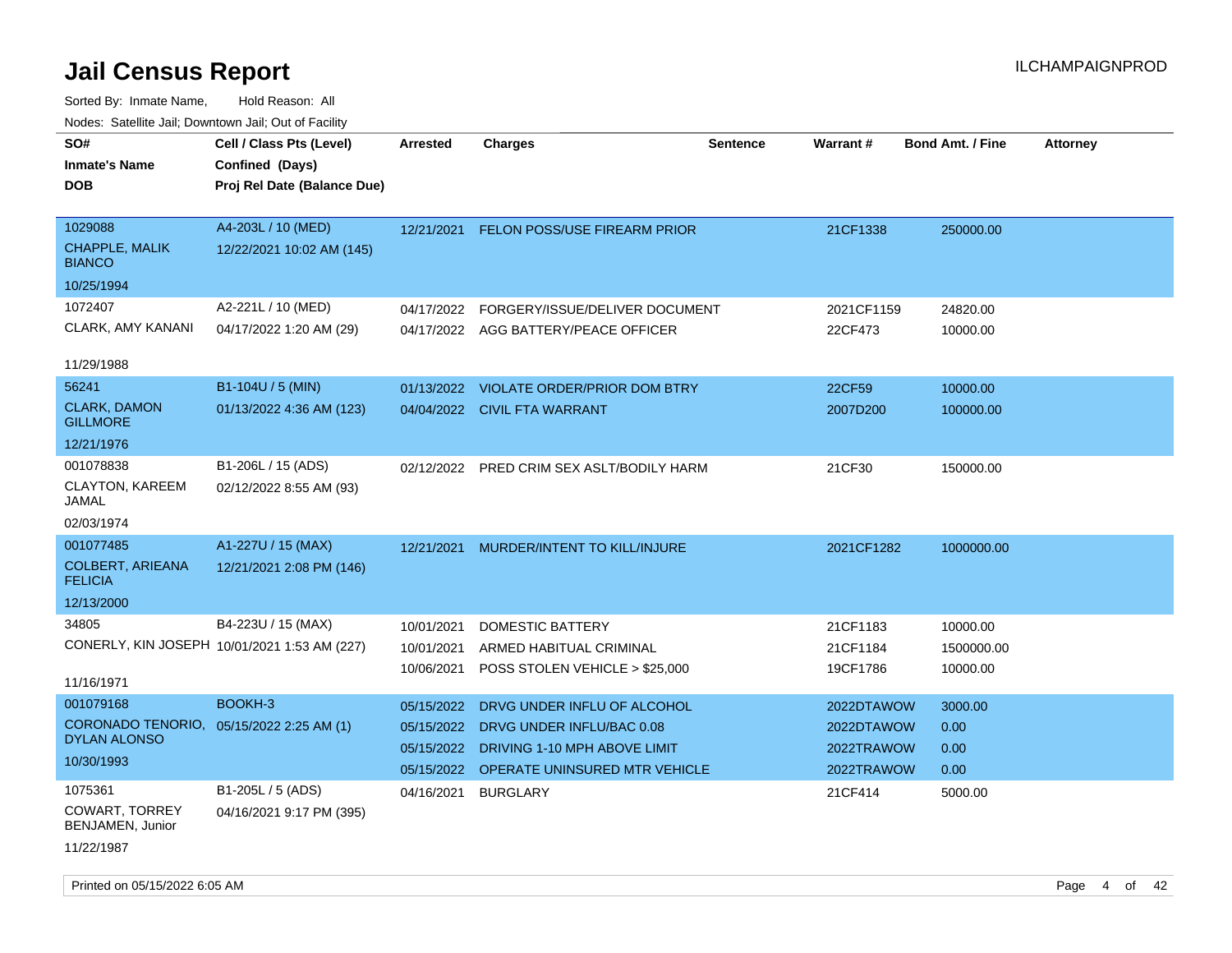# Jail Census Report

ILCHAMPAIGNPROD

Sorted By: Inmate Name, Hold Reason: All

Nodes: Satellite Jail; Downtown Jail; Out of Facility

| SO# / Inmate's Name / DOB | Cell / Class Pts (Level) / Confined (Days) / Proj Rel Date (Balance Due) | Arrested | Charges | Sentence | Warrant # | Bond Amt. / Fine | Attorney |
|---|---|---|---|---|---|---|---|
| 1029088<br>CHAPPLE, MALIK BIANCO<br>10/25/1994 | A4-203L / 10 (MED)<br>12/22/2021 10:02 AM (145) | 12/21/2021 | FELON POSS/USE FIREARM PRIOR | | 21CF1338 | 250000.00 | |
| 1072407<br>CLARK, AMY KANANI<br>11/29/1988 | A2-221L / 10 (MED)<br>04/17/2022 1:20 AM (29) | 04/17/2022 | FORGERY/ISSUE/DELIVER DOCUMENT | | 2021CF1159 | 24820.00 | |
| | | 04/17/2022 | AGG BATTERY/PEACE OFFICER | | 22CF473 | 10000.00 | |
| 56241<br>CLARK, DAMON GILLMORE<br>12/21/1976 | B1-104U / 5 (MIN)<br>01/13/2022 4:36 AM (123) | 01/13/2022 | VIOLATE ORDER/PRIOR DOM BTRY | | 22CF59 | 10000.00 | |
| | | 04/04/2022 | CIVIL FTA WARRANT | | 2007D200 | 100000.00 | |
| 001078838<br>CLAYTON, KAREEM JAMAL<br>02/03/1974 | B1-206L / 15 (ADS)<br>02/12/2022 8:55 AM (93) | 02/12/2022 | PRED CRIM SEX ASLT/BODILY HARM | | 21CF30 | 150000.00 | |
| 001077485<br>COLBERT, ARIEANA FELICIA<br>12/13/2000 | A1-227U / 15 (MAX)<br>12/21/2021 2:08 PM (146) | 12/21/2021 | MURDER/INTENT TO KILL/INJURE | | 2021CF1282 | 1000000.00 | |
| 34805<br>CONERLY, KIN JOSEPH<br>11/16/1971 | B4-223U / 15 (MAX)<br>10/01/2021 1:53 AM (227) | 10/01/2021 | DOMESTIC BATTERY | | 21CF1183 | 10000.00 | |
| | | 10/01/2021 | ARMED HABITUAL CRIMINAL | | 21CF1184 | 1500000.00 | |
| | | 10/06/2021 | POSS STOLEN VEHICLE > $25,000 | | 19CF1786 | 10000.00 | |
| 001079168<br>CORONADO TENORIO, DYLAN ALONSO<br>10/30/1993 | BOOKH-3<br>05/15/2022 2:25 AM (1) | 05/15/2022 | DRVG UNDER INFLU OF ALCOHOL | | 2022DTAWOW | 3000.00 | |
| | | 05/15/2022 | DRVG UNDER INFLU/BAC 0.08 | | 2022DTAWOW | 0.00 | |
| | | 05/15/2022 | DRIVING 1-10 MPH ABOVE LIMIT | | 2022TRAWOW | 0.00 | |
| | | 05/15/2022 | OPERATE UNINSURED MTR VEHICLE | | 2022TRAWOW | 0.00 | |
| 1075361<br>COWART, TORREY BENJAMEN, Junior<br>11/22/1987 | B1-205L / 5 (ADS)<br>04/16/2021 9:17 PM (395) | 04/16/2021 | BURGLARY | | 21CF414 | 5000.00 | |

Printed on 05/15/2022 6:05 AM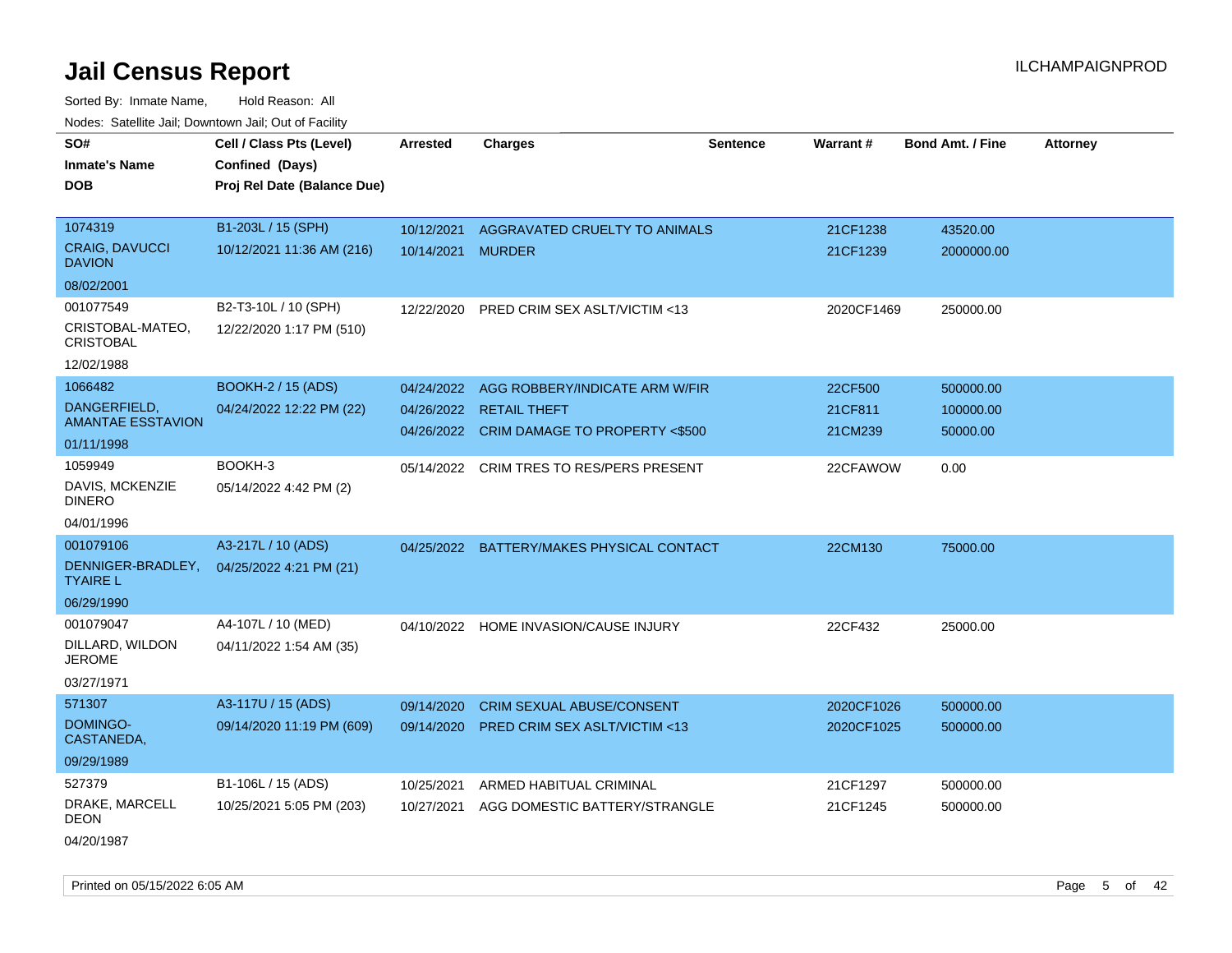# Jail Census Report

Sorted By: Inmate Name, Hold Reason: All

Nodes: Satellite Jail; Downtown Jail; Out of Facility

| SO# / Inmate's Name / DOB | Cell / Class Pts (Level) / Confined (Days) / Proj Rel Date (Balance Due) | Arrested | Charges | Sentence | Warrant # | Bond Amt. / Fine | Attorney |
|---|---|---|---|---|---|---|---|
| 1074319 CRAIG, DAVUCCI DAVION 08/02/2001 | B1-203L / 15 (SPH) 10/12/2021 11:36 AM (216) | 10/12/2021 | AGGRAVATED CRUELTY TO ANIMALS | | 21CF1238 | 43520.00 | |
| | | 10/14/2021 | MURDER | | 21CF1239 | 2000000.00 | |
| 001077549 CRISTOBAL-MATEO, CRISTOBAL 12/02/1988 | B2-T3-10L / 10 (SPH) 12/22/2020 1:17 PM (510) | 12/22/2020 | PRED CRIM SEX ASLT/VICTIM <13 | | 2020CF1469 | 250000.00 | |
| 1066482 DANGERFIELD, AMANTAE ESSTAVION 01/11/1998 | BOOKH-2 / 15 (ADS) 04/24/2022 12:22 PM (22) | 04/24/2022 | AGG ROBBERY/INDICATE ARM W/FIR | | 22CF500 | 500000.00 | |
| | | 04/26/2022 | RETAIL THEFT | | 21CF811 | 100000.00 | |
| | | 04/26/2022 | CRIM DAMAGE TO PROPERTY <$500 | | 21CM239 | 50000.00 | |
| 1059949 DAVIS, MCKENZIE DINERO 04/01/1996 | BOOKH-3 05/14/2022 4:42 PM (2) | 05/14/2022 | CRIM TRES TO RES/PERS PRESENT | | 22CFAWOW | 0.00 | |
| 001079106 DENNIGER-BRADLEY, TYAIRE L 06/29/1990 | A3-217L / 10 (ADS) 04/25/2022 4:21 PM (21) | 04/25/2022 | BATTERY/MAKES PHYSICAL CONTACT | | 22CM130 | 75000.00 | |
| 001079047 DILLARD, WILDON JEROME 03/27/1971 | A4-107L / 10 (MED) 04/11/2022 1:54 AM (35) | 04/10/2022 | HOME INVASION/CAUSE INJURY | | 22CF432 | 25000.00 | |
| 571307 DOMINGO-CASTANEDA, 09/29/1989 | A3-117U / 15 (ADS) 09/14/2020 11:19 PM (609) | 09/14/2020 | CRIM SEXUAL ABUSE/CONSENT | | 2020CF1026 | 500000.00 | |
| | | 09/14/2020 | PRED CRIM SEX ASLT/VICTIM <13 | | 2020CF1025 | 500000.00 | |
| 527379 DRAKE, MARCELL DEON 04/20/1987 | B1-106L / 15 (ADS) 10/25/2021 5:05 PM (203) | 10/25/2021 | ARMED HABITUAL CRIMINAL | | 21CF1297 | 500000.00 | |
| | | 10/27/2021 | AGG DOMESTIC BATTERY/STRANGLE | | 21CF1245 | 500000.00 | |

Printed on 05/15/2022 6:05 AM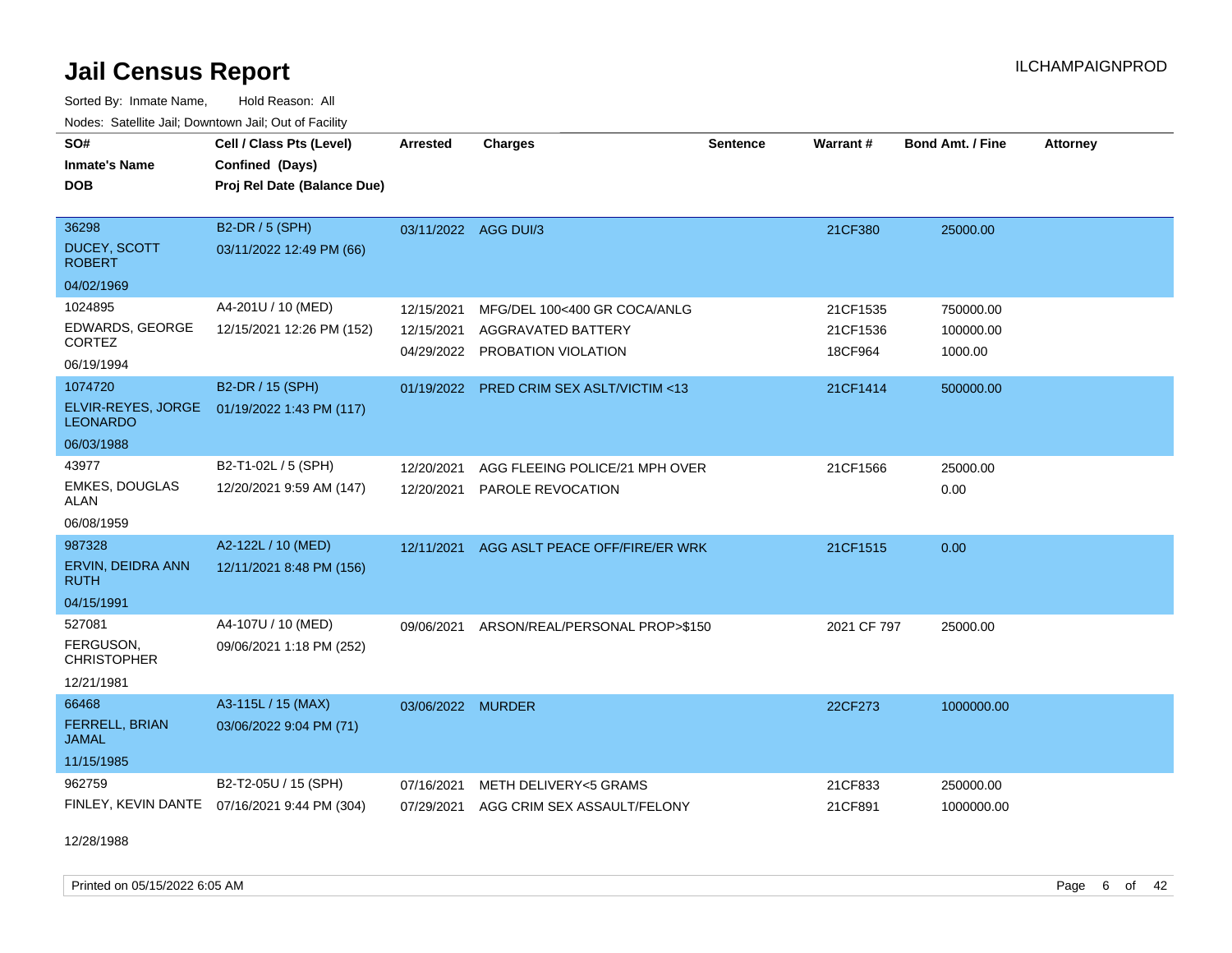# Jail Census Report

Sorted By: Inmate Name, Hold Reason: All

Nodes: Satellite Jail; Downtown Jail; Out of Facility

| SO# / Inmate's Name / DOB | Cell / Class Pts (Level) / Confined (Days) / Proj Rel Date (Balance Due) | Arrested | Charges | Sentence | Warrant # | Bond Amt. / Fine | Attorney |
|---|---|---|---|---|---|---|---|
| 36298<br>DUCEY, SCOTT ROBERT<br>04/02/1969 | B2-DR / 5 (SPH)<br>03/11/2022 12:49 PM (66) | 03/11/2022 | AGG DUI/3 | | 21CF380 | 25000.00 | |
| 1024895<br>EDWARDS, GEORGE CORTEZ<br>06/19/1994 | A4-201U / 10 (MED)<br>12/15/2021 12:26 PM (152) | 12/15/2021 | MFG/DEL 100<400 GR COCA/ANLG | | 21CF1535 | 750000.00 | |
| | | 12/15/2021 | AGGRAVATED BATTERY | | 21CF1536 | 100000.00 | |
| | | 04/29/2022 | PROBATION VIOLATION | | 18CF964 | 1000.00 | |
| 1074720<br>ELVIR-REYES, JORGE LEONARDO<br>06/03/1988 | B2-DR / 15 (SPH)<br>01/19/2022 1:43 PM (117) | 01/19/2022 | PRED CRIM SEX ASLT/VICTIM <13 | | 21CF1414 | 500000.00 | |
| 43977<br>EMKES, DOUGLAS ALAN<br>06/08/1959 | B2-T1-02L / 5 (SPH)<br>12/20/2021 9:59 AM (147) | 12/20/2021 | AGG FLEEING POLICE/21 MPH OVER | | 21CF1566 | 25000.00 | |
| | | 12/20/2021 | PAROLE REVOCATION | | | 0.00 | |
| 987328<br>ERVIN, DEIDRA ANN RUTH<br>04/15/1991 | A2-122L / 10 (MED)<br>12/11/2021 8:48 PM (156) | 12/11/2021 | AGG ASLT PEACE OFF/FIRE/ER WRK | | 21CF1515 | 0.00 | |
| 527081<br>FERGUSON, CHRISTOPHER<br>12/21/1981 | A4-107U / 10 (MED)<br>09/06/2021 1:18 PM (252) | 09/06/2021 | ARSON/REAL/PERSONAL PROP>$150 | | 2021 CF 797 | 25000.00 | |
| 66468<br>FERRELL, BRIAN JAMAL<br>11/15/1985 | A3-115L / 15 (MAX)<br>03/06/2022 9:04 PM (71) | 03/06/2022 | MURDER | | 22CF273 | 1000000.00 | |
| 962759<br>FINLEY, KEVIN DANTE<br>12/28/1988 | B2-T2-05U / 15 (SPH)<br>07/16/2021 9:44 PM (304) | 07/16/2021 | METH DELIVERY<5 GRAMS | | 21CF833 | 250000.00 | |
| | | 07/29/2021 | AGG CRIM SEX ASSAULT/FELONY | | 21CF891 | 1000000.00 | |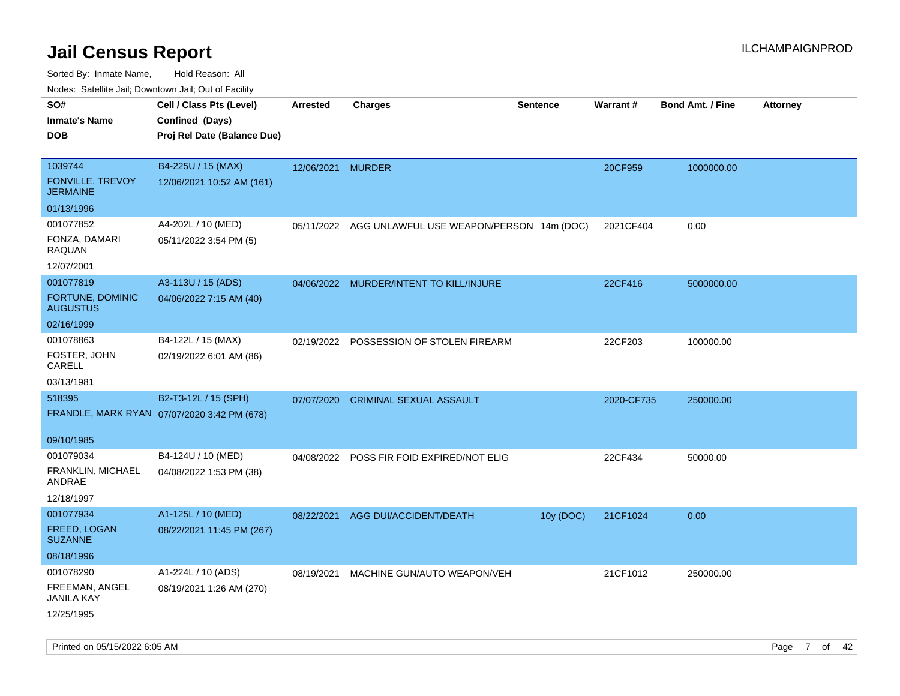# Jail Census Report

ILCHAMPAIGNPROD

Sorted By: Inmate Name, Hold Reason: All

Nodes: Satellite Jail; Downtown Jail; Out of Facility

| SO# / Inmate's Name / DOB | Cell / Class Pts (Level) / Confined (Days) / Proj Rel Date (Balance Due) | Arrested | Charges | Sentence | Warrant # | Bond Amt. / Fine | Attorney |
|---|---|---|---|---|---|---|---|
| 1039744<br>FONVILLE, TREVOY JERMAINE<br>01/13/1996 | B4-225U / 15 (MAX)<br>12/06/2021 10:52 AM (161) | 12/06/2021 | MURDER | | 20CF959 | 1000000.00 | |
| 001077852<br>FONZA, DAMARI RAQUAN<br>12/07/2001 | A4-202L / 10 (MED)<br>05/11/2022 3:54 PM (5) | 05/11/2022 | AGG UNLAWFUL USE WEAPON/PERSON | 14m (DOC) | 2021CF404 | 0.00 | |
| 001077819<br>FORTUNE, DOMINIC AUGUSTUS<br>02/16/1999 | A3-113U / 15 (ADS)<br>04/06/2022 7:15 AM (40) | 04/06/2022 | MURDER/INTENT TO KILL/INJURE | | 22CF416 | 5000000.00 | |
| 001078863<br>FOSTER, JOHN CARELL<br>03/13/1981 | B4-122L / 15 (MAX)<br>02/19/2022 6:01 AM (86) | 02/19/2022 | POSSESSION OF STOLEN FIREARM | | 22CF203 | 100000.00 | |
| 518395<br>FRANDLE, MARK RYAN<br>09/10/1985 | B2-T3-12L / 15 (SPH)<br>07/07/2020 3:42 PM (678) | 07/07/2020 | CRIMINAL SEXUAL ASSAULT | | 2020-CF735 | 250000.00 | |
| 001079034<br>FRANKLIN, MICHAEL ANDRAE<br>12/18/1997 | B4-124U / 10 (MED)<br>04/08/2022 1:53 PM (38) | 04/08/2022 | POSS FIR FOID EXPIRED/NOT ELIG | | 22CF434 | 50000.00 | |
| 001077934<br>FREED, LOGAN SUZANNE<br>08/18/1996 | A1-125L / 10 (MED)<br>08/22/2021 11:45 PM (267) | 08/22/2021 | AGG DUI/ACCIDENT/DEATH | 10y (DOC) | 21CF1024 | 0.00 | |
| 001078290<br>FREEMAN, ANGEL JANILA KAY<br>12/25/1995 | A1-224L / 10 (ADS)<br>08/19/2021 1:26 AM (270) | 08/19/2021 | MACHINE GUN/AUTO WEAPON/VEH | | 21CF1012 | 250000.00 | |

Printed on 05/15/2022 6:05 AM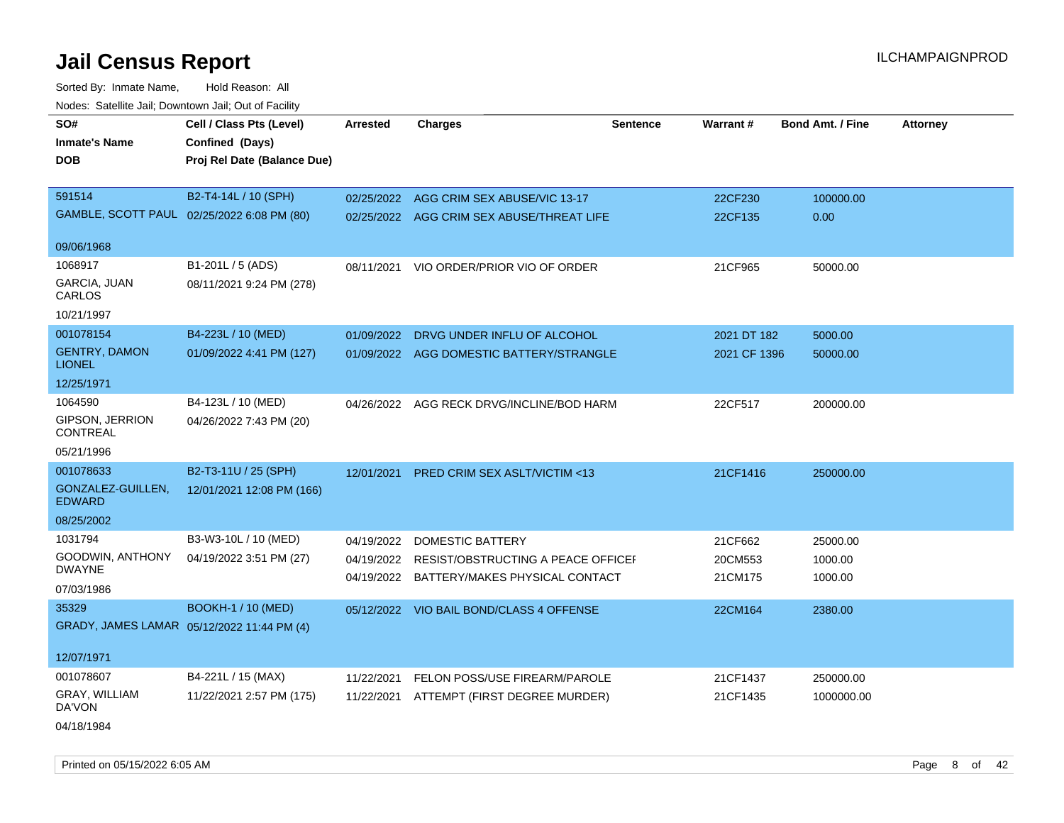# Jail Census Report

ILCHAMPAIGNPROD

Sorted By: Inmate Name, Hold Reason: All

Nodes: Satellite Jail; Downtown Jail; Out of Facility

| SO# / Inmate's Name / DOB | Cell / Class Pts (Level) / Confined (Days) / Proj Rel Date (Balance Due) | Arrested | Charges | Sentence | Warrant # | Bond Amt. / Fine | Attorney |
|---|---|---|---|---|---|---|---|
| 591514<br>GAMBLE, SCOTT PAUL<br>09/06/1968 | B2-T4-14L / 10 (SPH)<br>02/25/2022 6:08 PM (80) | 02/25/2022<br>02/25/2022 | AGG CRIM SEX ABUSE/VIC 13-17<br>AGG CRIM SEX ABUSE/THREAT LIFE | | 22CF230<br>22CF135 | 100000.00<br>0.00 | |
| 1068917<br>GARCIA, JUAN CARLOS<br>10/21/1997 | B1-201L / 5 (ADS)<br>08/11/2021 9:24 PM (278) | 08/11/2021 | VIO ORDER/PRIOR VIO OF ORDER | | 21CF965 | 50000.00 | |
| 001078154<br>GENTRY, DAMON LIONEL<br>12/25/1971 | B4-223L / 10 (MED)<br>01/09/2022 4:41 PM (127) | 01/09/2022<br>01/09/2022 | DRVG UNDER INFLU OF ALCOHOL<br>AGG DOMESTIC BATTERY/STRANGLE | | 2021 DT 182<br>2021 CF 1396 | 5000.00<br>50000.00 | |
| 1064590<br>GIPSON, JERRION CONTREAL<br>05/21/1996 | B4-123L / 10 (MED)<br>04/26/2022 7:43 PM (20) | 04/26/2022 | AGG RECK DRVG/INCLINE/BOD HARM | | 22CF517 | 200000.00 | |
| 001078633<br>GONZALEZ-GUILLEN, EDWARD<br>08/25/2002 | B2-T3-11U / 25 (SPH)<br>12/01/2021 12:08 PM (166) | 12/01/2021 | PRED CRIM SEX ASLT/VICTIM <13 | | 21CF1416 | 250000.00 | |
| 1031794<br>GOODWIN, ANTHONY DWAYNE<br>07/03/1986 | B3-W3-10L / 10 (MED)<br>04/19/2022 3:51 PM (27) | 04/19/2022<br>04/19/2022<br>04/19/2022 | DOMESTIC BATTERY<br>RESIST/OBSTRUCTING A PEACE OFFICEI<br>BATTERY/MAKES PHYSICAL CONTACT | | 21CF662<br>20CM553<br>21CM175 | 25000.00<br>1000.00<br>1000.00 | |
| 35329<br>GRADY, JAMES LAMAR<br>12/07/1971 | BOOKH-1 / 10 (MED)<br>05/12/2022 11:44 PM (4) | 05/12/2022 | VIO BAIL BOND/CLASS 4 OFFENSE | | 22CM164 | 2380.00 | |
| 001078607<br>GRAY, WILLIAM DA'VON<br>04/18/1984 | B4-221L / 15 (MAX)<br>11/22/2021 2:57 PM (175) | 11/22/2021<br>11/22/2021 | FELON POSS/USE FIREARM/PAROLE<br>ATTEMPT (FIRST DEGREE MURDER) | | 21CF1437<br>21CF1435 | 250000.00<br>1000000.00 | |

Printed on 05/15/2022 6:05 AM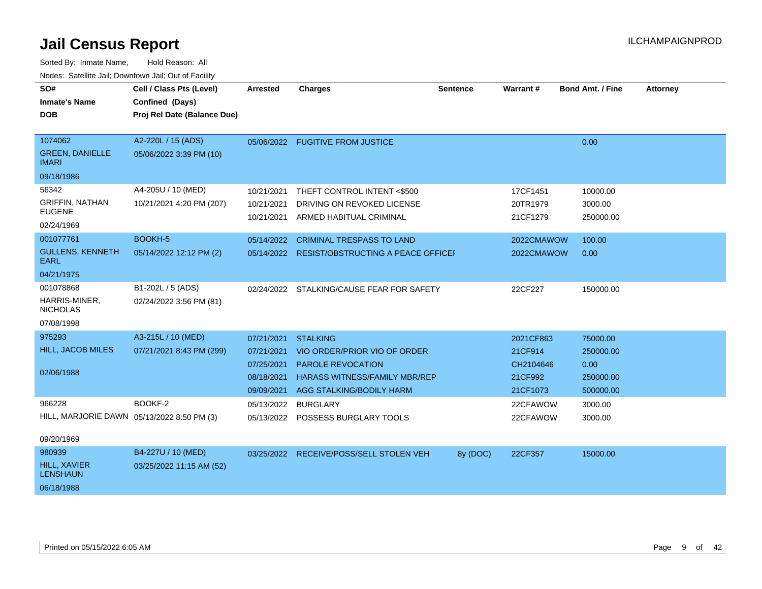# Jail Census Report

ILCHAMPAIGNPROD

Sorted By: Inmate Name, Hold Reason: All

Nodes: Satellite Jail; Downtown Jail; Out of Facility

| SO# / Inmate's Name / DOB | Cell / Class Pts (Level) / Confined (Days) / Proj Rel Date (Balance Due) | Arrested | Charges | Sentence | Warrant # | Bond Amt. / Fine | Attorney |
|---|---|---|---|---|---|---|---|
| 1074062<br>GREEN, DANIELLE IMARI<br>09/18/1986 | A2-220L / 15 (ADS)<br>05/06/2022 3:39 PM (10) | 05/06/2022 | FUGITIVE FROM JUSTICE | | | 0.00 | |
| 56342<br>GRIFFIN, NATHAN EUGENE<br>02/24/1969 | A4-205U / 10 (MED)<br>10/21/2021 4:20 PM (207) | 10/21/2021 | THEFT CONTROL INTENT <$500 | | 17CF1451 | 10000.00 | |
| | | 10/21/2021 | DRIVING ON REVOKED LICENSE | | 20TR1979 | 3000.00 | |
| | | 10/21/2021 | ARMED HABITUAL CRIMINAL | | 21CF1279 | 250000.00 | |
| 001077761<br>GULLENS, KENNETH EARL<br>04/21/1975 | BOOKH-5<br>05/14/2022 12:12 PM (2) | 05/14/2022 | CRIMINAL TRESPASS TO LAND | | 2022CMAWOW | 100.00 | |
| | | 05/14/2022 | RESIST/OBSTRUCTING A PEACE OFFICEI | | 2022CMAWOW | 0.00 | |
| 001078868<br>HARRIS-MINER, NICHOLAS<br>07/08/1998 | B1-202L / 5 (ADS)<br>02/24/2022 3:56 PM (81) | 02/24/2022 | STALKING/CAUSE FEAR FOR SAFETY | | 22CF227 | 150000.00 | |
| 975293<br>HILL, JACOB MILES<br>02/06/1988 | A3-215L / 10 (MED)<br>07/21/2021 8:43 PM (299) | 07/21/2021 | STALKING | | 2021CF863 | 75000.00 | |
| | | 07/21/2021 | VIO ORDER/PRIOR VIO OF ORDER | | 21CF914 | 250000.00 | |
| | | 07/25/2021 | PAROLE REVOCATION | | CH2104646 | 0.00 | |
| | | 08/18/2021 | HARASS WITNESS/FAMILY MBR/REP | | 21CF992 | 250000.00 | |
| | | 09/09/2021 | AGG STALKING/BODILY HARM | | 21CF1073 | 500000.00 | |
| 966228<br>HILL, MARJORIE DAWN<br>09/20/1969 | BOOKF-2<br>05/13/2022 8:50 PM (3) | 05/13/2022 | BURGLARY | | 22CFAWOW | 3000.00 | |
| | | 05/13/2022 | POSSESS BURGLARY TOOLS | | 22CFAWOW | 3000.00 | |
| 980939<br>HILL, XAVIER LENSHAUN<br>06/18/1988 | B4-227U / 10 (MED)<br>03/25/2022 11:15 AM (52) | 03/25/2022 | RECEIVE/POSS/SELL STOLEN VEH | 8y (DOC) | 22CF357 | 15000.00 | |

Printed on 05/15/2022 6:05 AM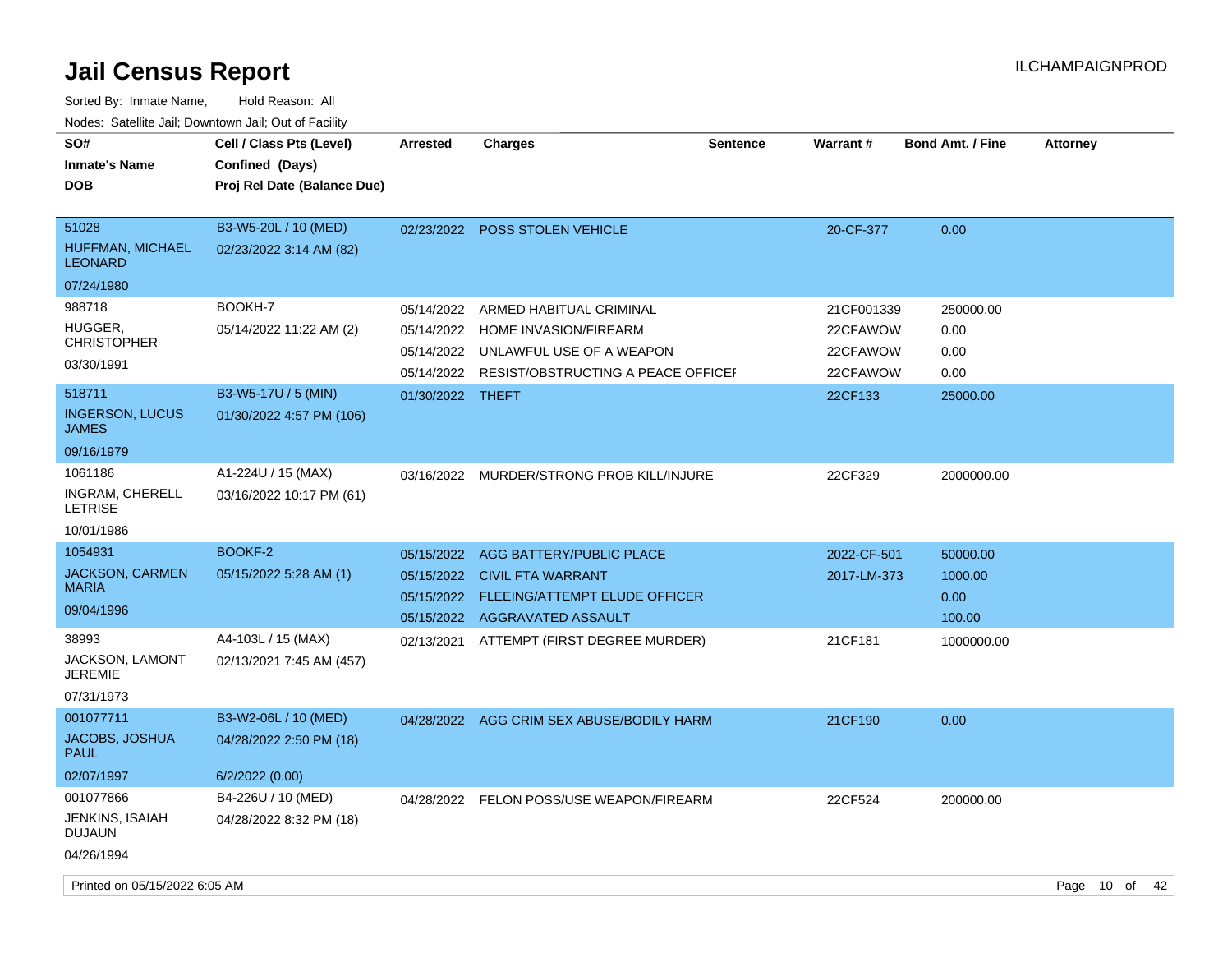# Jail Census Report

ILCHAMPAIGNPROD

Sorted By: Inmate Name, Hold Reason: All

Nodes: Satellite Jail; Downtown Jail; Out of Facility

| SO# / Inmate's Name / DOB | Cell / Class Pts (Level) / Confined (Days) / Proj Rel Date (Balance Due) | Arrested | Charges | Sentence | Warrant # | Bond Amt. / Fine | Attorney |
|---|---|---|---|---|---|---|---|
| 51028<br>HUFFMAN, MICHAEL LEONARD<br>07/24/1980 | B3-W5-20L / 10 (MED)<br>02/23/2022 3:14 AM (82) | 02/23/2022 | POSS STOLEN VEHICLE | | 20-CF-377 | 0.00 | |
| 988718<br>HUGGER, CHRISTOPHER<br>03/30/1991 | BOOKH-7<br>05/14/2022 11:22 AM (2) | 05/14/2022 | ARMED HABITUAL CRIMINAL | | 21CF001339 | 250000.00 | |
| | | 05/14/2022 | HOME INVASION/FIREARM | | 22CFAWOW | 0.00 | |
| | | 05/14/2022 | UNLAWFUL USE OF A WEAPON | | 22CFAWOW | 0.00 | |
| | | 05/14/2022 | RESIST/OBSTRUCTING A PEACE OFFICEI | | 22CFAWOW | 0.00 | |
| 518711<br>INGERSON, LUCUS JAMES<br>09/16/1979 | B3-W5-17U / 5 (MIN)<br>01/30/2022 4:57 PM (106) | 01/30/2022 | THEFT | | 22CF133 | 25000.00 | |
| 1061186<br>INGRAM, CHERELL LETRISE<br>10/01/1986 | A1-224U / 15 (MAX)<br>03/16/2022 10:17 PM (61) | 03/16/2022 | MURDER/STRONG PROB KILL/INJURE | | 22CF329 | 2000000.00 | |
| 1054931<br>JACKSON, CARMEN MARIA<br>09/04/1996 | BOOKF-2<br>05/15/2022 5:28 AM (1) | 05/15/2022 | AGG BATTERY/PUBLIC PLACE | | 2022-CF-501 | 50000.00 | |
| | | 05/15/2022 | CIVIL FTA WARRANT | | 2017-LM-373 | 1000.00 | |
| | | 05/15/2022 | FLEEING/ATTEMPT ELUDE OFFICER | | | 0.00 | |
| | | 05/15/2022 | AGGRAVATED ASSAULT | | | 100.00 | |
| 38993<br>JACKSON, LAMONT JEREMIE<br>07/31/1973 | A4-103L / 15 (MAX)<br>02/13/2021 7:45 AM (457) | 02/13/2021 | ATTEMPT (FIRST DEGREE MURDER) | | 21CF181 | 1000000.00 | |
| 001077711<br>JACOBS, JOSHUA PAUL<br>02/07/1997 | B3-W2-06L / 10 (MED)<br>04/28/2022 2:50 PM (18)<br>6/2/2022 (0.00) | 04/28/2022 | AGG CRIM SEX ABUSE/BODILY HARM | | 21CF190 | 0.00 | |
| 001077866<br>JENKINS, ISAIAH DUJAUN<br>04/26/1994 | B4-226U / 10 (MED)<br>04/28/2022 8:32 PM (18) | 04/28/2022 | FELON POSS/USE WEAPON/FIREARM | | 22CF524 | 200000.00 | |

Printed on 05/15/2022 6:05 AM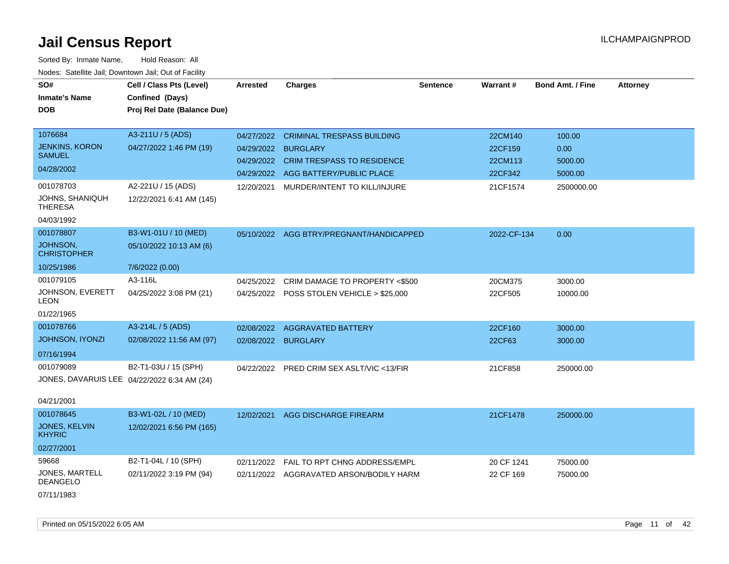# Jail Census Report

ILCHAMPAIGNPROD

Sorted By: Inmate Name, Hold Reason: All

Nodes: Satellite Jail; Downtown Jail; Out of Facility

| SO# / Inmate's Name / DOB | Cell / Class Pts (Level) / Confined (Days) / Proj Rel Date (Balance Due) | Arrested | Charges | Sentence | Warrant # | Bond Amt. / Fine | Attorney |
|---|---|---|---|---|---|---|---|
| 1076684<br>JENKINS, KORON SAMUEL<br>04/28/2002 | A3-211U / 5 (ADS)<br>04/27/2022 1:46 PM (19) | 04/27/2022 | CRIMINAL TRESPASS BUILDING | | 22CM140 | 100.00 | |
| | | 04/29/2022 | BURGLARY | | 22CF159 | 0.00 | |
| | | 04/29/2022 | CRIM TRESPASS TO RESIDENCE | | 22CM113 | 5000.00 | |
| | | 04/29/2022 | AGG BATTERY/PUBLIC PLACE | | 22CF342 | 5000.00 | |
| 001078703<br>JOHNS, SHANIQUH THERESA<br>04/03/1992 | A2-221U / 15 (ADS)<br>12/22/2021 6:41 AM (145) | 12/20/2021 | MURDER/INTENT TO KILL/INJURE | | 21CF1574 | 2500000.00 | |
| 001078807<br>JOHNSON, CHRISTOPHER<br>10/25/1986 | B3-W1-01U / 10 (MED)<br>05/10/2022 10:13 AM (6)<br>7/6/2022 (0.00) | 05/10/2022 | AGG BTRY/PREGNANT/HANDICAPPED | | 2022-CF-134 | 0.00 | |
| 001079105<br>JOHNSON, EVERETT LEON<br>01/22/1965 | A3-116L<br>04/25/2022 3:08 PM (21) | 04/25/2022 | CRIM DAMAGE TO PROPERTY <$500 | | 20CM375 | 3000.00 | |
| | | 04/25/2022 | POSS STOLEN VEHICLE > $25,000 | | 22CF505 | 10000.00 | |
| 001078766<br>JOHNSON, IYONZI<br>07/16/1994 | A3-214L / 5 (ADS)<br>02/08/2022 11:56 AM (97) | 02/08/2022 | AGGRAVATED BATTERY | | 22CF160 | 3000.00 | |
| | | 02/08/2022 | BURGLARY | | 22CF63 | 3000.00 | |
| 001079089<br>JONES, DAVARUIS LEE<br>04/21/2001 | B2-T1-03U / 15 (SPH)<br>04/22/2022 6:34 AM (24) | 04/22/2022 | PRED CRIM SEX ASLT/VIC <13/FIR | | 21CF858 | 250000.00 | |
| 001078645<br>JONES, KELVIN KHYRIC<br>02/27/2001 | B3-W1-02L / 10 (MED)<br>12/02/2021 6:56 PM (165) | 12/02/2021 | AGG DISCHARGE FIREARM | | 21CF1478 | 250000.00 | |
| 59668<br>JONES, MARTELL DEANGELO<br>07/11/1983 | B2-T1-04L / 10 (SPH)<br>02/11/2022 3:19 PM (94) | 02/11/2022 | FAIL TO RPT CHNG ADDRESS/EMPL | | 20 CF 1241 | 75000.00 | |
| | | 02/11/2022 | AGGRAVATED ARSON/BODILY HARM | | 22 CF 169 | 75000.00 | |

Printed on 05/15/2022 6:05 AM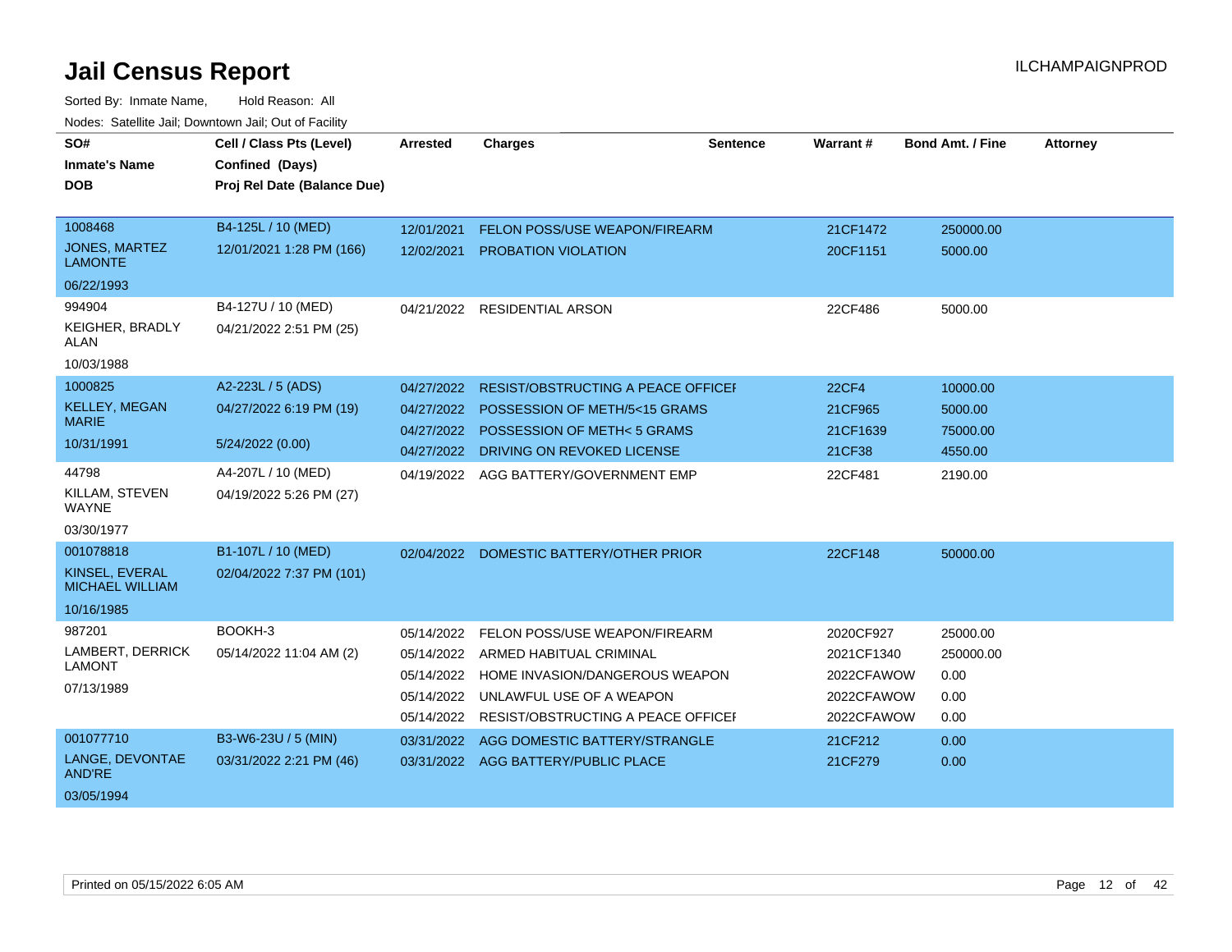# Jail Census Report

ILCHAMPAIGNPROD

Sorted By: Inmate Name, Hold Reason: All

Nodes: Satellite Jail; Downtown Jail; Out of Facility

| SO# / Inmate's Name / DOB | Cell / Class Pts (Level) / Confined (Days) / Proj Rel Date (Balance Due) | Arrested | Charges | Sentence | Warrant # | Bond Amt. / Fine | Attorney |
|---|---|---|---|---|---|---|---|
| 1008468<br>JONES, MARTEZ LAMONTE<br>06/22/1993 | B4-125L / 10 (MED)<br>12/01/2021 1:28 PM (166) | 12/01/2021 | FELON POSS/USE WEAPON/FIREARM | | 21CF1472 | 250000.00 | |
| | | 12/02/2021 | PROBATION VIOLATION | | 20CF1151 | 5000.00 | |
| 994904<br>KEIGHER, BRADLY ALAN<br>10/03/1988 | B4-127U / 10 (MED)<br>04/21/2022 2:51 PM (25) | 04/21/2022 | RESIDENTIAL ARSON | | 22CF486 | 5000.00 | |
| 1000825<br>KELLEY, MEGAN MARIE<br>10/31/1991 | A2-223L / 5 (ADS)<br>04/27/2022 6:19 PM (19)<br>5/24/2022 (0.00) | 04/27/2022 | RESIST/OBSTRUCTING A PEACE OFFICEI | | 22CF4 | 10000.00 | |
| | | 04/27/2022 | POSSESSION OF METH/5<15 GRAMS | | 21CF965 | 5000.00 | |
| | | 04/27/2022 | POSSESSION OF METH< 5 GRAMS | | 21CF1639 | 75000.00 | |
| | | 04/27/2022 | DRIVING ON REVOKED LICENSE | | 21CF38 | 4550.00 | |
| 44798<br>KILLAM, STEVEN WAYNE<br>03/30/1977 | A4-207L / 10 (MED)<br>04/19/2022 5:26 PM (27) | 04/19/2022 | AGG BATTERY/GOVERNMENT EMP | | 22CF481 | 2190.00 | |
| 001078818<br>KINSEL, EVERAL MICHAEL WILLIAM<br>10/16/1985 | B1-107L / 10 (MED)<br>02/04/2022 7:37 PM (101) | 02/04/2022 | DOMESTIC BATTERY/OTHER PRIOR | | 22CF148 | 50000.00 | |
| 987201<br>LAMBERT, DERRICK LAMONT<br>07/13/1989 | BOOKH-3<br>05/14/2022 11:04 AM (2) | 05/14/2022 | FELON POSS/USE WEAPON/FIREARM | | 2020CF927 | 25000.00 | |
| | | 05/14/2022 | ARMED HABITUAL CRIMINAL | | 2021CF1340 | 250000.00 | |
| | | 05/14/2022 | HOME INVASION/DANGEROUS WEAPON | | 2022CFAWOW | 0.00 | |
| | | 05/14/2022 | UNLAWFUL USE OF A WEAPON | | 2022CFAWOW | 0.00 | |
| | | 05/14/2022 | RESIST/OBSTRUCTING A PEACE OFFICEI | | 2022CFAWOW | 0.00 | |
| 001077710<br>LANGE, DEVONTAE AND'RE<br>03/05/1994 | B3-W6-23U / 5 (MIN)<br>03/31/2022 2:21 PM (46) | 03/31/2022 | AGG DOMESTIC BATTERY/STRANGLE | | 21CF212 | 0.00 | |
| | | 03/31/2022 | AGG BATTERY/PUBLIC PLACE | | 21CF279 | 0.00 | |

Printed on 05/15/2022 6:05 AM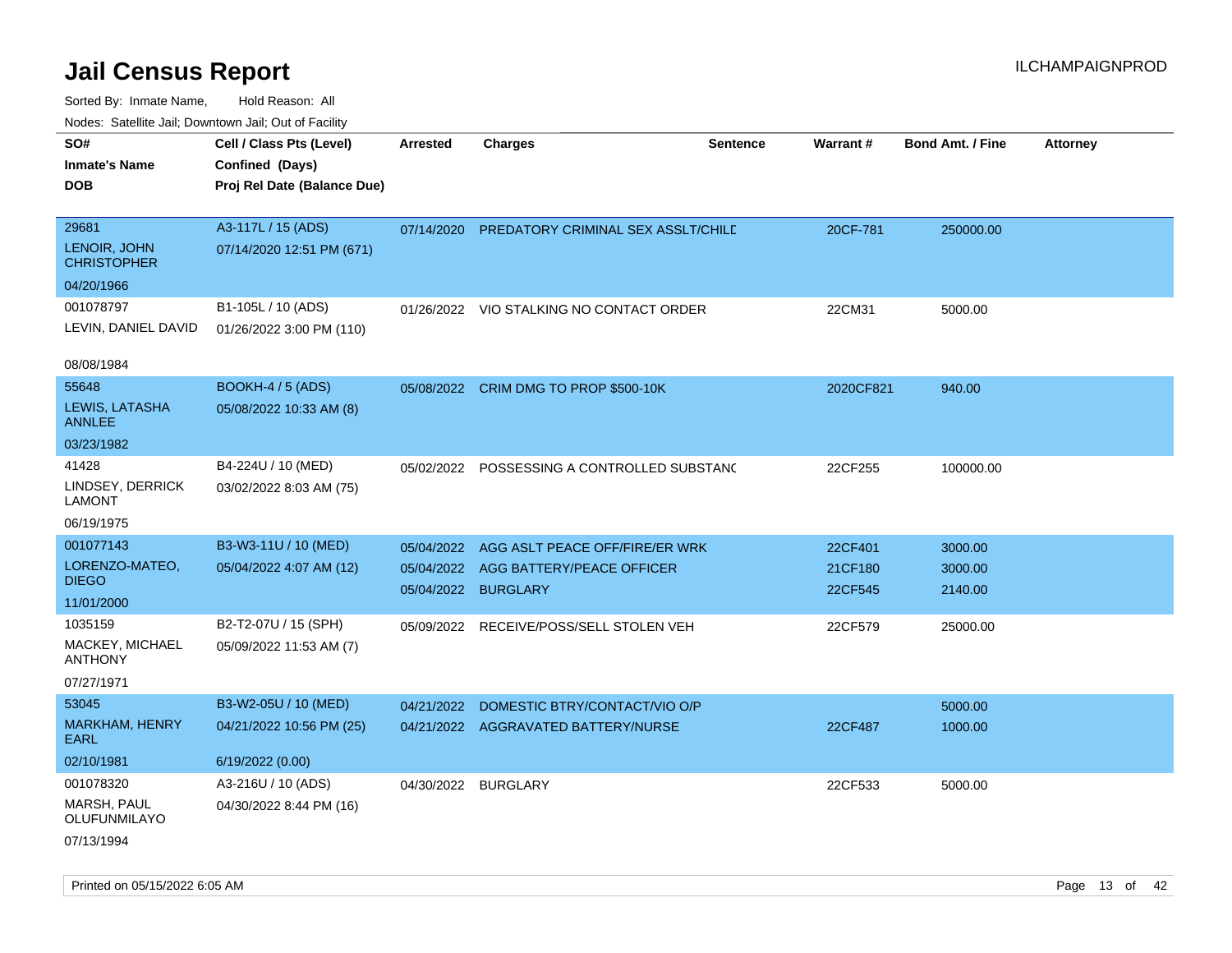# Jail Census Report

ILCHAMPAIGNPROD

Sorted By: Inmate Name, Hold Reason: All

Nodes: Satellite Jail; Downtown Jail; Out of Facility

| SO# / Inmate's Name / DOB | Cell / Class Pts (Level) / Confined (Days) / Proj Rel Date (Balance Due) | Arrested | Charges | Sentence | Warrant # | Bond Amt. / Fine | Attorney |
|---|---|---|---|---|---|---|---|
| 29681<br>LENOIR, JOHN CHRISTOPHER<br>04/20/1966 | A3-117L / 15 (ADS)<br>07/14/2020 12:51 PM (671) | 07/14/2020 | PREDATORY CRIMINAL SEX ASSLT/CHILD | | 20CF-781 | 250000.00 | |
| 001078797<br>LEVIN, DANIEL DAVID<br>08/08/1984 | B1-105L / 10 (ADS)<br>01/26/2022 3:00 PM (110) | 01/26/2022 | VIO STALKING NO CONTACT ORDER | | 22CM31 | 5000.00 | |
| 55648<br>LEWIS, LATASHA ANNLEE<br>03/23/1982 | BOOKH-4 / 5 (ADS)<br>05/08/2022 10:33 AM (8) | 05/08/2022 | CRIM DMG TO PROP $500-10K | | 2020CF821 | 940.00 | |
| 41428<br>LINDSEY, DERRICK LAMONT<br>06/19/1975 | B4-224U / 10 (MED)<br>03/02/2022 8:03 AM (75) | 05/02/2022 | POSSESSING A CONTROLLED SUBSTANC | | 22CF255 | 100000.00 | |
| 001077143<br>LORENZO-MATEO, DIEGO<br>11/01/2000 | B3-W3-11U / 10 (MED)<br>05/04/2022 4:07 AM (12) | 05/04/2022<br>05/04/2022<br>05/04/2022 | AGG ASLT PEACE OFF/FIRE/ER WRK<br>AGG BATTERY/PEACE OFFICER<br>BURGLARY | | 22CF401<br>21CF180<br>22CF545 | 3000.00<br>3000.00<br>2140.00 | |
| 1035159<br>MACKEY, MICHAEL ANTHONY<br>07/27/1971 | B2-T2-07U / 15 (SPH)<br>05/09/2022 11:53 AM (7) | 05/09/2022 | RECEIVE/POSS/SELL STOLEN VEH | | 22CF579 | 25000.00 | |
| 53045<br>MARKHAM, HENRY EARL<br>02/10/1981 | B3-W2-05U / 10 (MED)<br>04/21/2022 10:56 PM (25)<br>6/19/2022 (0.00) | 04/21/2022<br>04/21/2022 | DOMESTIC BTRY/CONTACT/VIO O/P<br>AGGRAVATED BATTERY/NURSE | | <br>22CF487 | 5000.00<br>1000.00 | |
| 001078320<br>MARSH, PAUL OLUFUNMILAYO<br>07/13/1994 | A3-216U / 10 (ADS)<br>04/30/2022 8:44 PM (16) | 04/30/2022 | BURGLARY | | 22CF533 | 5000.00 | |

Printed on 05/15/2022 6:05 AM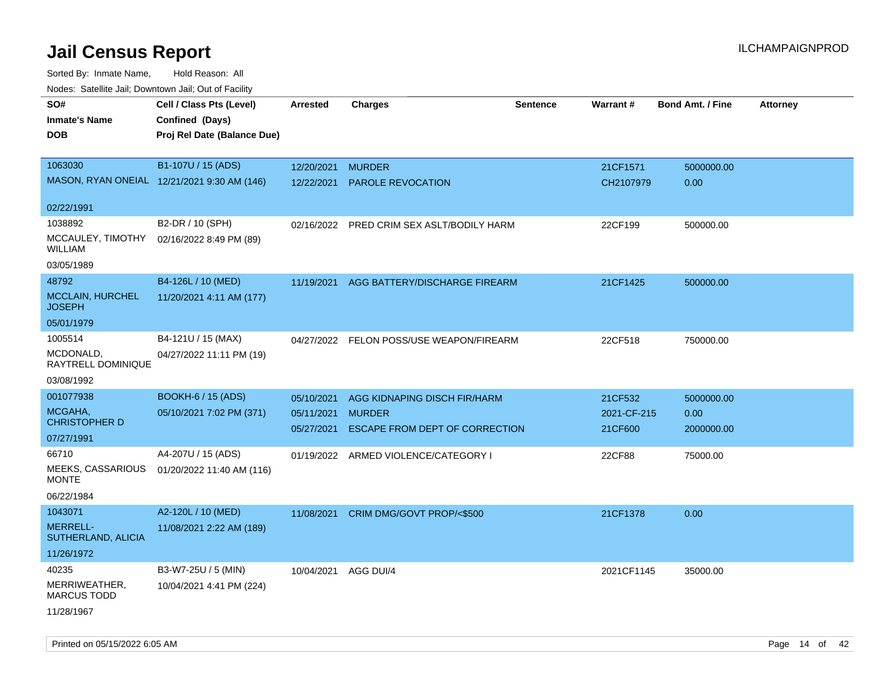# Jail Census Report

Sorted By: Inmate Name, Hold Reason: All

Nodes: Satellite Jail; Downtown Jail; Out of Facility

| SO# / Inmate's Name / DOB | Cell / Class Pts (Level) / Confined (Days) / Proj Rel Date (Balance Due) | Arrested | Charges | Sentence | Warrant # | Bond Amt. / Fine | Attorney |
|---|---|---|---|---|---|---|---|
| 1063030 MASON, RYAN ONEIAL 02/22/1991 | B1-107U / 15 (ADS) 12/21/2021 9:30 AM (146) | 12/20/2021 | MURDER | | 21CF1571 | 5000000.00 | |
| | | 12/22/2021 | PAROLE REVOCATION | | CH2107979 | 0.00 | |
| 1038892 MCCAULEY, TIMOTHY WILLIAM 03/05/1989 | B2-DR / 10 (SPH) 02/16/2022 8:49 PM (89) | 02/16/2022 | PRED CRIM SEX ASLT/BODILY HARM | | 22CF199 | 500000.00 | |
| 48792 MCCLAIN, HURCHEL JOSEPH 05/01/1979 | B4-126L / 10 (MED) 11/20/2021 4:11 AM (177) | 11/19/2021 | AGG BATTERY/DISCHARGE FIREARM | | 21CF1425 | 500000.00 | |
| 1005514 MCDONALD, RAYTRELL DOMINIQUE 03/08/1992 | B4-121U / 15 (MAX) 04/27/2022 11:11 PM (19) | 04/27/2022 | FELON POSS/USE WEAPON/FIREARM | | 22CF518 | 750000.00 | |
| 001077938 MCGAHA, CHRISTOPHER D 07/27/1991 | BOOKH-6 / 15 (ADS) 05/10/2021 7:02 PM (371) | 05/10/2021 | AGG KIDNAPING DISCH FIR/HARM | | 21CF532 | 5000000.00 | |
| | | 05/11/2021 | MURDER | | 2021-CF-215 | 0.00 | |
| | | 05/27/2021 | ESCAPE FROM DEPT OF CORRECTION | | 21CF600 | 2000000.00 | |
| 66710 MEEKS, CASSARIOUS MONTE 06/22/1984 | A4-207U / 15 (ADS) 01/20/2022 11:40 AM (116) | 01/19/2022 | ARMED VIOLENCE/CATEGORY I | | 22CF88 | 75000.00 | |
| 1043071 MERRELL-SUTHERLAND, ALICIA 11/26/1972 | A2-120L / 10 (MED) 11/08/2021 2:22 AM (189) | 11/08/2021 | CRIM DMG/GOVT PROP/<$500 | | 21CF1378 | 0.00 | |
| 40235 MERRIWEATHER, MARCUS TODD 11/28/1967 | B3-W7-25U / 5 (MIN) 10/04/2021 4:41 PM (224) | 10/04/2021 | AGG DUI/4 | | 2021CF1145 | 35000.00 | |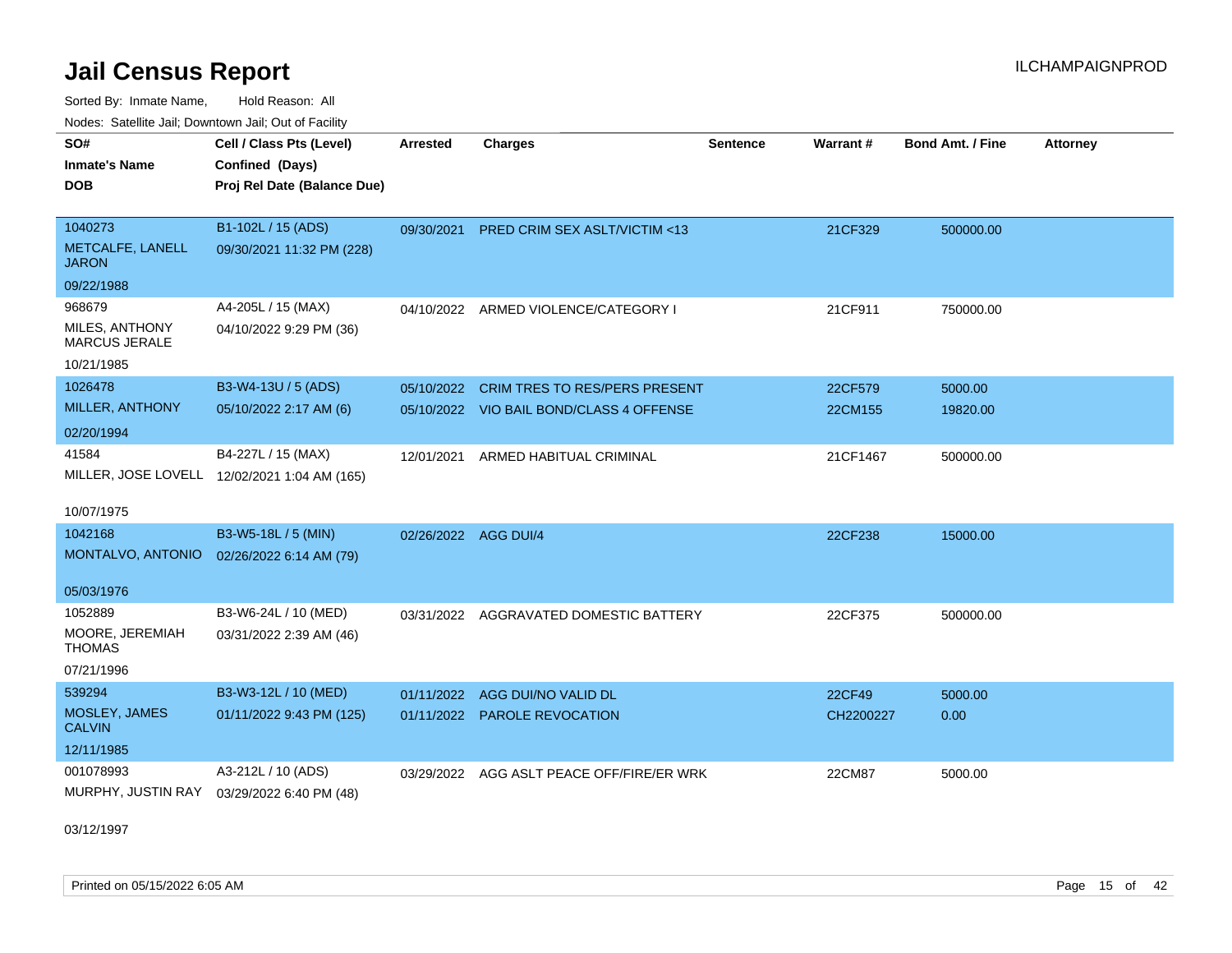# Jail Census Report

ILCHAMPAIGNPROD

Sorted By: Inmate Name, Hold Reason: All

Nodes: Satellite Jail; Downtown Jail; Out of Facility

| SO# / Inmate's Name / DOB | Cell / Class Pts (Level) / Confined (Days) / Proj Rel Date (Balance Due) | Arrested | Charges | Sentence | Warrant # | Bond Amt. / Fine | Attorney |
|---|---|---|---|---|---|---|---|
| 1040273<br>METCALFE, LANELL JARON<br>09/22/1988 | B1-102L / 15 (ADS)<br>09/30/2021 11:32 PM (228) | 09/30/2021 | PRED CRIM SEX ASLT/VICTIM <13 | | 21CF329 | 500000.00 | |
| 968679<br>MILES, ANTHONY MARCUS JERALE<br>10/21/1985 | A4-205L / 15 (MAX)<br>04/10/2022 9:29 PM (36) | 04/10/2022 | ARMED VIOLENCE/CATEGORY I | | 21CF911 | 750000.00 | |
| 1026478<br>MILLER, ANTHONY<br>02/20/1994 | B3-W4-13U / 5 (ADS)<br>05/10/2022 2:17 AM (6) | 05/10/2022 | CRIM TRES TO RES/PERS PRESENT | | 22CF579 | 5000.00 | |
| | | 05/10/2022 | VIO BAIL BOND/CLASS 4 OFFENSE | | 22CM155 | 19820.00 | |
| 41584<br>MILLER, JOSE LOVELL<br>10/07/1975 | B4-227L / 15 (MAX)<br>12/02/2021 1:04 AM (165) | 12/01/2021 | ARMED HABITUAL CRIMINAL | | 21CF1467 | 500000.00 | |
| 1042168<br>MONTALVO, ANTONIO<br>05/03/1976 | B3-W5-18L / 5 (MIN)<br>02/26/2022 6:14 AM (79) | 02/26/2022 | AGG DUI/4 | | 22CF238 | 15000.00 | |
| 1052889<br>MOORE, JEREMIAH THOMAS<br>07/21/1996 | B3-W6-24L / 10 (MED)<br>03/31/2022 2:39 AM (46) | 03/31/2022 | AGGRAVATED DOMESTIC BATTERY | | 22CF375 | 500000.00 | |
| 539294<br>MOSLEY, JAMES CALVIN<br>12/11/1985 | B3-W3-12L / 10 (MED)<br>01/11/2022 9:43 PM (125) | 01/11/2022 | AGG DUI/NO VALID DL | | 22CF49 | 5000.00 | |
| | | 01/11/2022 | PAROLE REVOCATION | | CH2200227 | 0.00 | |
| 001078993<br>MURPHY, JUSTIN RAY<br>03/12/1997 | A3-212L / 10 (ADS)<br>03/29/2022 6:40 PM (48) | 03/29/2022 | AGG ASLT PEACE OFF/FIRE/ER WRK | | 22CM87 | 5000.00 | |

Printed on 05/15/2022 6:05 AM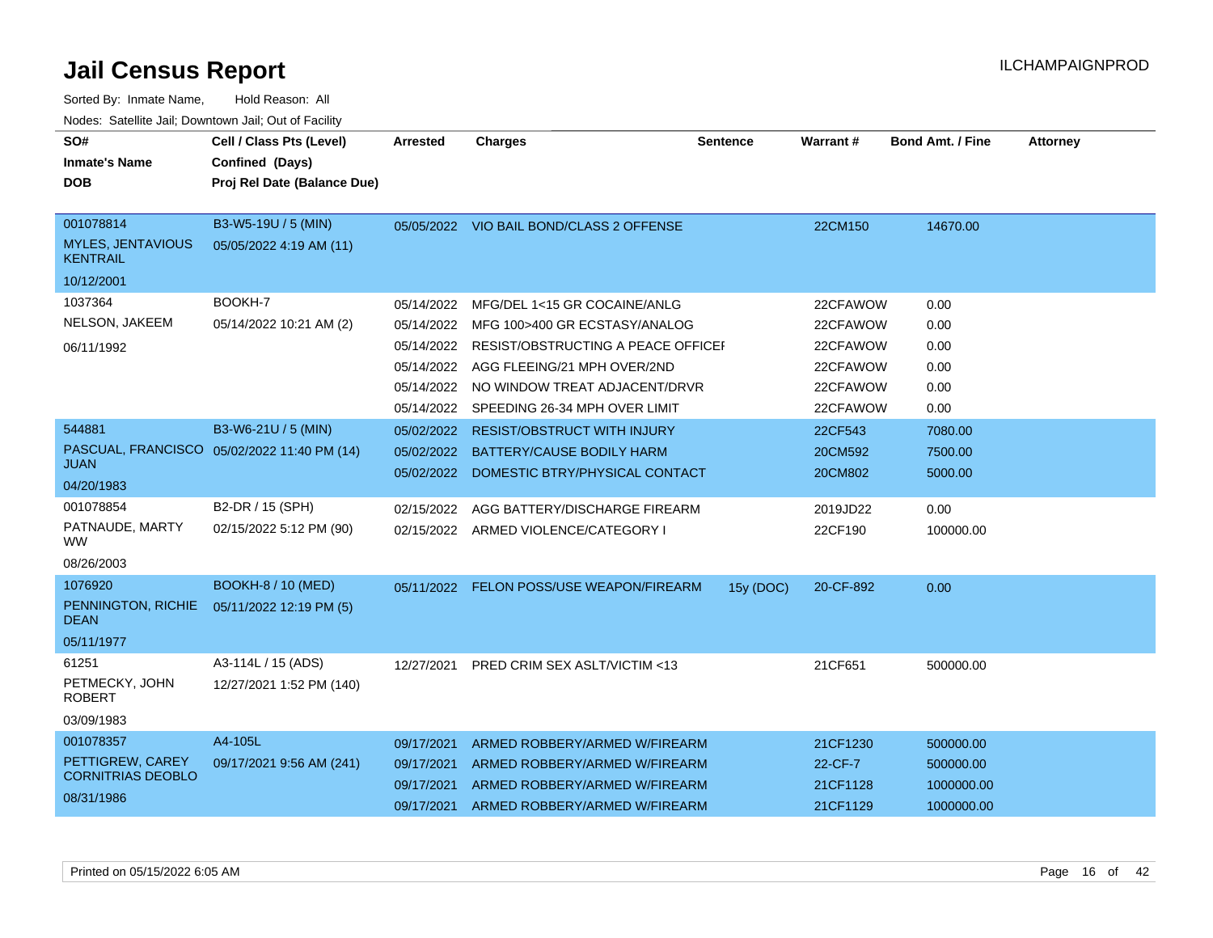# Jail Census Report

ILCHAMPAIGNPROD

Sorted By: Inmate Name, Hold Reason: All

Nodes: Satellite Jail; Downtown Jail; Out of Facility

| SO# / Inmate's Name / DOB | Cell / Class Pts (Level) / Confined (Days) / Proj Rel Date (Balance Due) | Arrested | Charges | Sentence | Warrant # | Bond Amt. / Fine | Attorney |
|---|---|---|---|---|---|---|---|
| 001078814 MYLES, JENTAVIOUS KENTRAIL 10/12/2001 | B3-W5-19U / 5 (MIN) 05/05/2022 4:19 AM (11) | 05/05/2022 | VIO BAIL BOND/CLASS 2 OFFENSE | | 22CM150 | 14670.00 | |
| 1037364 NELSON, JAKEEM 06/11/1992 | BOOKH-7 05/14/2022 10:21 AM (2) | 05/14/2022 | MFG/DEL 1<15 GR COCAINE/ANLG | | 22CFAWOW | 0.00 | |
| | | 05/14/2022 | MFG 100>400 GR ECSTASY/ANALOG | | 22CFAWOW | 0.00 | |
| | | 05/14/2022 | RESIST/OBSTRUCTING A PEACE OFFICEI | | 22CFAWOW | 0.00 | |
| | | 05/14/2022 | AGG FLEEING/21 MPH OVER/2ND | | 22CFAWOW | 0.00 | |
| | | 05/14/2022 | NO WINDOW TREAT ADJACENT/DRVR | | 22CFAWOW | 0.00 | |
| | | 05/14/2022 | SPEEDING 26-34 MPH OVER LIMIT | | 22CFAWOW | 0.00 | |
| 544881 PASCUAL, FRANCISCO JUAN 04/20/1983 | B3-W6-21U / 5 (MIN) 05/02/2022 11:40 PM (14) | 05/02/2022 | RESIST/OBSTRUCT WITH INJURY | | 22CF543 | 7080.00 | |
| | | 05/02/2022 | BATTERY/CAUSE BODILY HARM | | 20CM592 | 7500.00 | |
| | | 05/02/2022 | DOMESTIC BTRY/PHYSICAL CONTACT | | 20CM802 | 5000.00 | |
| 001078854 PATNAUDE, MARTY WW 08/26/2003 | B2-DR / 15 (SPH) 02/15/2022 5:12 PM (90) | 02/15/2022 | AGG BATTERY/DISCHARGE FIREARM | | 2019JD22 | 0.00 | |
| | | 02/15/2022 | ARMED VIOLENCE/CATEGORY I | | 22CF190 | 100000.00 | |
| 1076920 PENNINGTON, RICHIE DEAN 05/11/1977 | BOOKH-8 / 10 (MED) 05/11/2022 12:19 PM (5) | 05/11/2022 | FELON POSS/USE WEAPON/FIREARM | 15y (DOC) | 20-CF-892 | 0.00 | |
| 61251 PETMECKY, JOHN ROBERT 03/09/1983 | A3-114L / 15 (ADS) 12/27/2021 1:52 PM (140) | 12/27/2021 | PRED CRIM SEX ASLT/VICTIM <13 | | 21CF651 | 500000.00 | |
| 001078357 PETTIGREW, CAREY CORNITRIAS DEOBLO 08/31/1986 | A4-105L 09/17/2021 9:56 AM (241) | 09/17/2021 | ARMED ROBBERY/ARMED W/FIREARM | | 21CF1230 | 500000.00 | |
| | | 09/17/2021 | ARMED ROBBERY/ARMED W/FIREARM | | 22-CF-7 | 500000.00 | |
| | | 09/17/2021 | ARMED ROBBERY/ARMED W/FIREARM | | 21CF1128 | 1000000.00 | |
| | | 09/17/2021 | ARMED ROBBERY/ARMED W/FIREARM | | 21CF1129 | 1000000.00 | |

Printed on 05/15/2022 6:05 AM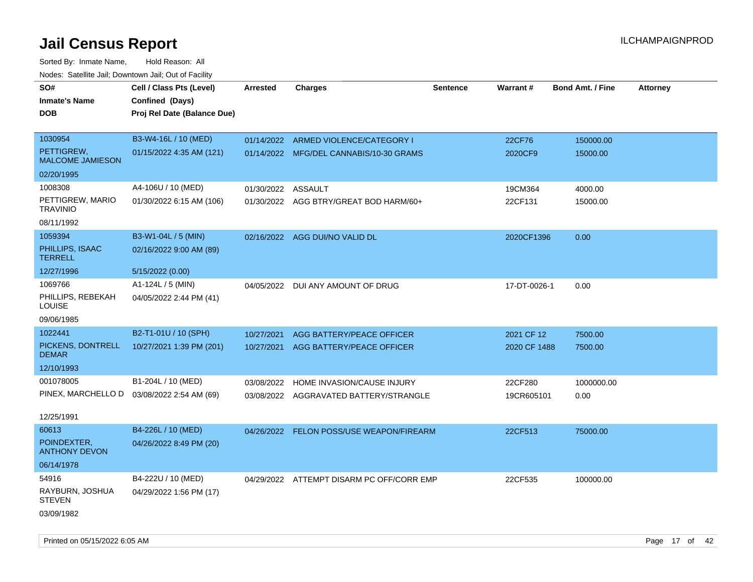# Jail Census Report

ILCHAMPAIGNPROD

Sorted By: Inmate Name, Hold Reason: All

Nodes: Satellite Jail; Downtown Jail; Out of Facility

| SO# / Inmate's Name / DOB | Cell / Class Pts (Level) / Confined (Days) / Proj Rel Date (Balance Due) | Arrested | Charges | Sentence | Warrant # | Bond Amt. / Fine | Attorney |
|---|---|---|---|---|---|---|---|
| 1030954<br>PETTIGREW, MALCOME JAMIESON<br>02/20/1995 | B3-W4-16L / 10 (MED)<br>01/15/2022 4:35 AM (121) | 01/14/2022<br>01/14/2022 | ARMED VIOLENCE/CATEGORY I<br>MFG/DEL CANNABIS/10-30 GRAMS | | 22CF76<br>2020CF9 | 150000.00<br>15000.00 | |
| 1008308<br>PETTIGREW, MARIO TRAVINIO<br>08/11/1992 | A4-106U / 10 (MED)<br>01/30/2022 6:15 AM (106) | 01/30/2022<br>01/30/2022 | ASSAULT<br>AGG BTRY/GREAT BOD HARM/60+ | | 19CM364<br>22CF131 | 4000.00<br>15000.00 | |
| 1059394<br>PHILLIPS, ISAAC TERRELL<br>12/27/1996 | B3-W1-04L / 5 (MIN)<br>02/16/2022 9:00 AM (89)<br>5/15/2022 (0.00) | 02/16/2022 | AGG DUI/NO VALID DL | | 2020CF1396 | 0.00 | |
| 1069766<br>PHILLIPS, REBEKAH LOUISE<br>09/06/1985 | A1-124L / 5 (MIN)<br>04/05/2022 2:44 PM (41) | 04/05/2022 | DUI ANY AMOUNT OF DRUG | | 17-DT-0026-1 | 0.00 | |
| 1022441<br>PICKENS, DONTRELL DEMAR<br>12/10/1993 | B2-T1-01U / 10 (SPH)<br>10/27/2021 1:39 PM (201) | 10/27/2021<br>10/27/2021 | AGG BATTERY/PEACE OFFICER<br>AGG BATTERY/PEACE OFFICER | | 2021 CF 12<br>2020 CF 1488 | 7500.00<br>7500.00 | |
| 001078005<br>PINEX, MARCHELLO D<br>12/25/1991 | B1-204L / 10 (MED)<br>03/08/2022 2:54 AM (69) | 03/08/2022<br>03/08/2022 | HOME INVASION/CAUSE INJURY<br>AGGRAVATED BATTERY/STRANGLE | | 22CF280<br>19CR605101 | 1000000.00<br>0.00 | |
| 60613<br>POINDEXTER, ANTHONY DEVON<br>06/14/1978 | B4-226L / 10 (MED)<br>04/26/2022 8:49 PM (20) | 04/26/2022 | FELON POSS/USE WEAPON/FIREARM | | 22CF513 | 75000.00 | |
| 54916<br>RAYBURN, JOSHUA STEVEN<br>03/09/1982 | B4-222U / 10 (MED)<br>04/29/2022 1:56 PM (17) | 04/29/2022 | ATTEMPT DISARM PC OFF/CORR EMP | | 22CF535 | 100000.00 | |

Printed on 05/15/2022 6:05 AM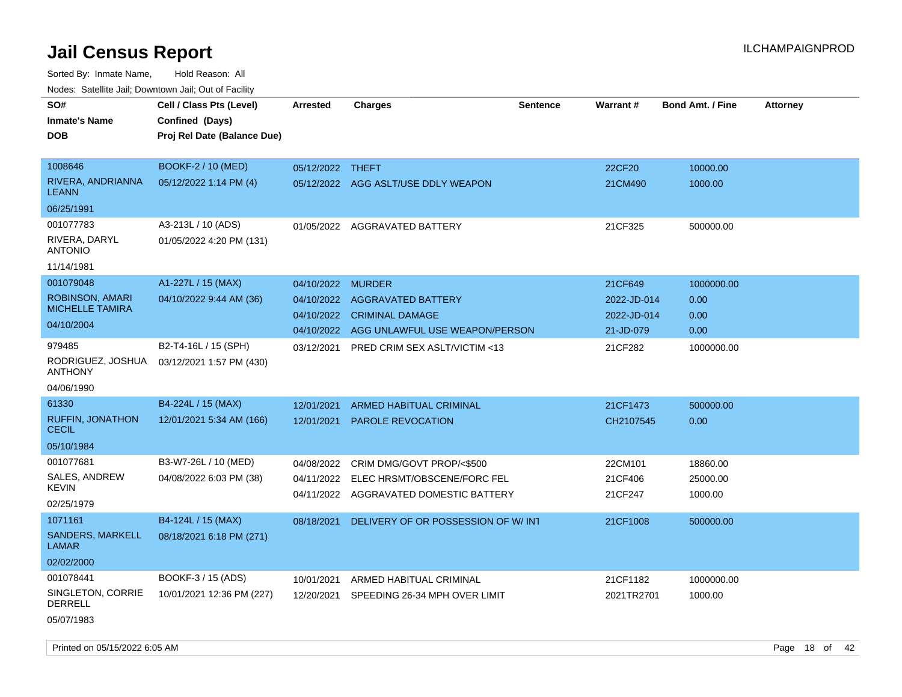# Jail Census Report

ILCHAMPAIGNPROD

Sorted By: Inmate Name, Hold Reason: All

Nodes: Satellite Jail; Downtown Jail; Out of Facility

| SO# / Inmate's Name / DOB | Cell / Class Pts (Level) / Confined (Days) / Proj Rel Date (Balance Due) | Arrested | Charges | Sentence | Warrant # | Bond Amt. / Fine | Attorney |
|---|---|---|---|---|---|---|---|
| 1008646<br>RIVERA, ANDRIANNA LEANN<br>06/25/1991 | BOOKF-2 / 10 (MED)<br>05/12/2022 1:14 PM (4) | 05/12/2022 | THEFT | | 22CF20 | 10000.00 | |
| | | 05/12/2022 | AGG ASLT/USE DDLY WEAPON | | 21CM490 | 1000.00 | |
| 001077783<br>RIVERA, DARYL ANTONIO<br>11/14/1981 | A3-213L / 10 (ADS)<br>01/05/2022 4:20 PM (131) | 01/05/2022 | AGGRAVATED BATTERY | | 21CF325 | 500000.00 | |
| 001079048<br>ROBINSON, AMARI MICHELLE TAMIRA<br>04/10/2004 | A1-227L / 15 (MAX)<br>04/10/2022 9:44 AM (36) | 04/10/2022 | MURDER | | 21CF649 | 1000000.00 | |
| | | 04/10/2022 | AGGRAVATED BATTERY | | 2022-JD-014 | 0.00 | |
| | | 04/10/2022 | CRIMINAL DAMAGE | | 2022-JD-014 | 0.00 | |
| | | 04/10/2022 | AGG UNLAWFUL USE WEAPON/PERSON | | 21-JD-079 | 0.00 | |
| 979485<br>RODRIGUEZ, JOSHUA ANTHONY<br>04/06/1990 | B2-T4-16L / 15 (SPH)<br>03/12/2021 1:57 PM (430) | 03/12/2021 | PRED CRIM SEX ASLT/VICTIM <13 | | 21CF282 | 1000000.00 | |
| 61330<br>RUFFIN, JONATHON CECIL<br>05/10/1984 | B4-224L / 15 (MAX)<br>12/01/2021 5:34 AM (166) | 12/01/2021 | ARMED HABITUAL CRIMINAL | | 21CF1473 | 500000.00 | |
| | | 12/01/2021 | PAROLE REVOCATION | | CH2107545 | 0.00 | |
| 001077681<br>SALES, ANDREW KEVIN<br>02/25/1979 | B3-W7-26L / 10 (MED)<br>04/08/2022 6:03 PM (38) | 04/08/2022 | CRIM DMG/GOVT PROP/<$500 | | 22CM101 | 18860.00 | |
| | | 04/11/2022 | ELEC HRSMT/OBSCENE/FORC FEL | | 21CF406 | 25000.00 | |
| | | 04/11/2022 | AGGRAVATED DOMESTIC BATTERY | | 21CF247 | 1000.00 | |
| 1071161<br>SANDERS, MARKELL LAMAR<br>02/02/2000 | B4-124L / 15 (MAX)<br>08/18/2021 6:18 PM (271) | 08/18/2021 | DELIVERY OF OR POSSESSION OF W/ INT | | 21CF1008 | 500000.00 | |
| 001078441<br>SINGLETON, CORRIE DERRELL<br>05/07/1983 | BOOKF-3 / 15 (ADS)<br>10/01/2021 12:36 PM (227) | 10/01/2021 | ARMED HABITUAL CRIMINAL | | 21CF1182 | 1000000.00 | |
| | | 12/20/2021 | SPEEDING 26-34 MPH OVER LIMIT | | 2021TR2701 | 1000.00 | |

Printed on 05/15/2022 6:05 AM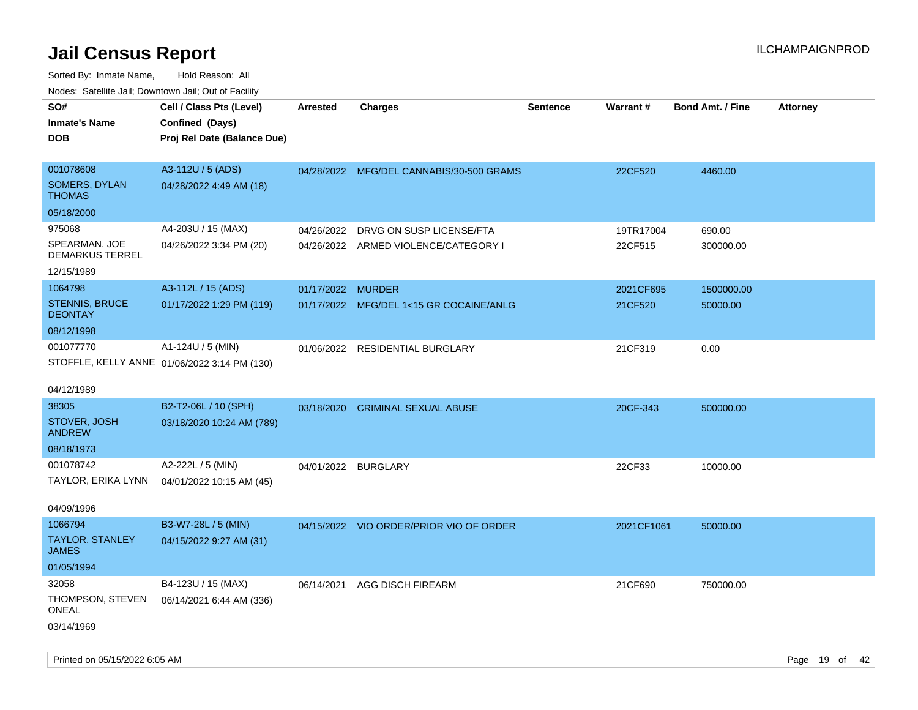# Jail Census Report

ILCHAMPAIGNPROD

Sorted By: Inmate Name, Hold Reason: All

Nodes: Satellite Jail; Downtown Jail; Out of Facility

| SO# / Inmate's Name / DOB | Cell / Class Pts (Level) / Confined (Days) / Proj Rel Date (Balance Due) | Arrested | Charges | Sentence | Warrant # | Bond Amt. / Fine | Attorney |
|---|---|---|---|---|---|---|---|
| 001078608<br>SOMERS, DYLAN THOMAS<br>05/18/2000 | A3-112U / 5 (ADS)<br>04/28/2022 4:49 AM (18) | 04/28/2022 | MFG/DEL CANNABIS/30-500 GRAMS | | 22CF520 | 4460.00 | |
| 975068<br>SPEARMAN, JOE DEMARKUS TERREL<br>12/15/1989 | A4-203U / 15 (MAX)<br>04/26/2022 3:34 PM (20) | 04/26/2022 | DRVG ON SUSP LICENSE/FTA | | 19TR17004 | 690.00 | |
| | | 04/26/2022 | ARMED VIOLENCE/CATEGORY I | | 22CF515 | 300000.00 | |
| 1064798<br>STENNIS, BRUCE DEONTAY<br>08/12/1998 | A3-112L / 15 (ADS)<br>01/17/2022 1:29 PM (119) | 01/17/2022 | MURDER | | 2021CF695 | 1500000.00 | |
| | | 01/17/2022 | MFG/DEL 1<15 GR COCAINE/ANLG | | 21CF520 | 50000.00 | |
| 001077770<br>STOFFLE, KELLY ANNE<br>04/12/1989 | A1-124U / 5 (MIN)<br>01/06/2022 3:14 PM (130) | 01/06/2022 | RESIDENTIAL BURGLARY | | 21CF319 | 0.00 | |
| 38305<br>STOVER, JOSH ANDREW<br>08/18/1973 | B2-T2-06L / 10 (SPH)<br>03/18/2020 10:24 AM (789) | 03/18/2020 | CRIMINAL SEXUAL ABUSE | | 20CF-343 | 500000.00 | |
| 001078742<br>TAYLOR, ERIKA LYNN<br>04/09/1996 | A2-222L / 5 (MIN)<br>04/01/2022 10:15 AM (45) | 04/01/2022 | BURGLARY | | 22CF33 | 10000.00 | |
| 1066794<br>TAYLOR, STANLEY JAMES<br>01/05/1994 | B3-W7-28L / 5 (MIN)<br>04/15/2022 9:27 AM (31) | 04/15/2022 | VIO ORDER/PRIOR VIO OF ORDER | | 2021CF1061 | 50000.00 | |
| 32058<br>THOMPSON, STEVEN ONEAL<br>03/14/1969 | B4-123U / 15 (MAX)<br>06/14/2021 6:44 AM (336) | 06/14/2021 | AGG DISCH FIREARM | | 21CF690 | 750000.00 | |

Printed on 05/15/2022 6:05 AM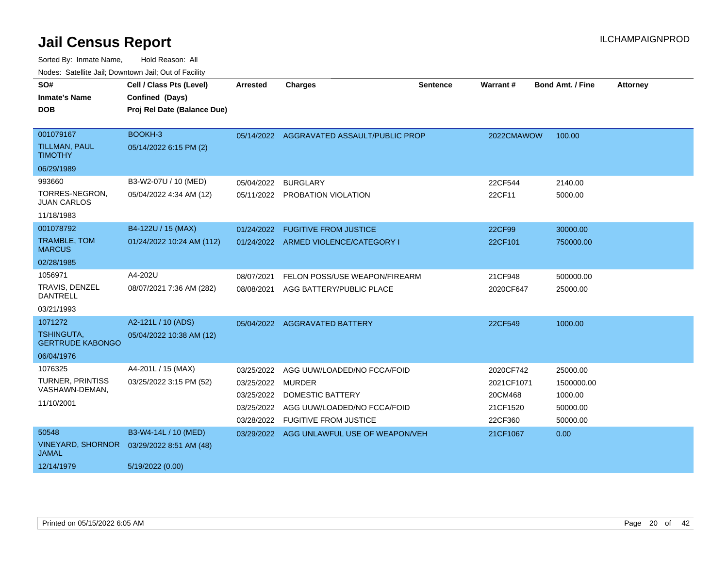# Jail Census Report

ILCHAMPAIGNPROD

Sorted By: Inmate Name, Hold Reason: All

Nodes: Satellite Jail; Downtown Jail; Out of Facility

| SO# / Inmate's Name / DOB | Cell / Class Pts (Level) / Confined (Days) / Proj Rel Date (Balance Due) | Arrested | Charges | Sentence | Warrant # | Bond Amt. / Fine | Attorney |
|---|---|---|---|---|---|---|---|
| 001079167 TILLMAN, PAUL TIMOTHY 06/29/1989 | BOOKH-3 05/14/2022 6:15 PM (2) | 05/14/2022 | AGGRAVATED ASSAULT/PUBLIC PROP | | 2022CMAWOW | 100.00 | |
| 993660 TORRES-NEGRON, JUAN CARLOS 11/18/1983 | B3-W2-07U / 10 (MED) 05/04/2022 4:34 AM (12) | 05/04/2022 | BURGLARY | | 22CF544 | 2140.00 | |
| | | 05/11/2022 | PROBATION VIOLATION | | 22CF11 | 5000.00 | |
| 001078792 TRAMBLE, TOM MARCUS 02/28/1985 | B4-122U / 15 (MAX) 01/24/2022 10:24 AM (112) | 01/24/2022 | FUGITIVE FROM JUSTICE | | 22CF99 | 30000.00 | |
| | | 01/24/2022 | ARMED VIOLENCE/CATEGORY I | | 22CF101 | 750000.00 | |
| 1056971 TRAVIS, DENZEL DANTRELL 03/21/1993 | A4-202U 08/07/2021 7:36 AM (282) | 08/07/2021 | FELON POSS/USE WEAPON/FIREARM | | 21CF948 | 500000.00 | |
| | | 08/08/2021 | AGG BATTERY/PUBLIC PLACE | | 2020CF647 | 25000.00 | |
| 1071272 TSHINGUTA, GERTRUDE KABONGO 06/04/1976 | A2-121L / 10 (ADS) 05/04/2022 10:38 AM (12) | 05/04/2022 | AGGRAVATED BATTERY | | 22CF549 | 1000.00 | |
| 1076325 TURNER, PRINTISS VASHAWN-DEMAN, 11/10/2001 | A4-201L / 15 (MAX) 03/25/2022 3:15 PM (52) | 03/25/2022 | AGG UUW/LOADED/NO FCCA/FOID | | 2020CF742 | 25000.00 | |
| | | 03/25/2022 | MURDER | | 2021CF1071 | 1500000.00 | |
| | | 03/25/2022 | DOMESTIC BATTERY | | 20CM468 | 1000.00 | |
| | | 03/25/2022 | AGG UUW/LOADED/NO FCCA/FOID | | 21CF1520 | 50000.00 | |
| | | 03/28/2022 | FUGITIVE FROM JUSTICE | | 22CF360 | 50000.00 | |
| 50548 VINEYARD, SHORNOR JAMAL 12/14/1979 | B3-W4-14L / 10 (MED) 03/29/2022 8:51 AM (48) 5/19/2022 (0.00) | 03/29/2022 | AGG UNLAWFUL USE OF WEAPON/VEH | | 21CF1067 | 0.00 | |

Printed on 05/15/2022 6:05 AM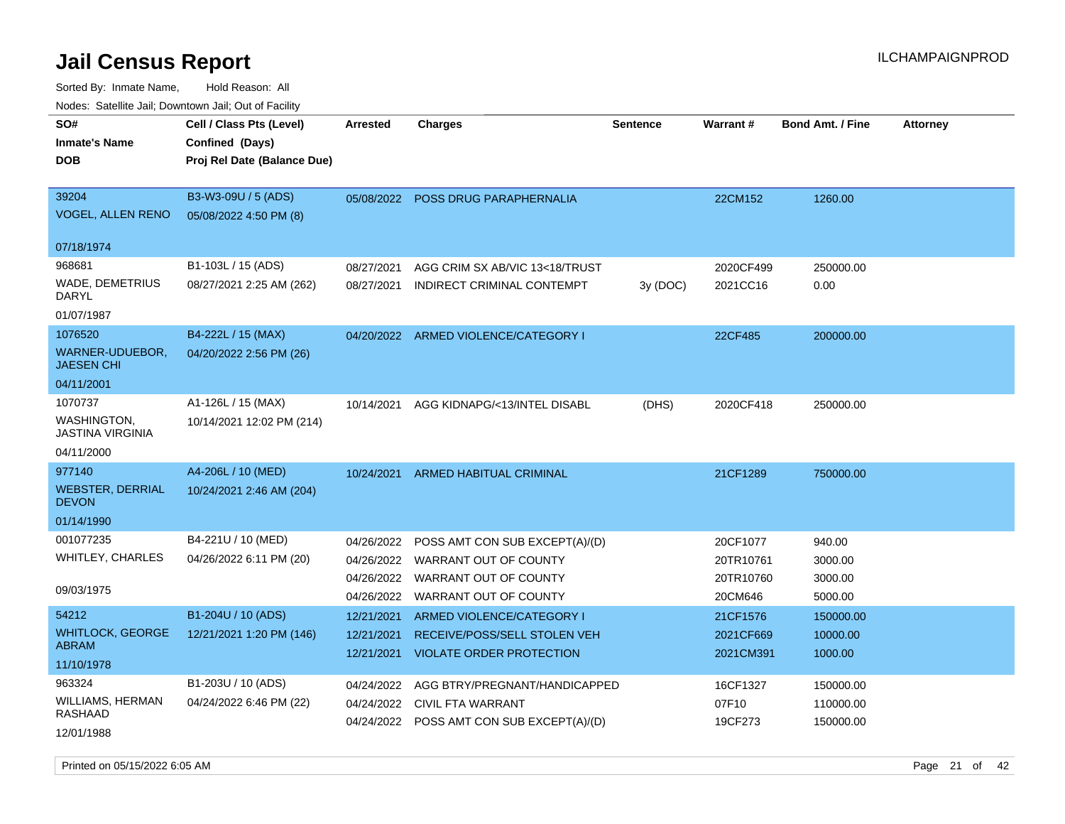# Jail Census Report

Sorted By: Inmate Name, Hold Reason: All

Nodes: Satellite Jail; Downtown Jail; Out of Facility

| SO# / Inmate's Name / DOB | Cell / Class Pts (Level) / Confined (Days) / Proj Rel Date (Balance Due) | Arrested | Charges | Sentence | Warrant # | Bond Amt. / Fine | Attorney |
|---|---|---|---|---|---|---|---|
| 39204 VOGEL, ALLEN RENO 07/18/1974 | B3-W3-09U / 5 (ADS) 05/08/2022 4:50 PM (8) | 05/08/2022 | POSS DRUG PARAPHERNALIA | | 22CM152 | 1260.00 | |
| 968681 WADE, DEMETRIUS DARYL 01/07/1987 | B1-103L / 15 (ADS) 08/27/2021 2:25 AM (262) | 08/27/2021 | AGG CRIM SX AB/VIC 13<18/TRUST | | 2020CF499 | 250000.00 | |
| | | 08/27/2021 | INDIRECT CRIMINAL CONTEMPT | 3y (DOC) | 2021CC16 | 0.00 | |
| 1076520 WARNER-UDUEBOR, JAESEN CHI 04/11/2001 | B4-222L / 15 (MAX) 04/20/2022 2:56 PM (26) | 04/20/2022 | ARMED VIOLENCE/CATEGORY I | | 22CF485 | 200000.00 | |
| 1070737 WASHINGTON, JASTINA VIRGINIA 04/11/2000 | A1-126L / 15 (MAX) 10/14/2021 12:02 PM (214) | 10/14/2021 | AGG KIDNAPG/<13/INTEL DISABL | (DHS) | 2020CF418 | 250000.00 | |
| 977140 WEBSTER, DERRIAL DEVON 01/14/1990 | A4-206L / 10 (MED) 10/24/2021 2:46 AM (204) | 10/24/2021 | ARMED HABITUAL CRIMINAL | | 21CF1289 | 750000.00 | |
| 001077235 WHITLEY, CHARLES 09/03/1975 | B4-221U / 10 (MED) 04/26/2022 6:11 PM (20) | 04/26/2022 | POSS AMT CON SUB EXCEPT(A)/(D) | | 20CF1077 | 940.00 | |
| | | 04/26/2022 | WARRANT OUT OF COUNTY | | 20TR10761 | 3000.00 | |
| | | 04/26/2022 | WARRANT OUT OF COUNTY | | 20TR10760 | 3000.00 | |
| | | 04/26/2022 | WARRANT OUT OF COUNTY | | 20CM646 | 5000.00 | |
| 54212 WHITLOCK, GEORGE ABRAM 11/10/1978 | B1-204U / 10 (ADS) 12/21/2021 1:20 PM (146) | 12/21/2021 | ARMED VIOLENCE/CATEGORY I | | 21CF1576 | 150000.00 | |
| | | 12/21/2021 | RECEIVE/POSS/SELL STOLEN VEH | | 2021CF669 | 10000.00 | |
| | | 12/21/2021 | VIOLATE ORDER PROTECTION | | 2021CM391 | 1000.00 | |
| 963324 WILLIAMS, HERMAN RASHAAD 12/01/1988 | B1-203U / 10 (ADS) 04/24/2022 6:46 PM (22) | 04/24/2022 | AGG BTRY/PREGNANT/HANDICAPPED | | 16CF1327 | 150000.00 | |
| | | 04/24/2022 | CIVIL FTA WARRANT | | 07F10 | 110000.00 | |
| | | 04/24/2022 | POSS AMT CON SUB EXCEPT(A)/(D) | | 19CF273 | 150000.00 | |

Printed on 05/15/2022 6:05 AM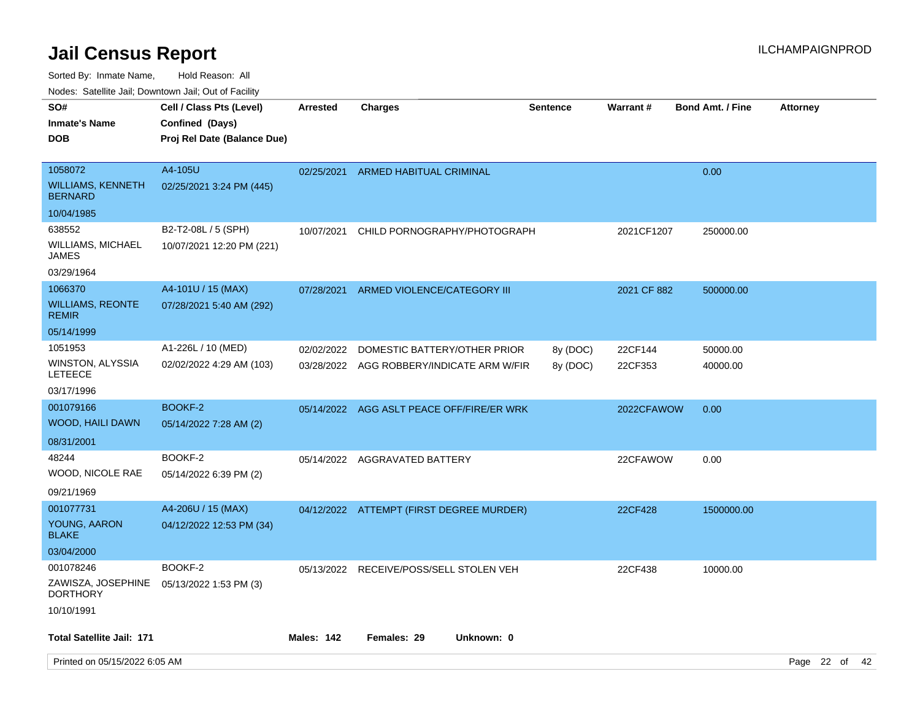# Jail Census Report

ILCHAMPAIGNPROD

Sorted By: Inmate Name, Hold Reason: All

Nodes: Satellite Jail; Downtown Jail; Out of Facility

| SO# / Inmate's Name / DOB | Cell / Class Pts (Level) / Confined (Days) / Proj Rel Date (Balance Due) | Arrested | Charges | Sentence | Warrant # | Bond Amt. / Fine | Attorney |
|---|---|---|---|---|---|---|---|
| 1058072<br>WILLIAMS, KENNETH BERNARD<br>10/04/1985 | A4-105U<br>02/25/2021 3:24 PM (445) | 02/25/2021 | ARMED HABITUAL CRIMINAL | | | 0.00 | |
| 638552<br>WILLIAMS, MICHAEL JAMES<br>03/29/1964 | B2-T2-08L / 5 (SPH)<br>10/07/2021 12:20 PM (221) | 10/07/2021 | CHILD PORNOGRAPHY/PHOTOGRAPH | | 2021CF1207 | 250000.00 | |
| 1066370<br>WILLIAMS, REONTE REMIR<br>05/14/1999 | A4-101U / 15 (MAX)<br>07/28/2021 5:40 AM (292) | 07/28/2021 | ARMED VIOLENCE/CATEGORY III | | 2021 CF 882 | 500000.00 | |
| 1051953<br>WINSTON, ALYSSIA LETEECE<br>03/17/1996 | A1-226L / 10 (MED)<br>02/02/2022 4:29 AM (103) | 02/02/2022<br>03/28/2022 | DOMESTIC BATTERY/OTHER PRIOR<br>AGG ROBBERY/INDICATE ARM W/FIR | 8y (DOC)<br>8y (DOC) | 22CF144<br>22CF353 | 50000.00<br>40000.00 | |
| 001079166<br>WOOD, HAILI DAWN<br>08/31/2001 | BOOKF-2<br>05/14/2022 7:28 AM (2) | 05/14/2022 | AGG ASLT PEACE OFF/FIRE/ER WRK | | 2022CFAWOW | 0.00 | |
| 48244<br>WOOD, NICOLE RAE<br>09/21/1969 | BOOKF-2<br>05/14/2022 6:39 PM (2) | 05/14/2022 | AGGRAVATED BATTERY | | 22CFAWOW | 0.00 | |
| 001077731<br>YOUNG, AARON BLAKE<br>03/04/2000 | A4-206U / 15 (MAX)<br>04/12/2022 12:53 PM (34) | 04/12/2022 | ATTEMPT (FIRST DEGREE MURDER) | | 22CF428 | 1500000.00 | |
| 001078246<br>ZAWISZA, JOSEPHINE DORTHORY<br>10/10/1991 | BOOKF-2<br>05/13/2022 1:53 PM (3) | 05/13/2022 | RECEIVE/POSS/SELL STOLEN VEH | | 22CF438 | 10000.00 | |

**Total Satellite Jail: 171** **Males: 142** **Females: 29** **Unknown: 0**

Printed on 05/15/2022 6:05 AM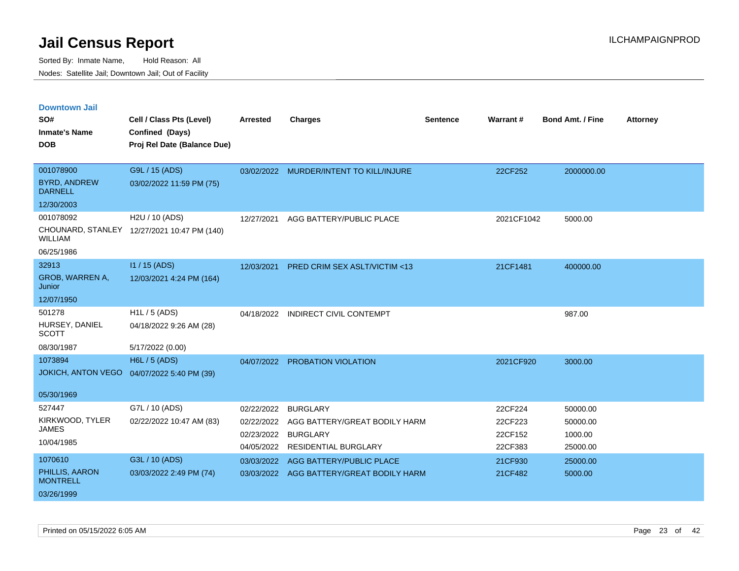# Jail Census Report

Sorted By: Inmate Name, Hold Reason: All

Nodes: Satellite Jail; Downtown Jail; Out of Facility

ILCHAMPAIGNPROD

## Downtown Jail

| SO# / Inmate's Name / DOB | Cell / Class Pts (Level) / Confined (Days) / Proj Rel Date (Balance Due) | Arrested | Charges | Sentence | Warrant # | Bond Amt. / Fine | Attorney |
|---|---|---|---|---|---|---|---|
| 001078900<br>BYRD, ANDREW DARNELL<br>12/30/2003 | G9L / 15 (ADS)<br>03/02/2022 11:59 PM (75) | 03/02/2022 | MURDER/INTENT TO KILL/INJURE | | 22CF252 | 2000000.00 | |
| 001078092<br>CHOUNARD, STANLEY WILLIAM<br>06/25/1986 | H2U / 10 (ADS)<br>12/27/2021 10:47 PM (140) | 12/27/2021 | AGG BATTERY/PUBLIC PLACE | | 2021CF1042 | 5000.00 | |
| 32913<br>GROB, WARREN A, Junior<br>12/07/1950 | I1 / 15 (ADS)<br>12/03/2021 4:24 PM (164) | 12/03/2021 | PRED CRIM SEX ASLT/VICTIM <13 | | 21CF1481 | 400000.00 | |
| 501278<br>HURSEY, DANIEL SCOTT<br>08/30/1987 | H1L / 5 (ADS)<br>04/18/2022 9:26 AM (28)<br>5/17/2022 (0.00) | 04/18/2022 | INDIRECT CIVIL CONTEMPT | | | 987.00 | |
| 1073894<br>JOKICH, ANTON VEGO<br>05/30/1969 | H6L / 5 (ADS)<br>04/07/2022 5:40 PM (39) | 04/07/2022 | PROBATION VIOLATION | | 2021CF920 | 3000.00 | |
| 527447<br>KIRKWOOD, TYLER JAMES<br>10/04/1985 | G7L / 10 (ADS)<br>02/22/2022 10:47 AM (83) | 02/22/2022 | BURGLARY | | 22CF224 | 50000.00 | |
| | | 02/22/2022 | AGG BATTERY/GREAT BODILY HARM | | 22CF223 | 50000.00 | |
| | | 02/23/2022 | BURGLARY | | 22CF152 | 1000.00 | |
| | | 04/05/2022 | RESIDENTIAL BURGLARY | | 22CF383 | 25000.00 | |
| 1070610<br>PHILLIS, AARON MONTRELL<br>03/26/1999 | G3L / 10 (ADS)<br>03/03/2022 2:49 PM (74) | 03/03/2022 | AGG BATTERY/PUBLIC PLACE | | 21CF930 | 25000.00 | |
| | | 03/03/2022 | AGG BATTERY/GREAT BODILY HARM | | 21CF482 | 5000.00 | |

Printed on 05/15/2022 6:05 AM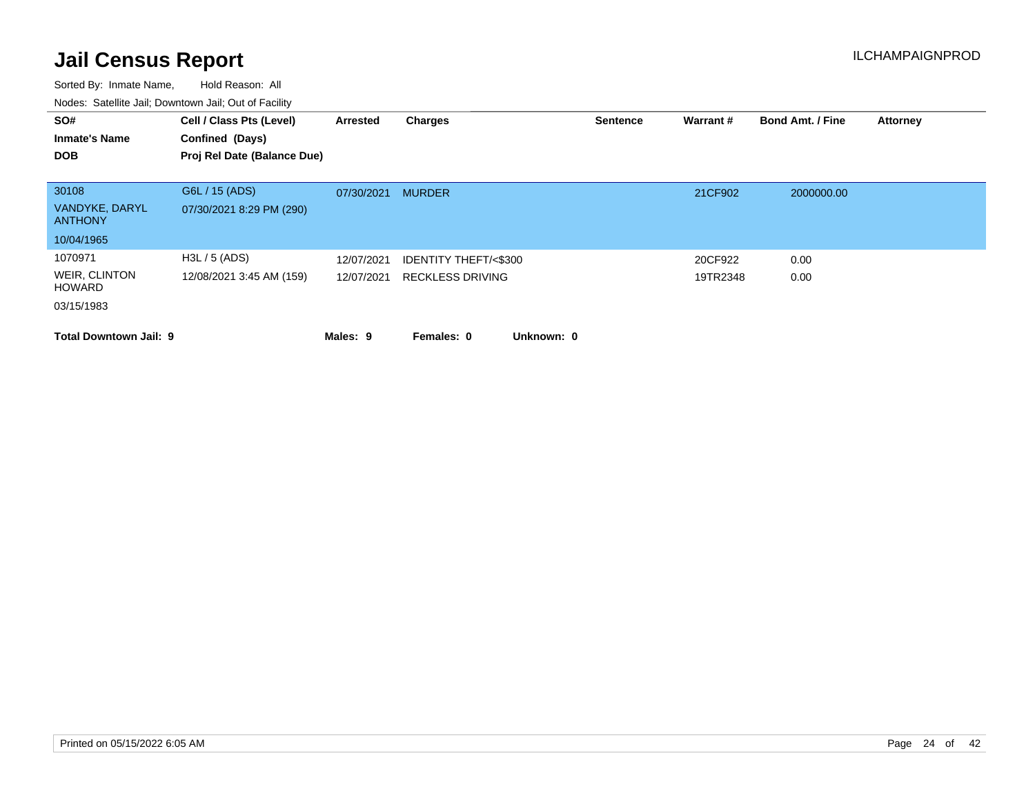# Jail Census Report

ILCHAMPAIGNPROD

Sorted By: Inmate Name, Hold Reason: All

Nodes: Satellite Jail; Downtown Jail; Out of Facility

| SO# / Inmate's Name / DOB | Cell / Class Pts (Level) / Confined (Days) / Proj Rel Date (Balance Due) | Arrested | Charges | Sentence | Warrant # | Bond Amt. / Fine | Attorney |
|---|---|---|---|---|---|---|---|
| 30108<br>VANDYKE, DARYL ANTHONY<br>10/04/1965 | G6L / 15 (ADS)<br>07/30/2021 8:29 PM (290) | 07/30/2021 | MURDER | | 21CF902 | 2000000.00 | |
| 1070971<br>WEIR, CLINTON HOWARD<br>03/15/1983 | H3L / 5 (ADS)<br>12/08/2021 3:45 AM (159) | 12/07/2021 | IDENTITY THEFT/<$300 | | 20CF922 | 0.00 | |
| | | 12/07/2021 | RECKLESS DRIVING | | 19TR2348 | 0.00 | |

**Total Downtown Jail: 9** **Males: 9** **Females: 0** **Unknown: 0**

Printed on 05/15/2022 6:05 AM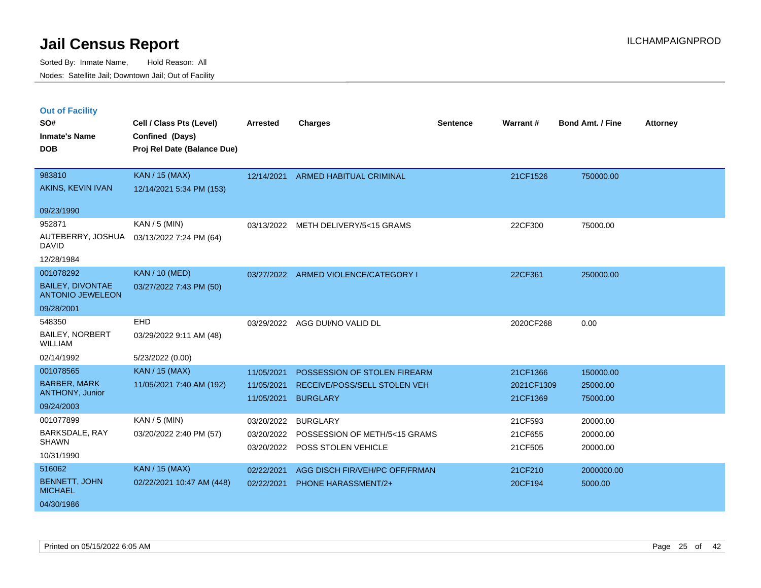# Jail Census Report

Sorted By: Inmate Name, Hold Reason: All

Nodes: Satellite Jail; Downtown Jail; Out of Facility

## Out of Facility

| SO# / Inmate's Name / DOB | Cell / Class Pts (Level) / Confined (Days) / Proj Rel Date (Balance Due) | Arrested | Charges | Sentence | Warrant # | Bond Amt. / Fine | Attorney |
|---|---|---|---|---|---|---|---|
| 983810<br>AKINS, KEVIN IVAN<br>09/23/1990 | KAN / 15 (MAX)<br>12/14/2021 5:34 PM (153) | 12/14/2021 | ARMED HABITUAL CRIMINAL | | 21CF1526 | 750000.00 | |
| 952871<br>AUTEBERRY, JOSHUA DAVID<br>12/28/1984 | KAN / 5 (MIN)<br>03/13/2022 7:24 PM (64) | 03/13/2022 | METH DELIVERY/5<15 GRAMS | | 22CF300 | 75000.00 | |
| 001078292<br>BAILEY, DIVONTAE ANTONIO JEWELEON<br>09/28/2001 | KAN / 10 (MED)<br>03/27/2022 7:43 PM (50) | 03/27/2022 | ARMED VIOLENCE/CATEGORY I | | 22CF361 | 250000.00 | |
| 548350<br>BAILEY, NORBERT WILLIAM<br>02/14/1992 | EHD<br>03/29/2022 9:11 AM (48)<br>5/23/2022 (0.00) | 03/29/2022 | AGG DUI/NO VALID DL | | 2020CF268 | 0.00 | |
| 001078565<br>BARBER, MARK ANTHONY, Junior<br>09/24/2003 | KAN / 15 (MAX)<br>11/05/2021 7:40 AM (192) | 11/05/2021<br>11/05/2021<br>11/05/2021 | POSSESSION OF STOLEN FIREARM<br>RECEIVE/POSS/SELL STOLEN VEH<br>BURGLARY | | 21CF1366<br>2021CF1309<br>21CF1369 | 150000.00<br>25000.00<br>75000.00 | |
| 001077899<br>BARKSDALE, RAY SHAWN<br>10/31/1990 | KAN / 5 (MIN)<br>03/20/2022 2:40 PM (57) | 03/20/2022<br>03/20/2022<br>03/20/2022 | BURGLARY<br>POSSESSION OF METH/5<15 GRAMS<br>POSS STOLEN VEHICLE | | 21CF593<br>21CF655<br>21CF505 | 20000.00<br>20000.00<br>20000.00 | |
| 516062<br>BENNETT, JOHN MICHAEL<br>04/30/1986 | KAN / 15 (MAX)<br>02/22/2021 10:47 AM (448) | 02/22/2021<br>02/22/2021 | AGG DISCH FIR/VEH/PC OFF/FRMAN<br>PHONE HARASSMENT/2+ | | 21CF210<br>20CF194 | 2000000.00<br>5000.00 | |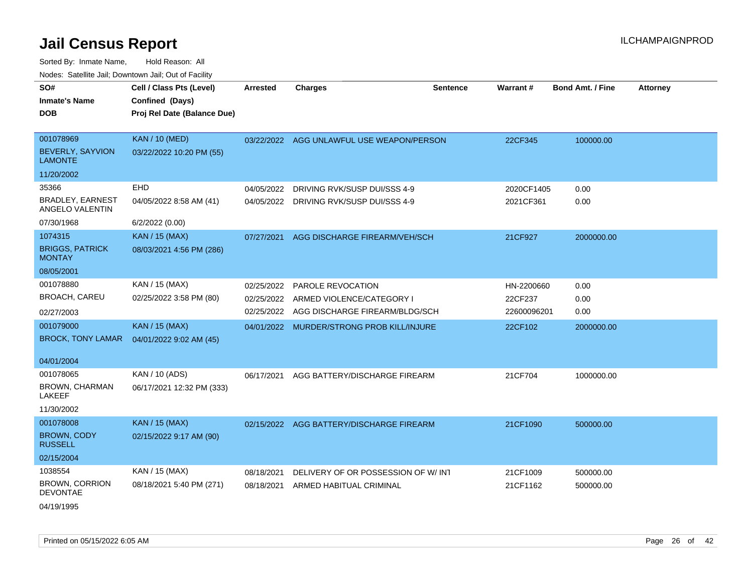# Jail Census Report

Sorted By: Inmate Name, Hold Reason: All

Nodes: Satellite Jail; Downtown Jail; Out of Facility

| SO# / Inmate's Name / DOB | Cell / Class Pts (Level) / Confined (Days) / Proj Rel Date (Balance Due) | Arrested | Charges | Sentence | Warrant # | Bond Amt. / Fine | Attorney |
|---|---|---|---|---|---|---|---|
| 001078969<br>BEVERLY, SAYVION LAMONTE<br>11/20/2002 | KAN / 10 (MED)<br>03/22/2022 10:20 PM (55) | 03/22/2022 | AGG UNLAWFUL USE WEAPON/PERSON | | 22CF345 | 100000.00 | |
| 35366<br>BRADLEY, EARNEST ANGELO VALENTIN<br>07/30/1968 | EHD<br>04/05/2022 8:58 AM (41)<br>6/2/2022 (0.00) | 04/05/2022<br>04/05/2022 | DRIVING RVK/SUSP DUI/SSS 4-9<br>DRIVING RVK/SUSP DUI/SSS 4-9 | | 2020CF1405<br>2021CF361 | 0.00<br>0.00 | |
| 1074315<br>BRIGGS, PATRICK MONTAY<br>08/05/2001 | KAN / 15 (MAX)<br>08/03/2021 4:56 PM (286) | 07/27/2021 | AGG DISCHARGE FIREARM/VEH/SCH | | 21CF927 | 2000000.00 | |
| 001078880<br>BROACH, CAREU<br>02/27/2003 | KAN / 15 (MAX)<br>02/25/2022 3:58 PM (80) | 02/25/2022<br>02/25/2022<br>02/25/2022 | PAROLE REVOCATION<br>ARMED VIOLENCE/CATEGORY I<br>AGG DISCHARGE FIREARM/BLDG/SCH | | HN-2200660<br>22CF237<br>22600096201 | 0.00<br>0.00<br>0.00 | |
| 001079000<br>BROCK, TONY LAMAR<br>04/01/2004 | KAN / 15 (MAX)<br>04/01/2022 9:02 AM (45) | 04/01/2022 | MURDER/STRONG PROB KILL/INJURE | | 22CF102 | 2000000.00 | |
| 001078065<br>BROWN, CHARMAN LAKEEF<br>11/30/2002 | KAN / 10 (ADS)<br>06/17/2021 12:32 PM (333) | 06/17/2021 | AGG BATTERY/DISCHARGE FIREARM | | 21CF704 | 1000000.00 | |
| 001078008<br>BROWN, CODY RUSSELL<br>02/15/2004 | KAN / 15 (MAX)<br>02/15/2022 9:17 AM (90) | 02/15/2022 | AGG BATTERY/DISCHARGE FIREARM | | 21CF1090 | 500000.00 | |
| 1038554<br>BROWN, CORRION DEVONTAE<br>04/19/1995 | KAN / 15 (MAX)<br>08/18/2021 5:40 PM (271) | 08/18/2021<br>08/18/2021 | DELIVERY OF OR POSSESSION OF W/ INT<br>ARMED HABITUAL CRIMINAL | | 21CF1009<br>21CF1162 | 500000.00<br>500000.00 | |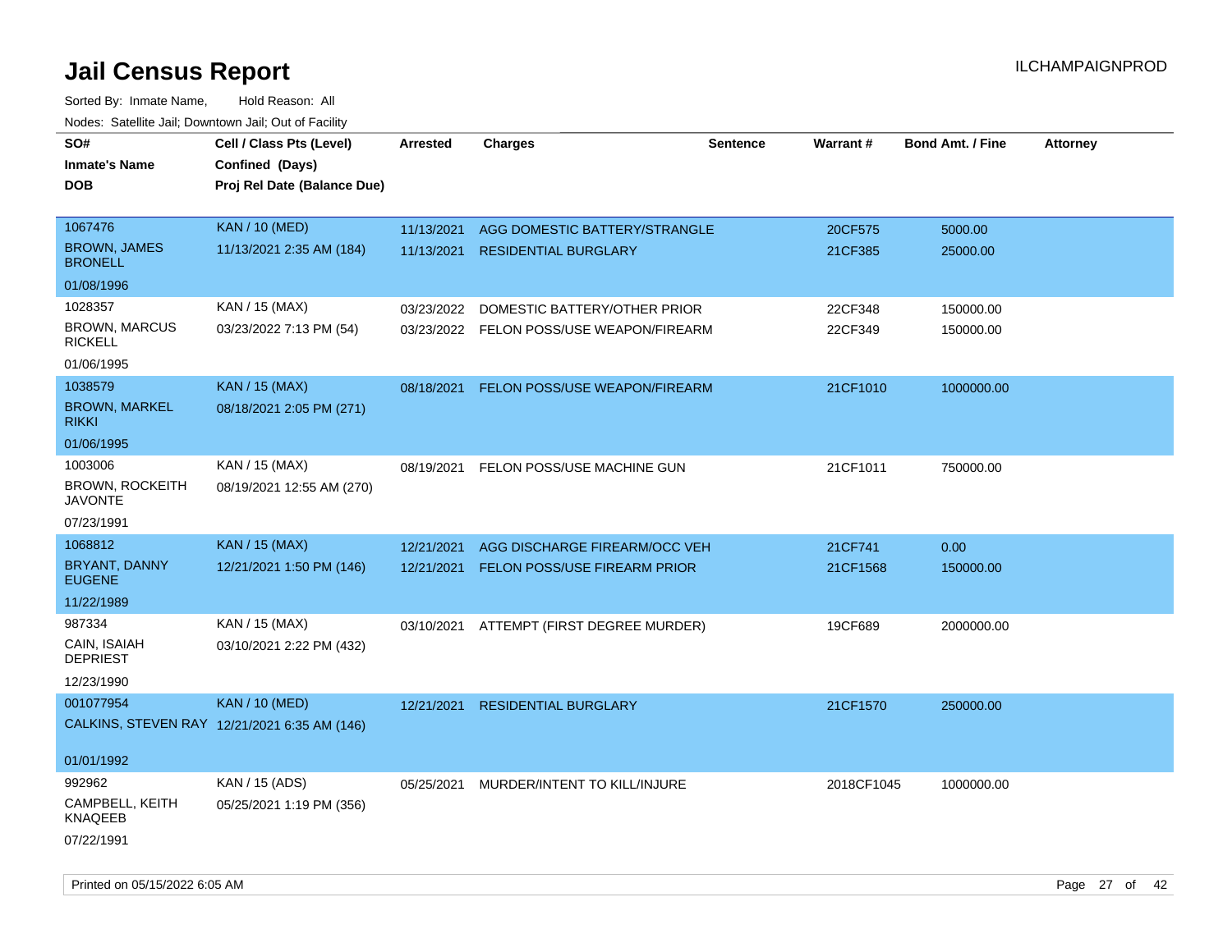# Jail Census Report

ILCHAMPAIGNPROD

Sorted By: Inmate Name, Hold Reason: All

Nodes: Satellite Jail; Downtown Jail; Out of Facility

| SO# / Inmate's Name / DOB | Cell / Class Pts (Level) / Confined (Days) / Proj Rel Date (Balance Due) | Arrested | Charges | Sentence | Warrant # | Bond Amt. / Fine | Attorney |
|---|---|---|---|---|---|---|---|
| 1067476<br>BROWN, JAMES BRONELL<br>01/08/1996 | KAN / 10 (MED)<br>11/13/2021 2:35 AM (184) | 11/13/2021<br>11/13/2021 | AGG DOMESTIC BATTERY/STRANGLE<br>RESIDENTIAL BURGLARY | | 20CF575<br>21CF385 | 5000.00<br>25000.00 | |
| 1028357<br>BROWN, MARCUS RICKELL<br>01/06/1995 | KAN / 15 (MAX)<br>03/23/2022 7:13 PM (54) | 03/23/2022<br>03/23/2022 | DOMESTIC BATTERY/OTHER PRIOR<br>FELON POSS/USE WEAPON/FIREARM | | 22CF348<br>22CF349 | 150000.00<br>150000.00 | |
| 1038579<br>BROWN, MARKEL RIKKI<br>01/06/1995 | KAN / 15 (MAX)<br>08/18/2021 2:05 PM (271) | 08/18/2021 | FELON POSS/USE WEAPON/FIREARM | | 21CF1010 | 1000000.00 | |
| 1003006<br>BROWN, ROCKEITH JAVONTE<br>07/23/1991 | KAN / 15 (MAX)<br>08/19/2021 12:55 AM (270) | 08/19/2021 | FELON POSS/USE MACHINE GUN | | 21CF1011 | 750000.00 | |
| 1068812<br>BRYANT, DANNY EUGENE<br>11/22/1989 | KAN / 15 (MAX)<br>12/21/2021 1:50 PM (146) | 12/21/2021<br>12/21/2021 | AGG DISCHARGE FIREARM/OCC VEH<br>FELON POSS/USE FIREARM PRIOR | | 21CF741<br>21CF1568 | 0.00<br>150000.00 | |
| 987334<br>CAIN, ISAIAH DEPRIEST<br>12/23/1990 | KAN / 15 (MAX)<br>03/10/2021 2:22 PM (432) | 03/10/2021 | ATTEMPT (FIRST DEGREE MURDER) | | 19CF689 | 2000000.00 | |
| 001077954<br>CALKINS, STEVEN RAY<br>01/01/1992 | KAN / 10 (MED)<br>12/21/2021 6:35 AM (146) | 12/21/2021 | RESIDENTIAL BURGLARY | | 21CF1570 | 250000.00 | |
| 992962<br>CAMPBELL, KEITH KNAQEEB<br>07/22/1991 | KAN / 15 (ADS)<br>05/25/2021 1:19 PM (356) | 05/25/2021 | MURDER/INTENT TO KILL/INJURE | | 2018CF1045 | 1000000.00 | |

Printed on 05/15/2022 6:05 AM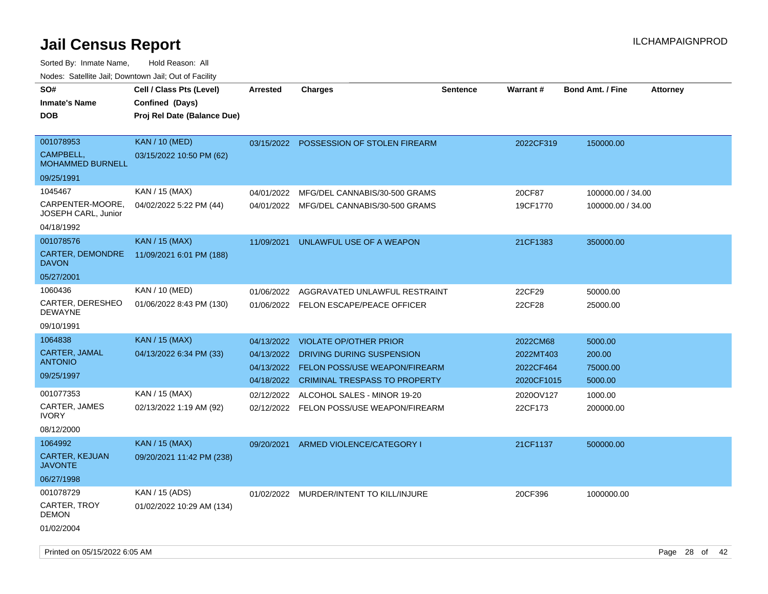# Jail Census Report

ILCHAMPAIGNPROD

Sorted By: Inmate Name, Hold Reason: All

Nodes: Satellite Jail; Downtown Jail; Out of Facility

| SO# / Inmate's Name / DOB | Cell / Class Pts (Level) / Confined (Days) / Proj Rel Date (Balance Due) | Arrested | Charges | Sentence | Warrant # | Bond Amt. / Fine | Attorney |
|---|---|---|---|---|---|---|---|
| 001078953<br>CAMPBELL, MOHAMMED BURNELL<br>09/25/1991 | KAN / 10 (MED)<br>03/15/2022 10:50 PM (62) | 03/15/2022 | POSSESSION OF STOLEN FIREARM | | 2022CF319 | 150000.00 | |
| 1045467<br>CARPENTER-MOORE, JOSEPH CARL, Junior<br>04/18/1992 | KAN / 15 (MAX)<br>04/02/2022 5:22 PM (44) | 04/01/2022 | MFG/DEL CANNABIS/30-500 GRAMS | | 20CF87 | 100000.00 / 34.00 | |
| | | 04/01/2022 | MFG/DEL CANNABIS/30-500 GRAMS | | 19CF1770 | 100000.00 / 34.00 | |
| 001078576<br>CARTER, DEMONDRE DAVON<br>05/27/2001 | KAN / 15 (MAX)<br>11/09/2021 6:01 PM (188) | 11/09/2021 | UNLAWFUL USE OF A WEAPON | | 21CF1383 | 350000.00 | |
| 1060436<br>CARTER, DERESHEO DEWAYNE<br>09/10/1991 | KAN / 10 (MED)<br>01/06/2022 8:43 PM (130) | 01/06/2022 | AGGRAVATED UNLAWFUL RESTRAINT | | 22CF29 | 50000.00 | |
| | | 01/06/2022 | FELON ESCAPE/PEACE OFFICER | | 22CF28 | 25000.00 | |
| 1064838<br>CARTER, JAMAL ANTONIO<br>09/25/1997 | KAN / 15 (MAX)<br>04/13/2022 6:34 PM (33) | 04/13/2022 | VIOLATE OP/OTHER PRIOR | | 2022CM68 | 5000.00 | |
| | | 04/13/2022 | DRIVING DURING SUSPENSION | | 2022MT403 | 200.00 | |
| | | 04/13/2022 | FELON POSS/USE WEAPON/FIREARM | | 2022CF464 | 75000.00 | |
| | | 04/18/2022 | CRIMINAL TRESPASS TO PROPERTY | | 2020CF1015 | 5000.00 | |
| 001077353<br>CARTER, JAMES IVORY<br>08/12/2000 | KAN / 15 (MAX)<br>02/13/2022 1:19 AM (92) | 02/12/2022 | ALCOHOL SALES - MINOR 19-20 | | 2020OV127 | 1000.00 | |
| | | 02/12/2022 | FELON POSS/USE WEAPON/FIREARM | | 22CF173 | 200000.00 | |
| 1064992<br>CARTER, KEJUAN JAVONTE<br>06/27/1998 | KAN / 15 (MAX)<br>09/20/2021 11:42 PM (238) | 09/20/2021 | ARMED VIOLENCE/CATEGORY I | | 21CF1137 | 500000.00 | |
| 001078729<br>CARTER, TROY DEMON<br>01/02/2004 | KAN / 15 (ADS)<br>01/02/2022 10:29 AM (134) | 01/02/2022 | MURDER/INTENT TO KILL/INJURE | | 20CF396 | 1000000.00 | |

Printed on 05/15/2022 6:05 AM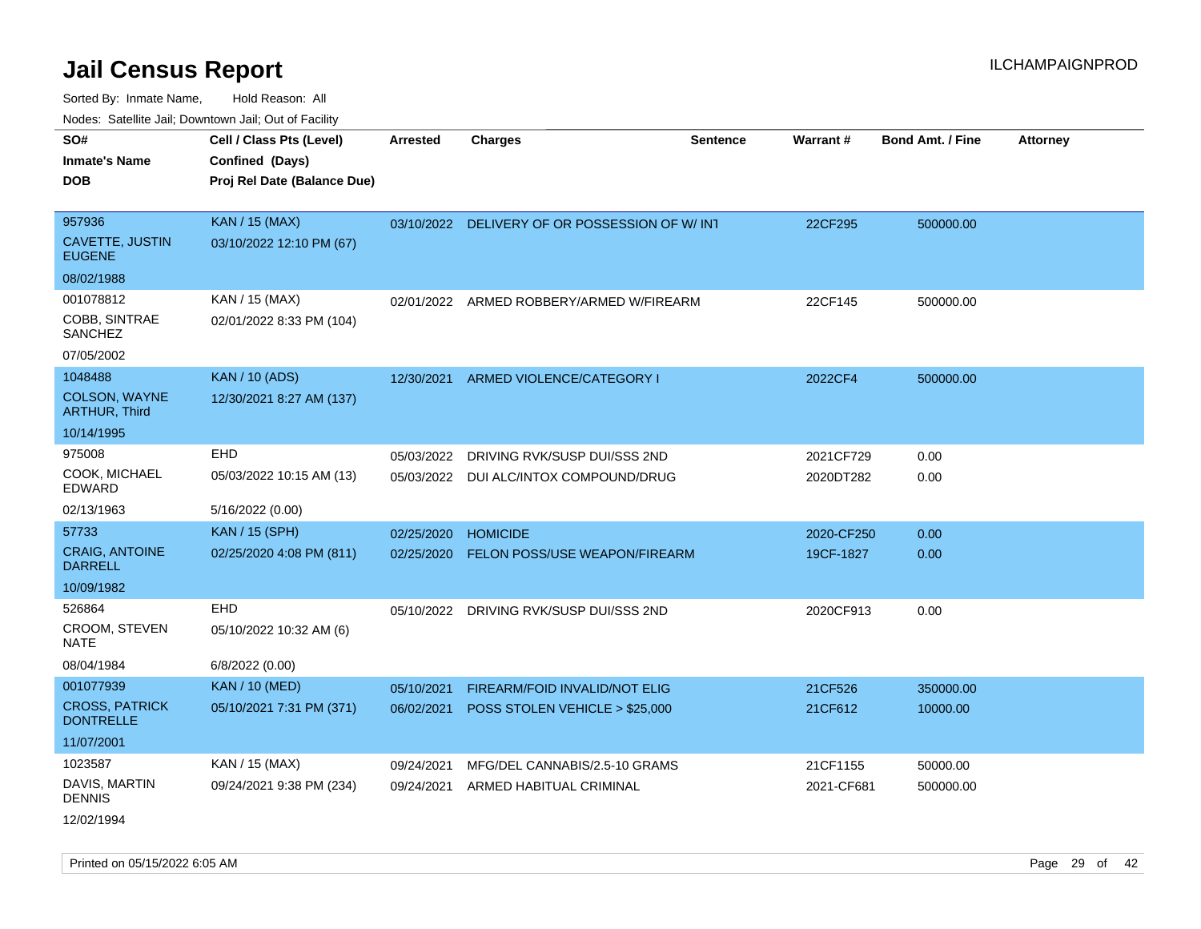# Jail Census Report

ILCHAMPAIGNPROD

Sorted By: Inmate Name, Hold Reason: All

Nodes: Satellite Jail; Downtown Jail; Out of Facility

| SO# / Inmate's Name / DOB | Cell / Class Pts (Level) / Confined (Days) / Proj Rel Date (Balance Due) | Arrested | Charges | Sentence | Warrant # | Bond Amt. / Fine | Attorney |
|---|---|---|---|---|---|---|---|
| 957936<br>CAVETTE, JUSTIN EUGENE<br>08/02/1988 | KAN / 15 (MAX)<br>03/10/2022 12:10 PM (67) | 03/10/2022 | DELIVERY OF OR POSSESSION OF W/ INT | | 22CF295 | 500000.00 | |
| 001078812<br>COBB, SINTRAE SANCHEZ<br>07/05/2002 | KAN / 15 (MAX)<br>02/01/2022 8:33 PM (104) | 02/01/2022 | ARMED ROBBERY/ARMED W/FIREARM | | 22CF145 | 500000.00 | |
| 1048488<br>COLSON, WAYNE ARTHUR, Third<br>10/14/1995 | KAN / 10 (ADS)<br>12/30/2021 8:27 AM (137) | 12/30/2021 | ARMED VIOLENCE/CATEGORY I | | 2022CF4 | 500000.00 | |
| 975008<br>COOK, MICHAEL EDWARD<br>02/13/1963 | EHD<br>05/03/2022 10:15 AM (13)<br>5/16/2022 (0.00) | 05/03/2022<br>05/03/2022 | DRIVING RVK/SUSP DUI/SSS 2ND<br>DUI ALC/INTOX COMPOUND/DRUG | | 2021CF729<br>2020DT282 | 0.00<br>0.00 | |
| 57733<br>CRAIG, ANTOINE DARRELL<br>10/09/1982 | KAN / 15 (SPH)<br>02/25/2020 4:08 PM (811) | 02/25/2020<br>02/25/2020 | HOMICIDE<br>FELON POSS/USE WEAPON/FIREARM | | 2020-CF250<br>19CF-1827 | 0.00<br>0.00 | |
| 526864<br>CROOM, STEVEN NATE<br>08/04/1984 | EHD<br>05/10/2022 10:32 AM (6)<br>6/8/2022 (0.00) | 05/10/2022 | DRIVING RVK/SUSP DUI/SSS 2ND | | 2020CF913 | 0.00 | |
| 001077939<br>CROSS, PATRICK DONTRELLE<br>11/07/2001 | KAN / 10 (MED)<br>05/10/2021 7:31 PM (371) | 05/10/2021<br>06/02/2021 | FIREARM/FOID INVALID/NOT ELIG<br>POSS STOLEN VEHICLE > $25,000 | | 21CF526<br>21CF612 | 350000.00<br>10000.00 | |
| 1023587<br>DAVIS, MARTIN DENNIS<br>12/02/1994 | KAN / 15 (MAX)<br>09/24/2021 9:38 PM (234) | 09/24/2021<br>09/24/2021 | MFG/DEL CANNABIS/2.5-10 GRAMS<br>ARMED HABITUAL CRIMINAL | | 21CF1155<br>2021-CF681 | 50000.00<br>500000.00 | |

Printed on 05/15/2022 6:05 AM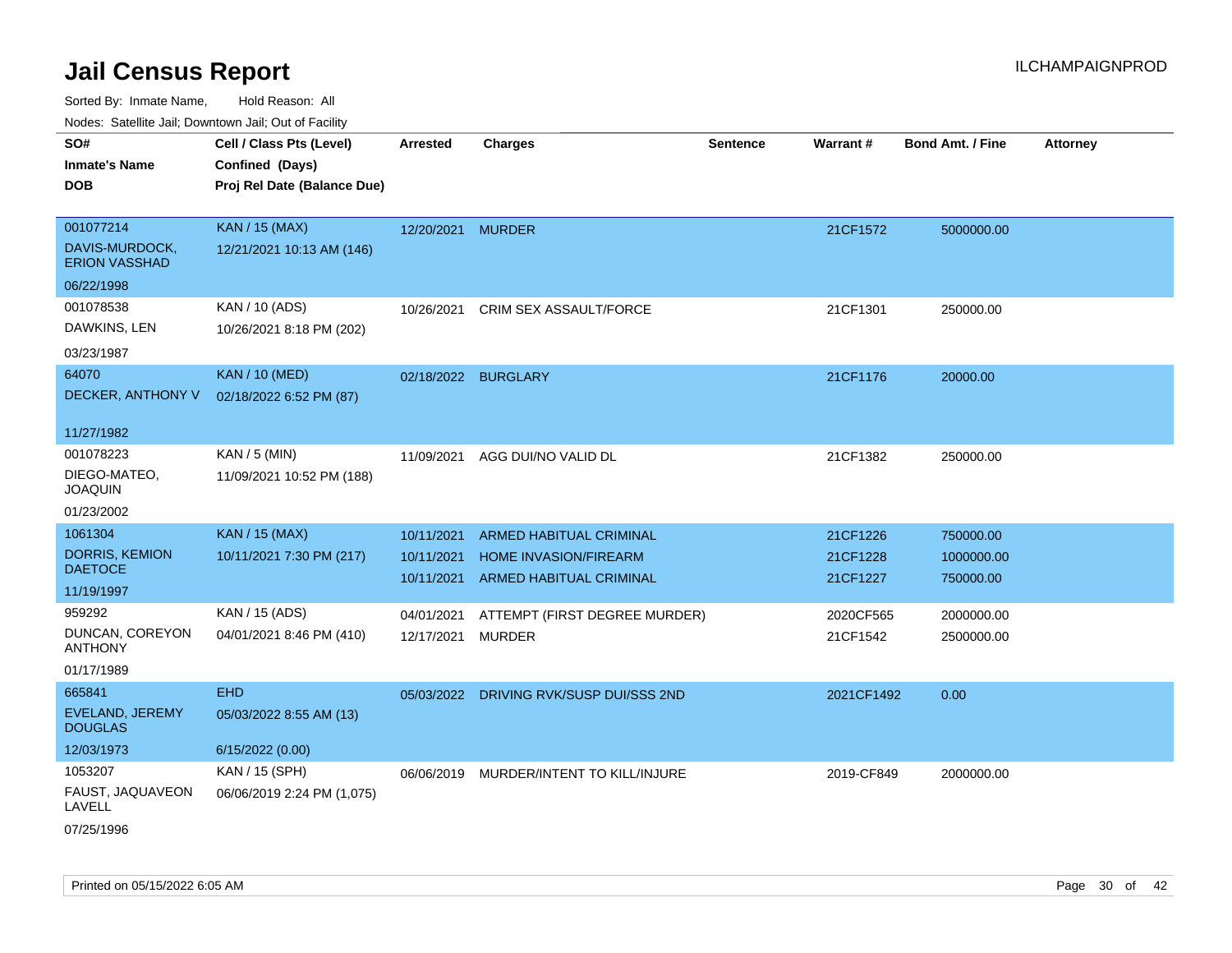# Jail Census Report

Sorted By: Inmate Name, Hold Reason: All

Nodes: Satellite Jail; Downtown Jail; Out of Facility

| SO# / Inmate's Name / DOB | Cell / Class Pts (Level) / Confined (Days) / Proj Rel Date (Balance Due) | Arrested | Charges | Sentence | Warrant # | Bond Amt. / Fine | Attorney |
|---|---|---|---|---|---|---|---|
| 001077214<br>DAVIS-MURDOCK, ERION VASSHAD<br>06/22/1998 | KAN / 15 (MAX)<br>12/21/2021 10:13 AM (146) | 12/20/2021 | MURDER | | 21CF1572 | 5000000.00 | |
| 001078538<br>DAWKINS, LEN<br>03/23/1987 | KAN / 10 (ADS)<br>10/26/2021 8:18 PM (202) | 10/26/2021 | CRIM SEX ASSAULT/FORCE | | 21CF1301 | 250000.00 | |
| 64070<br>DECKER, ANTHONY V<br>11/27/1982 | KAN / 10 (MED)<br>02/18/2022 6:52 PM (87) | 02/18/2022 | BURGLARY | | 21CF1176 | 20000.00 | |
| 001078223<br>DIEGO-MATEO, JOAQUIN<br>01/23/2002 | KAN / 5 (MIN)<br>11/09/2021 10:52 PM (188) | 11/09/2021 | AGG DUI/NO VALID DL | | 21CF1382 | 250000.00 | |
| 1061304<br>DORRIS, KEMION DAETOCE<br>11/19/1997 | KAN / 15 (MAX)<br>10/11/2021 7:30 PM (217) | 10/11/2021<br>10/11/2021<br>10/11/2021 | ARMED HABITUAL CRIMINAL<br>HOME INVASION/FIREARM<br>ARMED HABITUAL CRIMINAL | | 21CF1226<br>21CF1228<br>21CF1227 | 750000.00<br>1000000.00<br>750000.00 | |
| 959292<br>DUNCAN, COREYON ANTHONY<br>01/17/1989 | KAN / 15 (ADS)<br>04/01/2021 8:46 PM (410) | 04/01/2021<br>12/17/2021 | ATTEMPT (FIRST DEGREE MURDER)<br>MURDER | | 2020CF565<br>21CF1542 | 2000000.00<br>2500000.00 | |
| 665841<br>EVELAND, JEREMY DOUGLAS<br>12/03/1973 | EHD<br>05/03/2022 8:55 AM (13)<br>6/15/2022 (0.00) | 05/03/2022 | DRIVING RVK/SUSP DUI/SSS 2ND | | 2021CF1492 | 0.00 | |
| 1053207<br>FAUST, JAQUAVEON LAVELL<br>07/25/1996 | KAN / 15 (SPH)<br>06/06/2019 2:24 PM (1,075) | 06/06/2019 | MURDER/INTENT TO KILL/INJURE | | 2019-CF849 | 2000000.00 | |

Printed on 05/15/2022 6:05 AM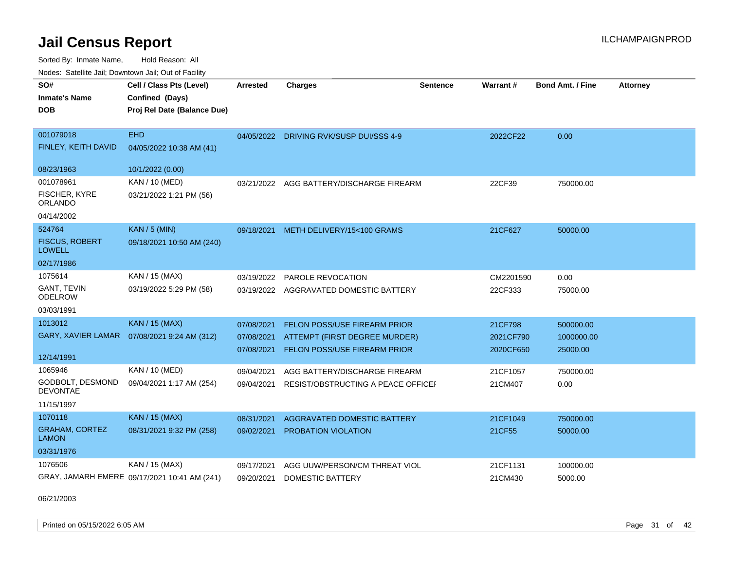# Jail Census Report

ILCHAMPAIGNPROD

Sorted By: Inmate Name, Hold Reason: All

Nodes: Satellite Jail; Downtown Jail; Out of Facility

| SO# / Inmate's Name / DOB | Cell / Class Pts (Level) / Confined (Days) / Proj Rel Date (Balance Due) | Arrested | Charges | Sentence | Warrant # | Bond Amt. / Fine | Attorney |
|---|---|---|---|---|---|---|---|
| 001079018<br>FINLEY, KEITH DAVID<br>08/23/1963 | EHD<br>04/05/2022 10:38 AM (41)<br>10/1/2022 (0.00) | 04/05/2022 | DRIVING RVK/SUSP DUI/SSS 4-9 | | 2022CF22 | 0.00 | |
| 001078961<br>FISCHER, KYRE ORLANDO<br>04/14/2002 | KAN / 10 (MED)<br>03/21/2022 1:21 PM (56) | 03/21/2022 | AGG BATTERY/DISCHARGE FIREARM | | 22CF39 | 750000.00 | |
| 524764<br>FISCUS, ROBERT LOWELL<br>02/17/1986 | KAN / 5 (MIN)<br>09/18/2021 10:50 AM (240) | 09/18/2021 | METH DELIVERY/15<100 GRAMS | | 21CF627 | 50000.00 | |
| 1075614<br>GANT, TEVIN ODELROW<br>03/03/1991 | KAN / 15 (MAX)<br>03/19/2022 5:29 PM (58) | 03/19/2022<br>03/19/2022 | PAROLE REVOCATION<br>AGGRAVATED DOMESTIC BATTERY | | CM2201590<br>22CF333 | 0.00<br>75000.00 | |
| 1013012<br>GARY, XAVIER LAMAR<br>12/14/1991 | KAN / 15 (MAX)<br>07/08/2021 9:24 AM (312) | 07/08/2021<br>07/08/2021<br>07/08/2021 | FELON POSS/USE FIREARM PRIOR<br>ATTEMPT (FIRST DEGREE MURDER)<br>FELON POSS/USE FIREARM PRIOR | | 21CF798<br>2021CF790<br>2020CF650 | 500000.00<br>1000000.00<br>25000.00 | |
| 1065946<br>GODBOLT, DESMOND DEVONTAE<br>11/15/1997 | KAN / 10 (MED)<br>09/04/2021 1:17 AM (254) | 09/04/2021<br>09/04/2021 | AGG BATTERY/DISCHARGE FIREARM<br>RESIST/OBSTRUCTING A PEACE OFFICEI | | 21CF1057<br>21CM407 | 750000.00<br>0.00 | |
| 1070118<br>GRAHAM, CORTEZ LAMON<br>03/31/1976 | KAN / 15 (MAX)<br>08/31/2021 9:32 PM (258) | 08/31/2021<br>09/02/2021 | AGGRAVATED DOMESTIC BATTERY<br>PROBATION VIOLATION | | 21CF1049<br>21CF55 | 750000.00<br>50000.00 | |
| 1076506<br>GRAY, JAMARH EMERE<br>06/21/2003 | KAN / 15 (MAX)<br>09/17/2021 10:41 AM (241) | 09/17/2021<br>09/20/2021 | AGG UUW/PERSON/CM THREAT VIOL<br>DOMESTIC BATTERY | | 21CF1131<br>21CM430 | 100000.00<br>5000.00 | |

Printed on 05/15/2022 6:05 AM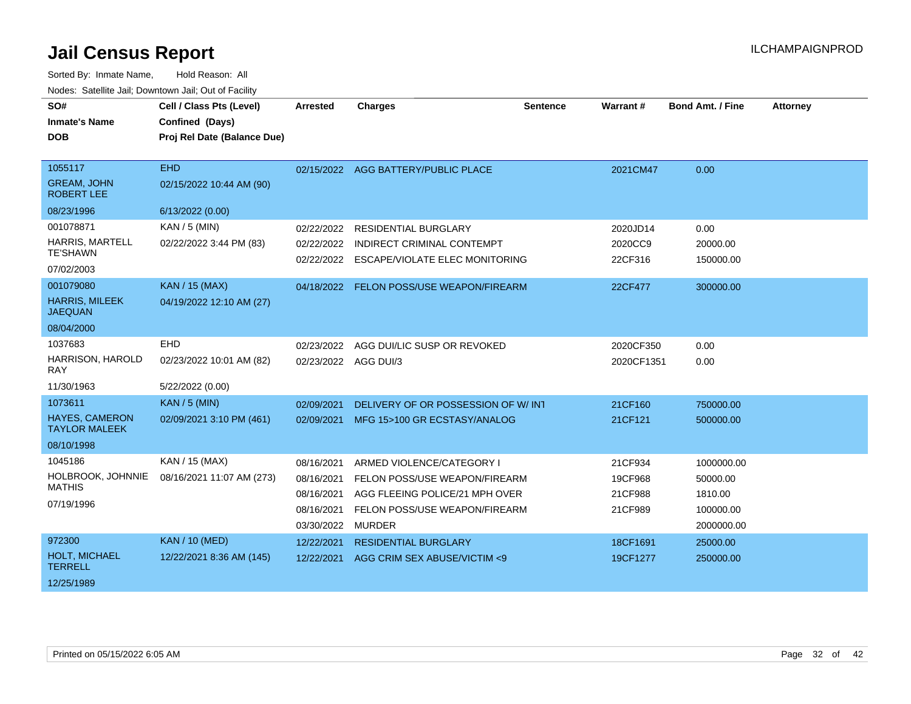# Jail Census Report

Sorted By: Inmate Name, Hold Reason: All

Nodes: Satellite Jail; Downtown Jail; Out of Facility

| SO# / Inmate's Name / DOB | Cell / Class Pts (Level) / Confined (Days) / Proj Rel Date (Balance Due) | Arrested | Charges | Sentence | Warrant # | Bond Amt. / Fine | Attorney |
|---|---|---|---|---|---|---|---|
| 1055117 GREAM, JOHN ROBERT LEE 08/23/1996 | EHD 02/15/2022 10:44 AM (90) 6/13/2022 (0.00) | 02/15/2022 | AGG BATTERY/PUBLIC PLACE | | 2021CM47 | 0.00 | |
| 001078871 HARRIS, MARTELL TE'SHAWN 07/02/2003 | KAN / 5 (MIN) 02/22/2022 3:44 PM (83) | 02/22/2022 | RESIDENTIAL BURGLARY | | 2020JD14 | 0.00 | |
| | | 02/22/2022 | INDIRECT CRIMINAL CONTEMPT | | 2020CC9 | 20000.00 | |
| | | 02/22/2022 | ESCAPE/VIOLATE ELEC MONITORING | | 22CF316 | 150000.00 | |
| 001079080 HARRIS, MILEEK JAEQUAN 08/04/2000 | KAN / 15 (MAX) 04/19/2022 12:10 AM (27) | 04/18/2022 | FELON POSS/USE WEAPON/FIREARM | | 22CF477 | 300000.00 | |
| 1037683 HARRISON, HAROLD RAY 11/30/1963 | EHD 02/23/2022 10:01 AM (82) 5/22/2022 (0.00) | 02/23/2022 | AGG DUI/LIC SUSP OR REVOKED | | 2020CF350 | 0.00 | |
| | | 02/23/2022 | AGG DUI/3 | | 2020CF1351 | 0.00 | |
| 1073611 HAYES, CAMERON TAYLOR MALEEK 08/10/1998 | KAN / 5 (MIN) 02/09/2021 3:10 PM (461) | 02/09/2021 | DELIVERY OF OR POSSESSION OF W/ INT | | 21CF160 | 750000.00 | |
| | | 02/09/2021 | MFG 15>100 GR ECSTASY/ANALOG | | 21CF121 | 500000.00 | |
| 1045186 HOLBROOK, JOHNNIE MATHIS 07/19/1996 | KAN / 15 (MAX) 08/16/2021 11:07 AM (273) | 08/16/2021 | ARMED VIOLENCE/CATEGORY I | | 21CF934 | 1000000.00 | |
| | | 08/16/2021 | FELON POSS/USE WEAPON/FIREARM | | 19CF968 | 50000.00 | |
| | | 08/16/2021 | AGG FLEEING POLICE/21 MPH OVER | | 21CF988 | 1810.00 | |
| | | 08/16/2021 | FELON POSS/USE WEAPON/FIREARM | | 21CF989 | 100000.00 | |
| | | 03/30/2022 | MURDER | | | 2000000.00 | |
| 972300 HOLT, MICHAEL TERRELL 12/25/1989 | KAN / 10 (MED) 12/22/2021 8:36 AM (145) | 12/22/2021 | RESIDENTIAL BURGLARY | | 18CF1691 | 25000.00 | |
| | | 12/22/2021 | AGG CRIM SEX ABUSE/VICTIM <9 | | 19CF1277 | 250000.00 | |

Printed on 05/15/2022 6:05 AM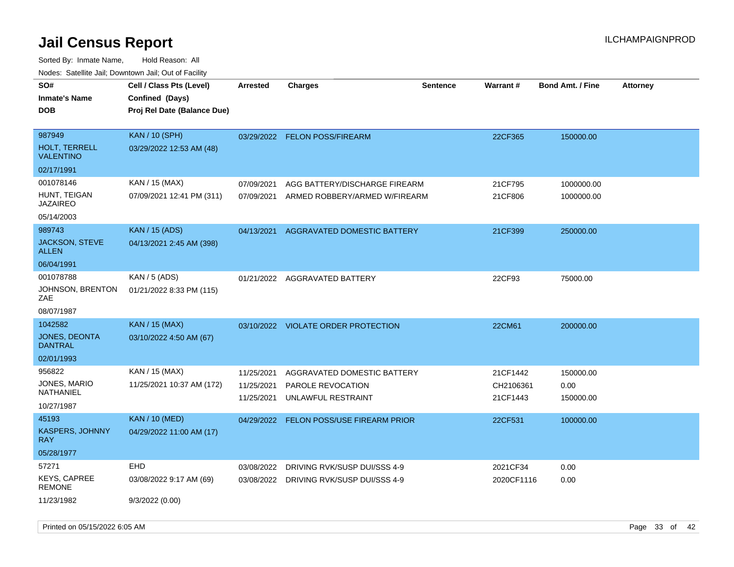# Jail Census Report

Sorted By: Inmate Name, Hold Reason: All

Nodes: Satellite Jail; Downtown Jail; Out of Facility

| SO# / Inmate's Name / DOB | Cell / Class Pts (Level) / Confined (Days) / Proj Rel Date (Balance Due) | Arrested | Charges | Sentence | Warrant # | Bond Amt. / Fine | Attorney |
|---|---|---|---|---|---|---|---|
| 987949<br>HOLT, TERRELL VALENTINO<br>02/17/1991 | KAN / 10 (SPH)<br>03/29/2022 12:53 AM (48) | 03/29/2022 | FELON POSS/FIREARM | | 22CF365 | 150000.00 | |
| 001078146<br>HUNT, TEIGAN JAZAIREO<br>05/14/2003 | KAN / 15 (MAX)<br>07/09/2021 12:41 PM (311) | 07/09/2021<br>07/09/2021 | AGG BATTERY/DISCHARGE FIREARM<br>ARMED ROBBERY/ARMED W/FIREARM | | 21CF795<br>21CF806 | 1000000.00<br>1000000.00 | |
| 989743<br>JACKSON, STEVE ALLEN<br>06/04/1991 | KAN / 15 (ADS)<br>04/13/2021 2:45 AM (398) | 04/13/2021 | AGGRAVATED DOMESTIC BATTERY | | 21CF399 | 250000.00 | |
| 001078788<br>JOHNSON, BRENTON ZAE<br>08/07/1987 | KAN / 5 (ADS)<br>01/21/2022 8:33 PM (115) | 01/21/2022 | AGGRAVATED BATTERY | | 22CF93 | 75000.00 | |
| 1042582<br>JONES, DEONTA DANTRAL<br>02/01/1993 | KAN / 15 (MAX)<br>03/10/2022 4:50 AM (67) | 03/10/2022 | VIOLATE ORDER PROTECTION | | 22CM61 | 200000.00 | |
| 956822<br>JONES, MARIO NATHANIEL<br>10/27/1987 | KAN / 15 (MAX)<br>11/25/2021 10:37 AM (172) | 11/25/2021<br>11/25/2021<br>11/25/2021 | AGGRAVATED DOMESTIC BATTERY<br>PAROLE REVOCATION<br>UNLAWFUL RESTRAINT | | 21CF1442<br>CH2106361<br>21CF1443 | 150000.00<br>0.00<br>150000.00 | |
| 45193<br>KASPERS, JOHNNY RAY<br>05/28/1977 | KAN / 10 (MED)<br>04/29/2022 11:00 AM (17) | 04/29/2022 | FELON POSS/USE FIREARM PRIOR | | 22CF531 | 100000.00 | |
| 57271<br>KEYS, CAPREE REMONE<br>11/23/1982 | EHD<br>03/08/2022 9:17 AM (69)<br>9/3/2022 (0.00) | 03/08/2022<br>03/08/2022 | DRIVING RVK/SUSP DUI/SSS 4-9<br>DRIVING RVK/SUSP DUI/SSS 4-9 | | 2021CF34<br>2020CF1116 | 0.00<br>0.00 | |

Printed on 05/15/2022 6:05 AM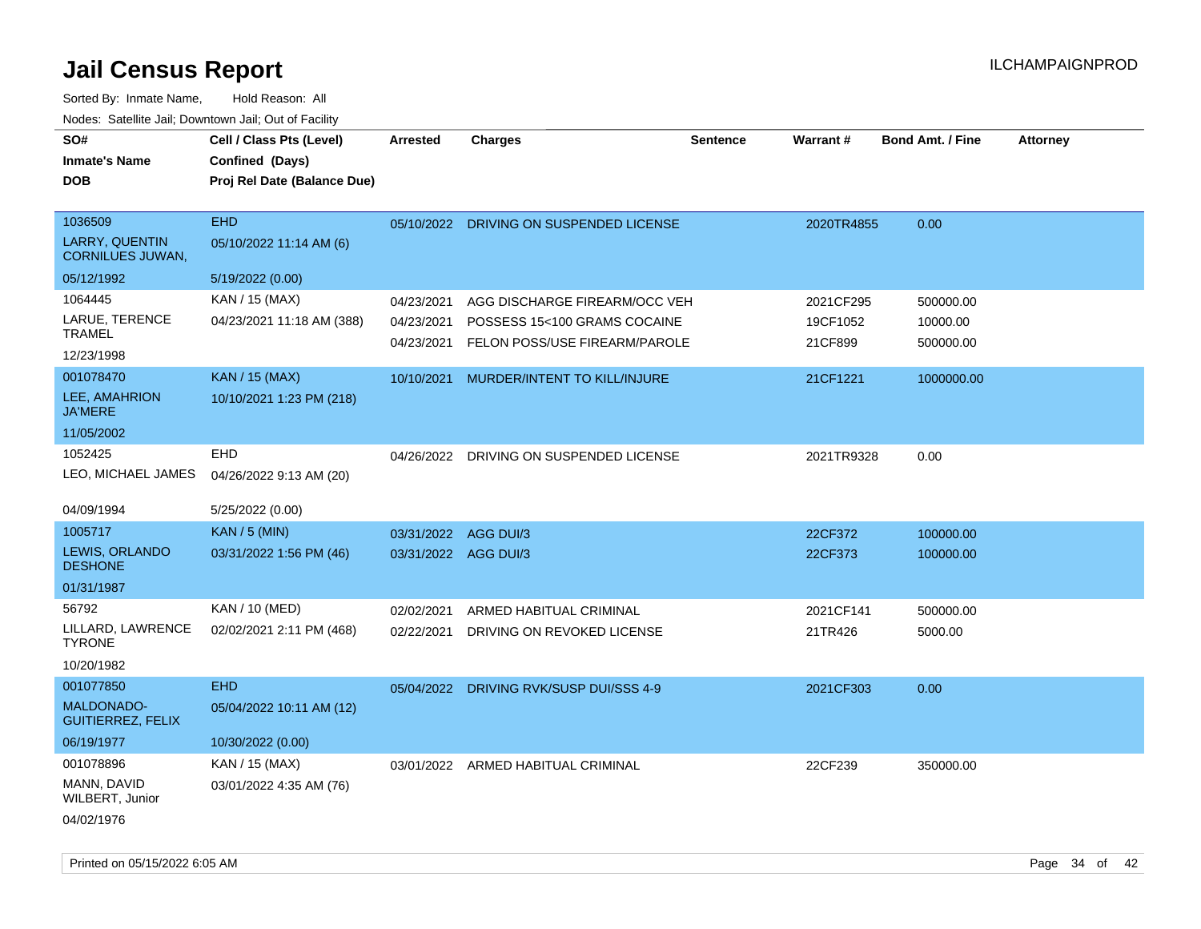# Jail Census Report

ILCHAMPAIGNPROD

Sorted By: Inmate Name, Hold Reason: All

Nodes: Satellite Jail; Downtown Jail; Out of Facility

| SO# / Inmate's Name / DOB | Cell / Class Pts (Level) / Confined (Days) / Proj Rel Date (Balance Due) | Arrested | Charges | Sentence | Warrant # | Bond Amt. / Fine | Attorney |
|---|---|---|---|---|---|---|---|
| 1036509<br>LARRY, QUENTIN CORNILUES JUWAN,<br>05/12/1992 | EHD<br>05/10/2022 11:14 AM (6)<br>5/19/2022 (0.00) | 05/10/2022 | DRIVING ON SUSPENDED LICENSE | | 2020TR4855 | 0.00 | |
| 1064445<br>LARUE, TERENCE TRAMEL<br>12/23/1998 | KAN / 15 (MAX)<br>04/23/2021 11:18 AM (388) | 04/23/2021 | AGG DISCHARGE FIREARM/OCC VEH | | 2021CF295 | 500000.00 | |
| | | 04/23/2021 | POSSESS 15<100 GRAMS COCAINE | | 19CF1052 | 10000.00 | |
| | | 04/23/2021 | FELON POSS/USE FIREARM/PAROLE | | 21CF899 | 500000.00 | |
| 001078470<br>LEE, AMAHRION JA'MERE<br>11/05/2002 | KAN / 15 (MAX)<br>10/10/2021 1:23 PM (218) | 10/10/2021 | MURDER/INTENT TO KILL/INJURE | | 21CF1221 | 1000000.00 | |
| 1052425<br>LEO, MICHAEL JAMES<br>04/09/1994 | EHD<br>04/26/2022 9:13 AM (20)<br>5/25/2022 (0.00) | 04/26/2022 | DRIVING ON SUSPENDED LICENSE | | 2021TR9328 | 0.00 | |
| 1005717<br>LEWIS, ORLANDO DESHONE<br>01/31/1987 | KAN / 5 (MIN)<br>03/31/2022 1:56 PM (46) | 03/31/2022 | AGG DUI/3 | | 22CF372 | 100000.00 | |
| | | 03/31/2022 | AGG DUI/3 | | 22CF373 | 100000.00 | |
| 56792<br>LILLARD, LAWRENCE TYRONE<br>10/20/1982 | KAN / 10 (MED)<br>02/02/2021 2:11 PM (468) | 02/02/2021 | ARMED HABITUAL CRIMINAL | | 2021CF141 | 500000.00 | |
| | | 02/22/2021 | DRIVING ON REVOKED LICENSE | | 21TR426 | 5000.00 | |
| 001077850<br>MALDONADO-GUITIERREZ, FELIX<br>06/19/1977 | EHD<br>05/04/2022 10:11 AM (12)<br>10/30/2022 (0.00) | 05/04/2022 | DRIVING RVK/SUSP DUI/SSS 4-9 | | 2021CF303 | 0.00 | |
| 001078896<br>MANN, DAVID WILBERT, Junior<br>04/02/1976 | KAN / 15 (MAX)<br>03/01/2022 4:35 AM (76) | 03/01/2022 | ARMED HABITUAL CRIMINAL | | 22CF239 | 350000.00 | |

Printed on 05/15/2022 6:05 AM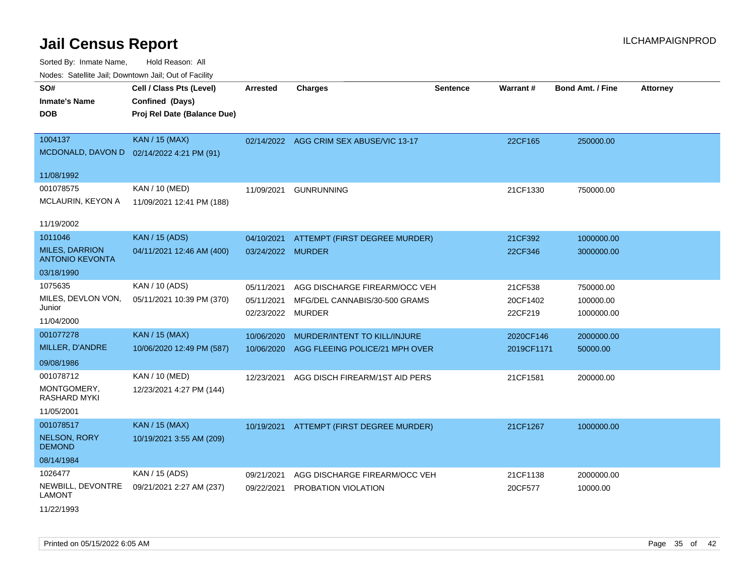# Jail Census Report

Sorted By: Inmate Name, Hold Reason: All

Nodes: Satellite Jail; Downtown Jail; Out of Facility

| SO# / Inmate's Name / DOB | Cell / Class Pts (Level) / Confined (Days) / Proj Rel Date (Balance Due) | Arrested | Charges | Sentence | Warrant # | Bond Amt. / Fine | Attorney |
|---|---|---|---|---|---|---|---|
| 1004137<br>MCDONALD, DAVON D<br>11/08/1992 | KAN / 15 (MAX)<br>02/14/2022 4:21 PM (91) | 02/14/2022 | AGG CRIM SEX ABUSE/VIC 13-17 | | 22CF165 | 250000.00 | |
| 001078575<br>MCLAURIN, KEYON A<br>11/19/2002 | KAN / 10 (MED)<br>11/09/2021 12:41 PM (188) | 11/09/2021 | GUNRUNNING | | 21CF1330 | 750000.00 | |
| 1011046<br>MILES, DARRION ANTONIO KEVONTA<br>03/18/1990 | KAN / 15 (ADS)<br>04/11/2021 12:46 AM (400) | 04/10/2021<br>03/24/2022 | ATTEMPT (FIRST DEGREE MURDER)<br>MURDER | | 21CF392<br>22CF346 | 1000000.00<br>3000000.00 | |
| 1075635<br>MILES, DEVLON VON, Junior<br>11/04/2000 | KAN / 10 (ADS)<br>05/11/2021 10:39 PM (370) | 05/11/2021<br>05/11/2021<br>02/23/2022 | AGG DISCHARGE FIREARM/OCC VEH<br>MFG/DEL CANNABIS/30-500 GRAMS<br>MURDER | | 21CF538<br>20CF1402<br>22CF219 | 750000.00<br>100000.00<br>1000000.00 | |
| 001077278<br>MILLER, D'ANDRE<br>09/08/1986 | KAN / 15 (MAX)<br>10/06/2020 12:49 PM (587) | 10/06/2020<br>10/06/2020 | MURDER/INTENT TO KILL/INJURE<br>AGG FLEEING POLICE/21 MPH OVER | | 2020CF146<br>2019CF1171 | 2000000.00<br>50000.00 | |
| 001078712<br>MONTGOMERY, RASHARD MYKI<br>11/05/2001 | KAN / 10 (MED)<br>12/23/2021 4:27 PM (144) | 12/23/2021 | AGG DISCH FIREARM/1ST AID PERS | | 21CF1581 | 200000.00 | |
| 001078517<br>NELSON, RORY DEMOND<br>08/14/1984 | KAN / 15 (MAX)<br>10/19/2021 3:55 AM (209) | 10/19/2021 | ATTEMPT (FIRST DEGREE MURDER) | | 21CF1267 | 1000000.00 | |
| 1026477<br>NEWBILL, DEVONTRE LAMONT<br>11/22/1993 | KAN / 15 (ADS)<br>09/21/2021 2:27 AM (237) | 09/21/2021<br>09/22/2021 | AGG DISCHARGE FIREARM/OCC VEH<br>PROBATION VIOLATION | | 21CF1138<br>20CF577 | 2000000.00<br>10000.00 | |

Printed on 05/15/2022 6:05 AM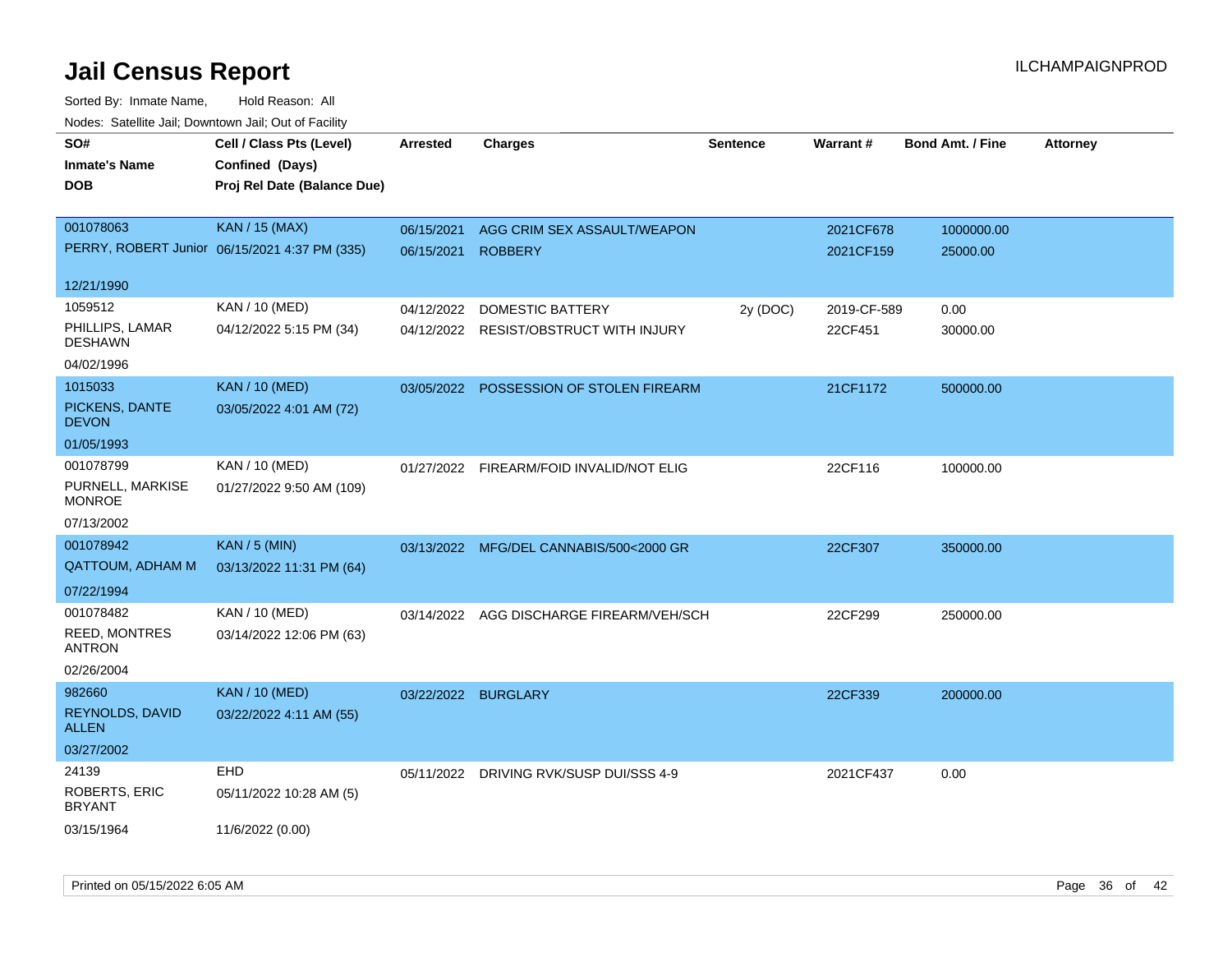# Jail Census Report

ILCHAMPAIGNPROD

Sorted By: Inmate Name, Hold Reason: All

Nodes: Satellite Jail; Downtown Jail; Out of Facility

| SO# / Inmate's Name / DOB | Cell / Class Pts (Level) / Confined (Days) / Proj Rel Date (Balance Due) | Arrested | Charges | Sentence | Warrant # | Bond Amt. / Fine | Attorney |
|---|---|---|---|---|---|---|---|
| 001078063<br>PERRY, ROBERT Junior<br>12/21/1990 | KAN / 15 (MAX)<br>06/15/2021 4:37 PM (335) | 06/15/2021<br>06/15/2021 | AGG CRIM SEX ASSAULT/WEAPON<br>ROBBERY | | 2021CF678<br>2021CF159 | 1000000.00<br>25000.00 | |
| 1059512<br>PHILLIPS, LAMAR DESHAWN<br>04/02/1996 | KAN / 10 (MED)<br>04/12/2022 5:15 PM (34) | 04/12/2022<br>04/12/2022 | DOMESTIC BATTERY<br>RESIST/OBSTRUCT WITH INJURY | 2y (DOC) | 2019-CF-589<br>22CF451 | 0.00<br>30000.00 | |
| 1015033<br>PICKENS, DANTE DEVON<br>01/05/1993 | KAN / 10 (MED)<br>03/05/2022 4:01 AM (72) | 03/05/2022 | POSSESSION OF STOLEN FIREARM | | 21CF1172 | 500000.00 | |
| 001078799<br>PURNELL, MARKISE MONROE<br>07/13/2002 | KAN / 10 (MED)<br>01/27/2022 9:50 AM (109) | 01/27/2022 | FIREARM/FOID INVALID/NOT ELIG | | 22CF116 | 100000.00 | |
| 001078942<br>QATTOUM, ADHAM M<br>07/22/1994 | KAN / 5 (MIN)<br>03/13/2022 11:31 PM (64) | 03/13/2022 | MFG/DEL CANNABIS/500<2000 GR | | 22CF307 | 350000.00 | |
| 001078482<br>REED, MONTRES ANTRON<br>02/26/2004 | KAN / 10 (MED)<br>03/14/2022 12:06 PM (63) | 03/14/2022 | AGG DISCHARGE FIREARM/VEH/SCH | | 22CF299 | 250000.00 | |
| 982660<br>REYNOLDS, DAVID ALLEN<br>03/27/2002 | KAN / 10 (MED)<br>03/22/2022 4:11 AM (55) | 03/22/2022 | BURGLARY | | 22CF339 | 200000.00 | |
| 24139<br>ROBERTS, ERIC BRYANT<br>03/15/1964 | EHD<br>05/11/2022 10:28 AM (5)<br>11/6/2022 (0.00) | 05/11/2022 | DRIVING RVK/SUSP DUI/SSS 4-9 | | 2021CF437 | 0.00 | |

Printed on 05/15/2022 6:05 AM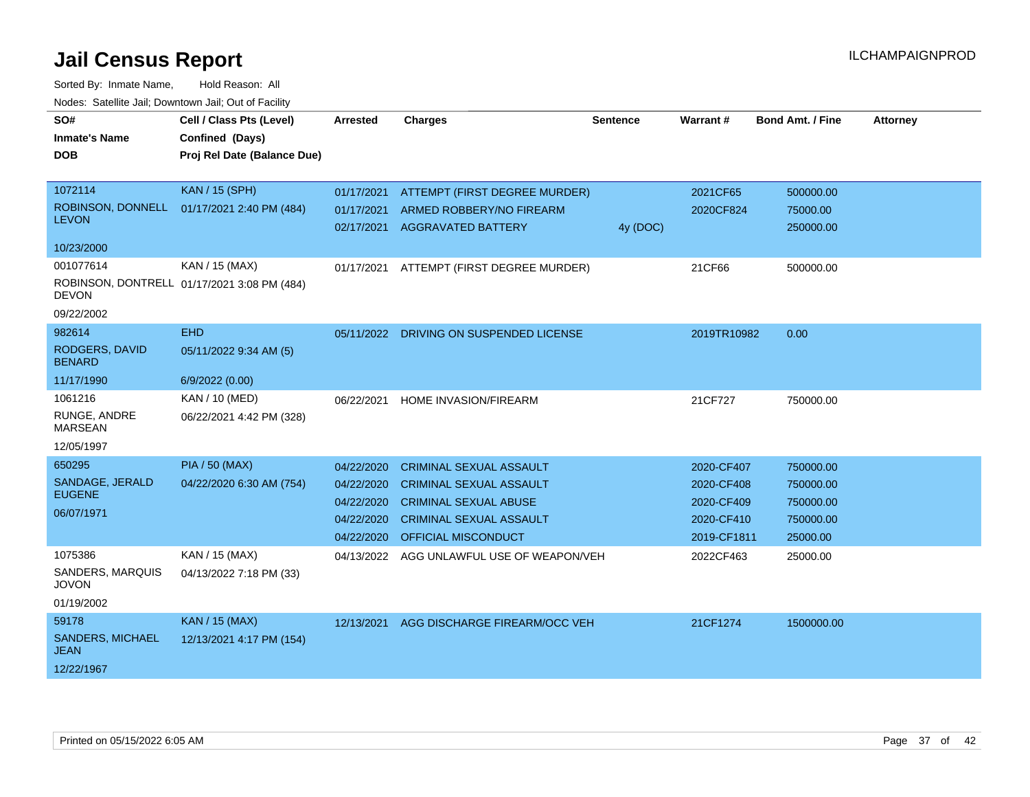# Jail Census Report

ILCHAMPAIGNPROD

Sorted By: Inmate Name, Hold Reason: All

Nodes: Satellite Jail; Downtown Jail; Out of Facility

| SO# / Inmate's Name / DOB | Cell / Class Pts (Level) / Confined (Days) / Proj Rel Date (Balance Due) | Arrested | Charges | Sentence | Warrant # | Bond Amt. / Fine | Attorney |
|---|---|---|---|---|---|---|---|
| 1072114 ROBINSON, DONNELL LEVON 10/23/2000 | KAN / 15 (SPH) 01/17/2021 2:40 PM (484) | 01/17/2021 | ATTEMPT (FIRST DEGREE MURDER) | | 2021CF65 | 500000.00 | |
| | | 01/17/2021 | ARMED ROBBERY/NO FIREARM | | 2020CF824 | 75000.00 | |
| | | 02/17/2021 | AGGRAVATED BATTERY | 4y (DOC) | | 250000.00 | |
| 001077614 ROBINSON, DONTRELL DEVON 09/22/2002 | KAN / 15 (MAX) 01/17/2021 3:08 PM (484) | 01/17/2021 | ATTEMPT (FIRST DEGREE MURDER) | | 21CF66 | 500000.00 | |
| 982614 RODGERS, DAVID BENARD 11/17/1990 | EHD 05/11/2022 9:34 AM (5) 6/9/2022 (0.00) | 05/11/2022 | DRIVING ON SUSPENDED LICENSE | | 2019TR10982 | 0.00 | |
| 1061216 RUNGE, ANDRE MARSEAN 12/05/1997 | KAN / 10 (MED) 06/22/2021 4:42 PM (328) | 06/22/2021 | HOME INVASION/FIREARM | | 21CF727 | 750000.00 | |
| 650295 SANDAGE, JERALD EUGENE 06/07/1971 | PIA / 50 (MAX) 04/22/2020 6:30 AM (754) | 04/22/2020 | CRIMINAL SEXUAL ASSAULT | | 2020-CF407 | 750000.00 | |
| | | 04/22/2020 | CRIMINAL SEXUAL ASSAULT | | 2020-CF408 | 750000.00 | |
| | | 04/22/2020 | CRIMINAL SEXUAL ABUSE | | 2020-CF409 | 750000.00 | |
| | | 04/22/2020 | CRIMINAL SEXUAL ASSAULT | | 2020-CF410 | 750000.00 | |
| | | 04/22/2020 | OFFICIAL MISCONDUCT | | 2019-CF1811 | 25000.00 | |
| 1075386 SANDERS, MARQUIS JOVON 01/19/2002 | KAN / 15 (MAX) 04/13/2022 7:18 PM (33) | 04/13/2022 | AGG UNLAWFUL USE OF WEAPON/VEH | | 2022CF463 | 25000.00 | |
| 59178 SANDERS, MICHAEL JEAN 12/22/1967 | KAN / 15 (MAX) 12/13/2021 4:17 PM (154) | 12/13/2021 | AGG DISCHARGE FIREARM/OCC VEH | | 21CF1274 | 1500000.00 | |

Printed on 05/15/2022 6:05 AM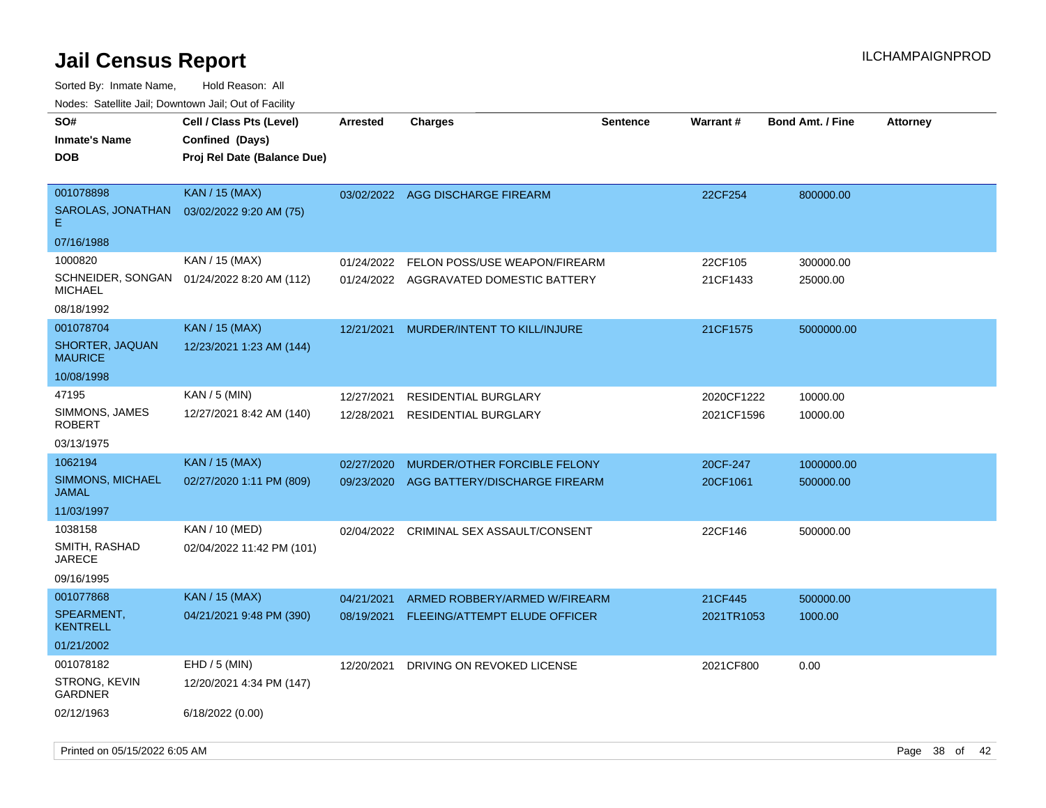# Jail Census Report

ILCHAMPAIGNPROD

Sorted By: Inmate Name, Hold Reason: All

Nodes: Satellite Jail; Downtown Jail; Out of Facility

| SO# / Inmate's Name / DOB | Cell / Class Pts (Level) / Confined (Days) / Proj Rel Date (Balance Due) | Arrested | Charges | Sentence | Warrant # | Bond Amt. / Fine | Attorney |
|---|---|---|---|---|---|---|---|
| 001078898 SAROLAS, JONATHAN E 07/16/1988 | KAN / 15 (MAX) 03/02/2022 9:20 AM (75) | 03/02/2022 | AGG DISCHARGE FIREARM | | 22CF254 | 800000.00 | |
| 1000820 SCHNEIDER, SONGAN MICHAEL 08/18/1992 | KAN / 15 (MAX) 01/24/2022 8:20 AM (112) | 01/24/2022 | FELON POSS/USE WEAPON/FIREARM | | 22CF105 | 300000.00 | |
| | | 01/24/2022 | AGGRAVATED DOMESTIC BATTERY | | 21CF1433 | 25000.00 | |
| 001078704 SHORTER, JAQUAN MAURICE 10/08/1998 | KAN / 15 (MAX) 12/23/2021 1:23 AM (144) | 12/21/2021 | MURDER/INTENT TO KILL/INJURE | | 21CF1575 | 5000000.00 | |
| 47195 SIMMONS, JAMES ROBERT 03/13/1975 | KAN / 5 (MIN) 12/27/2021 8:42 AM (140) | 12/27/2021 | RESIDENTIAL BURGLARY | | 2020CF1222 | 10000.00 | |
| | | 12/28/2021 | RESIDENTIAL BURGLARY | | 2021CF1596 | 10000.00 | |
| 1062194 SIMMONS, MICHAEL JAMAL 11/03/1997 | KAN / 15 (MAX) 02/27/2020 1:11 PM (809) | 02/27/2020 | MURDER/OTHER FORCIBLE FELONY | | 20CF-247 | 1000000.00 | |
| | | 09/23/2020 | AGG BATTERY/DISCHARGE FIREARM | | 20CF1061 | 500000.00 | |
| 1038158 SMITH, RASHAD JARECE 09/16/1995 | KAN / 10 (MED) 02/04/2022 11:42 PM (101) | 02/04/2022 | CRIMINAL SEX ASSAULT/CONSENT | | 22CF146 | 500000.00 | |
| 001077868 SPEARMENT, KENTRELL 01/21/2002 | KAN / 15 (MAX) 04/21/2021 9:48 PM (390) | 04/21/2021 | ARMED ROBBERY/ARMED W/FIREARM | | 21CF445 | 500000.00 | |
| | | 08/19/2021 | FLEEING/ATTEMPT ELUDE OFFICER | | 2021TR1053 | 1000.00 | |
| 001078182 STRONG, KEVIN GARDNER 02/12/1963 | EHD / 5 (MIN) 12/20/2021 4:34 PM (147) 6/18/2022 (0.00) | 12/20/2021 | DRIVING ON REVOKED LICENSE | | 2021CF800 | 0.00 | |

Printed on 05/15/2022 6:05 AM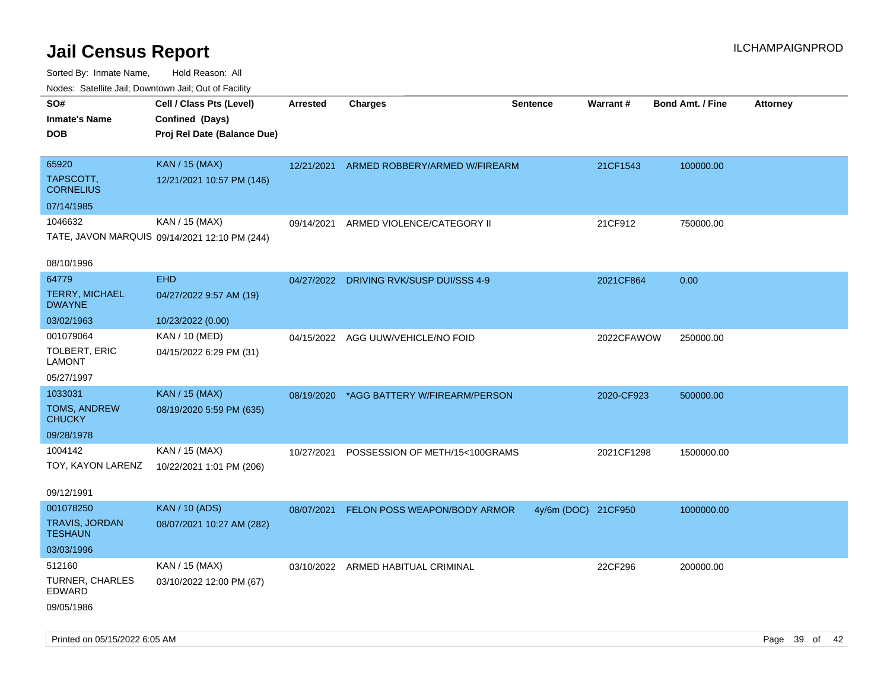# Jail Census Report

ILCHAMPAIGNPROD

Sorted By: Inmate Name, Hold Reason: All

Nodes: Satellite Jail; Downtown Jail; Out of Facility

| SO# / Inmate's Name / DOB | Cell / Class Pts (Level) / Confined (Days) / Proj Rel Date (Balance Due) | Arrested | Charges | Sentence | Warrant # | Bond Amt. / Fine | Attorney |
|---|---|---|---|---|---|---|---|
| 65920<br>TAPSCOTT, CORNELIUS<br>07/14/1985 | KAN / 15 (MAX)<br>12/21/2021 10:57 PM (146) | 12/21/2021 | ARMED ROBBERY/ARMED W/FIREARM | | 21CF1543 | 100000.00 | |
| 1046632<br>TATE, JAVON MARQUIS<br>08/10/1996 | KAN / 15 (MAX)<br>09/14/2021 12:10 PM (244) | 09/14/2021 | ARMED VIOLENCE/CATEGORY II | | 21CF912 | 750000.00 | |
| 64779<br>TERRY, MICHAEL DWAYNE<br>03/02/1963 | EHD<br>04/27/2022 9:57 AM (19)<br>10/23/2022 (0.00) | 04/27/2022 | DRIVING RVK/SUSP DUI/SSS 4-9 | | 2021CF864 | 0.00 | |
| 001079064<br>TOLBERT, ERIC LAMONT<br>05/27/1997 | KAN / 10 (MED)<br>04/15/2022 6:29 PM (31) | 04/15/2022 | AGG UUW/VEHICLE/NO FOID | | 2022CFAWOW | 250000.00 | |
| 1033031<br>TOMS, ANDREW CHUCKY<br>09/28/1978 | KAN / 15 (MAX)<br>08/19/2020 5:59 PM (635) | 08/19/2020 | *AGG BATTERY W/FIREARM/PERSON | | 2020-CF923 | 500000.00 | |
| 1004142<br>TOY, KAYON LARENZ<br>09/12/1991 | KAN / 15 (MAX)<br>10/22/2021 1:01 PM (206) | 10/27/2021 | POSSESSION OF METH/15<100GRAMS | | 2021CF1298 | 1500000.00 | |
| 001078250<br>TRAVIS, JORDAN TESHAUN<br>03/03/1996 | KAN / 10 (ADS)<br>08/07/2021 10:27 AM (282) | 08/07/2021 | FELON POSS WEAPON/BODY ARMOR | 4y/6m (DOC) | 21CF950 | 1000000.00 | |
| 512160<br>TURNER, CHARLES EDWARD<br>09/05/1986 | KAN / 15 (MAX)<br>03/10/2022 12:00 PM (67) | 03/10/2022 | ARMED HABITUAL CRIMINAL | | 22CF296 | 200000.00 | |

Printed on 05/15/2022 6:05 AM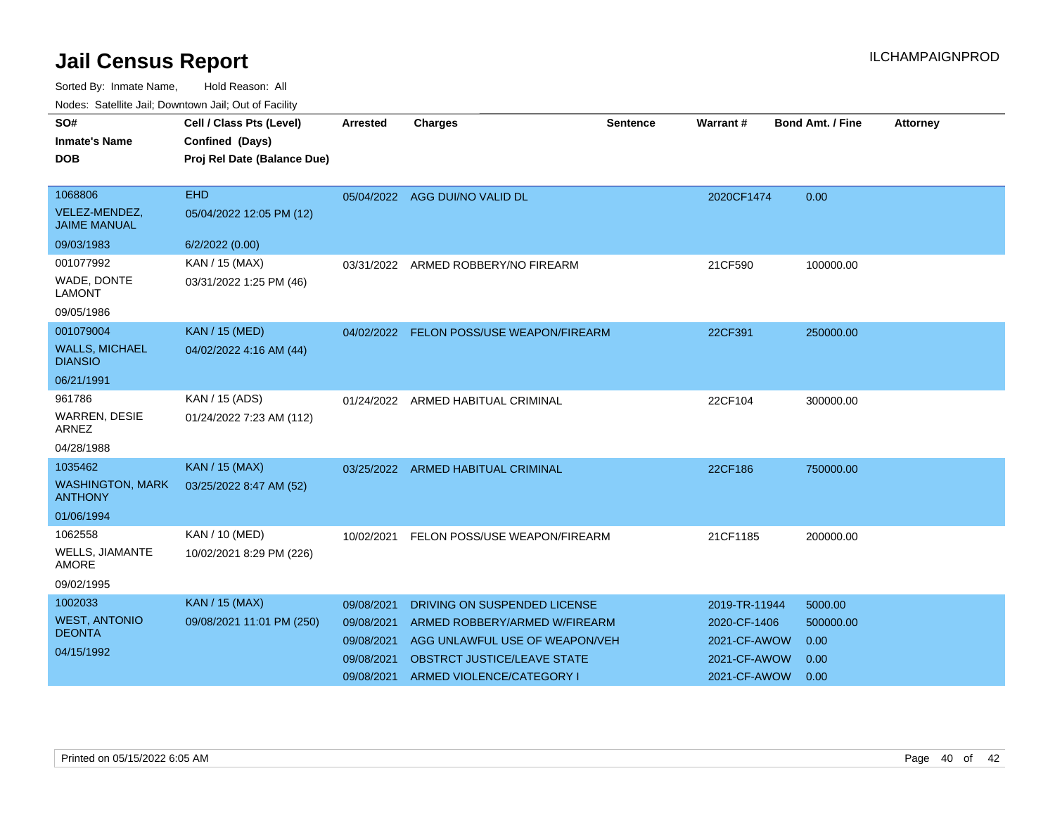# Jail Census Report

Sorted By: Inmate Name, Hold Reason: All

Nodes: Satellite Jail; Downtown Jail; Out of Facility

| SO# / Inmate's Name / DOB | Cell / Class Pts (Level) / Confined (Days) / Proj Rel Date (Balance Due) | Arrested | Charges | Sentence | Warrant # | Bond Amt. / Fine | Attorney |
|---|---|---|---|---|---|---|---|
| 1068806<br>VELEZ-MENDEZ, JAIME MANUAL<br>09/03/1983 | EHD<br>05/04/2022 12:05 PM (12)<br>6/2/2022 (0.00) | 05/04/2022 | AGG DUI/NO VALID DL | | 2020CF1474 | 0.00 | |
| 001077992<br>WADE, DONTE LAMONT<br>09/05/1986 | KAN / 15 (MAX)<br>03/31/2022 1:25 PM (46) | 03/31/2022 | ARMED ROBBERY/NO FIREARM | | 21CF590 | 100000.00 | |
| 001079004<br>WALLS, MICHAEL DIANSIO<br>06/21/1991 | KAN / 15 (MED)<br>04/02/2022 4:16 AM (44) | 04/02/2022 | FELON POSS/USE WEAPON/FIREARM | | 22CF391 | 250000.00 | |
| 961786<br>WARREN, DESIE ARNEZ<br>04/28/1988 | KAN / 15 (ADS)<br>01/24/2022 7:23 AM (112) | 01/24/2022 | ARMED HABITUAL CRIMINAL | | 22CF104 | 300000.00 | |
| 1035462<br>WASHINGTON, MARK ANTHONY<br>01/06/1994 | KAN / 15 (MAX)<br>03/25/2022 8:47 AM (52) | 03/25/2022 | ARMED HABITUAL CRIMINAL | | 22CF186 | 750000.00 | |
| 1062558<br>WELLS, JIAMANTE AMORE<br>09/02/1995 | KAN / 10 (MED)<br>10/02/2021 8:29 PM (226) | 10/02/2021 | FELON POSS/USE WEAPON/FIREARM | | 21CF1185 | 200000.00 | |
| 1002033<br>WEST, ANTONIO DEONTA<br>04/15/1992 | KAN / 15 (MAX)<br>09/08/2021 11:01 PM (250) | 09/08/2021 | DRIVING ON SUSPENDED LICENSE | | 2019-TR-11944 | 5000.00 | |
| | | 09/08/2021 | ARMED ROBBERY/ARMED W/FIREARM | | 2020-CF-1406 | 500000.00 | |
| | | 09/08/2021 | AGG UNLAWFUL USE OF WEAPON/VEH | | 2021-CF-AWOW | 0.00 | |
| | | 09/08/2021 | OBSTRCT JUSTICE/LEAVE STATE | | 2021-CF-AWOW | 0.00 | |
| | | 09/08/2021 | ARMED VIOLENCE/CATEGORY I | | 2021-CF-AWOW | 0.00 | |

Printed on 05/15/2022 6:05 AM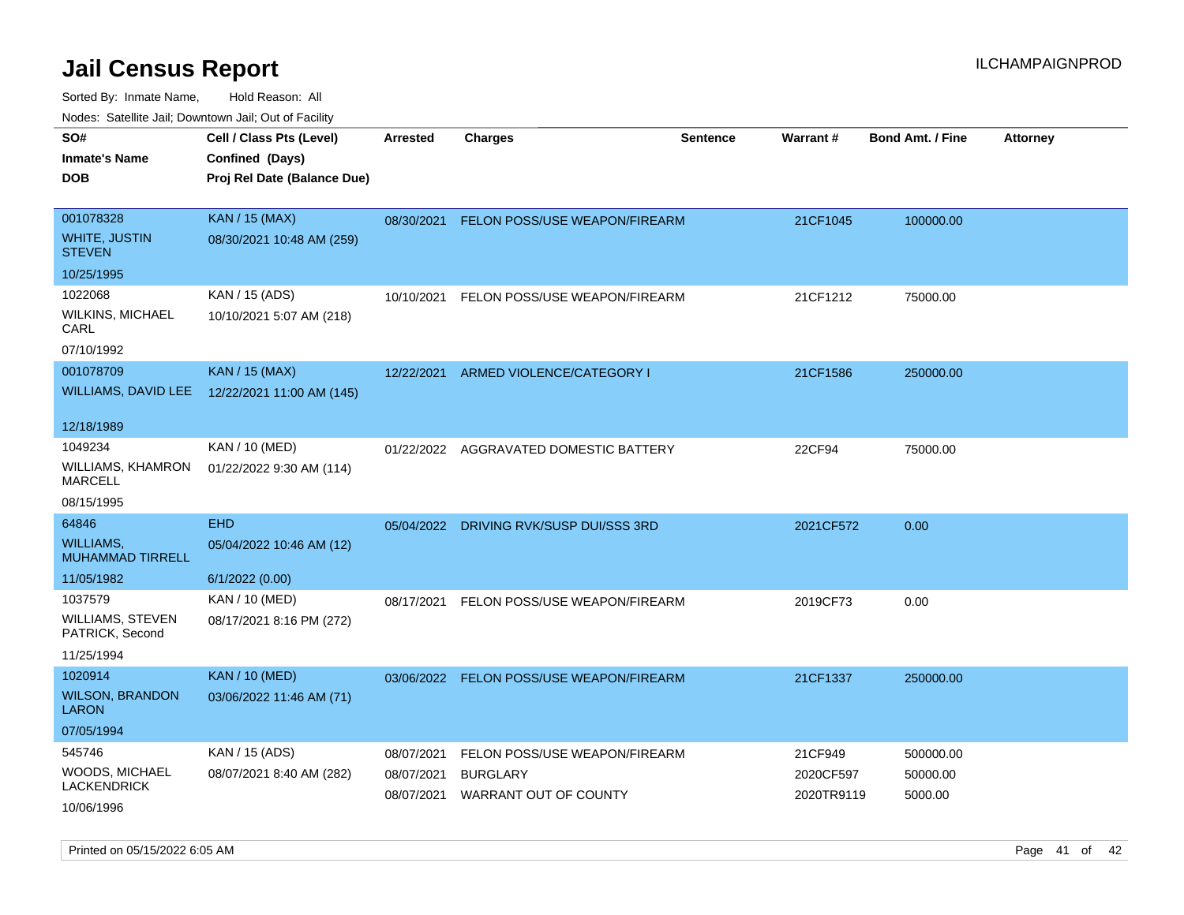# Jail Census Report

ILCHAMPAIGNPROD

Sorted By: Inmate Name, Hold Reason: All

Nodes: Satellite Jail; Downtown Jail; Out of Facility

| SO# / Inmate's Name / DOB | Cell / Class Pts (Level) / Confined (Days) / Proj Rel Date (Balance Due) | Arrested | Charges | Sentence | Warrant # | Bond Amt. / Fine | Attorney |
|---|---|---|---|---|---|---|---|
| 001078328<br>WHITE, JUSTIN STEVEN<br>10/25/1995 | KAN / 15 (MAX)<br>08/30/2021 10:48 AM (259) | 08/30/2021 | FELON POSS/USE WEAPON/FIREARM | | 21CF1045 | 100000.00 | |
| 1022068<br>WILKINS, MICHAEL CARL<br>07/10/1992 | KAN / 15 (ADS)<br>10/10/2021 5:07 AM (218) | 10/10/2021 | FELON POSS/USE WEAPON/FIREARM | | 21CF1212 | 75000.00 | |
| 001078709<br>WILLIAMS, DAVID LEE<br>12/18/1989 | KAN / 15 (MAX)<br>12/22/2021 11:00 AM (145) | 12/22/2021 | ARMED VIOLENCE/CATEGORY I | | 21CF1586 | 250000.00 | |
| 1049234<br>WILLIAMS, KHAMRON MARCELL<br>08/15/1995 | KAN / 10 (MED)<br>01/22/2022 9:30 AM (114) | 01/22/2022 | AGGRAVATED DOMESTIC BATTERY | | 22CF94 | 75000.00 | |
| 64846<br>WILLIAMS, MUHAMMAD TIRRELL<br>11/05/1982 | EHD<br>05/04/2022 10:46 AM (12)<br>6/1/2022 (0.00) | 05/04/2022 | DRIVING RVK/SUSP DUI/SSS 3RD | | 2021CF572 | 0.00 | |
| 1037579<br>WILLIAMS, STEVEN PATRICK, Second<br>11/25/1994 | KAN / 10 (MED)<br>08/17/2021 8:16 PM (272) | 08/17/2021 | FELON POSS/USE WEAPON/FIREARM | | 2019CF73 | 0.00 | |
| 1020914<br>WILSON, BRANDON LARON<br>07/05/1994 | KAN / 10 (MED)<br>03/06/2022 11:46 AM (71) | 03/06/2022 | FELON POSS/USE WEAPON/FIREARM | | 21CF1337 | 250000.00 | |
| 545746<br>WOODS, MICHAEL LACKENDRICK<br>10/06/1996 | KAN / 15 (ADS)<br>08/07/2021 8:40 AM (282) | 08/07/2021<br>08/07/2021<br>08/07/2021 | FELON POSS/USE WEAPON/FIREARM<br>BURGLARY<br>WARRANT OUT OF COUNTY | | 21CF949<br>2020CF597<br>2020TR9119 | 500000.00<br>50000.00<br>5000.00 | |

Printed on 05/15/2022 6:05 AM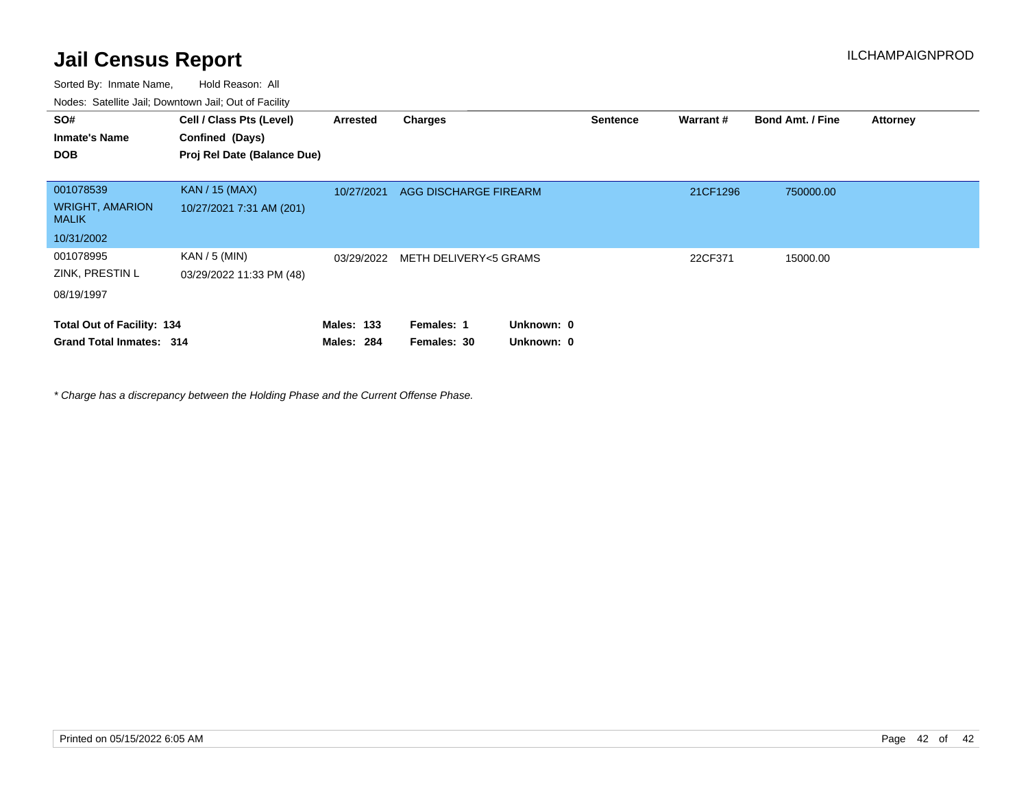# Jail Census Report

ILCHAMPAIGNPROD

Sorted By: Inmate Name, Hold Reason: All

Nodes: Satellite Jail; Downtown Jail; Out of Facility

| SO# / Inmate's Name / DOB | Cell / Class Pts (Level) / Confined (Days) / Proj Rel Date (Balance Due) | Arrested | Charges | Sentence | Warrant # | Bond Amt. / Fine | Attorney |
|---|---|---|---|---|---|---|---|
| 001078539<br>WRIGHT, AMARION MALIK<br>10/31/2002 | KAN / 15 (MAX)<br>10/27/2021 7:31 AM (201) | 10/27/2021 | AGG DISCHARGE FIREARM | | 21CF1296 | 750000.00 | |
| 001078995<br>ZINK, PRESTIN L<br>08/19/1997 | KAN / 5 (MIN)<br>03/29/2022 11:33 PM (48) | 03/29/2022 | METH DELIVERY<5 GRAMS | | 22CF371 | 15000.00 | |

| | | | |
|---|---|---|---|
| **Total Out of Facility: 134** | **Males: 133** | **Females: 1** | **Unknown: 0** |
| **Grand Total Inmates: 314** | **Males: 284** | **Females: 30** | **Unknown: 0** |

*\* Charge has a discrepancy between the Holding Phase and the Current Offense Phase.*

Printed on 05/15/2022 6:05 AM